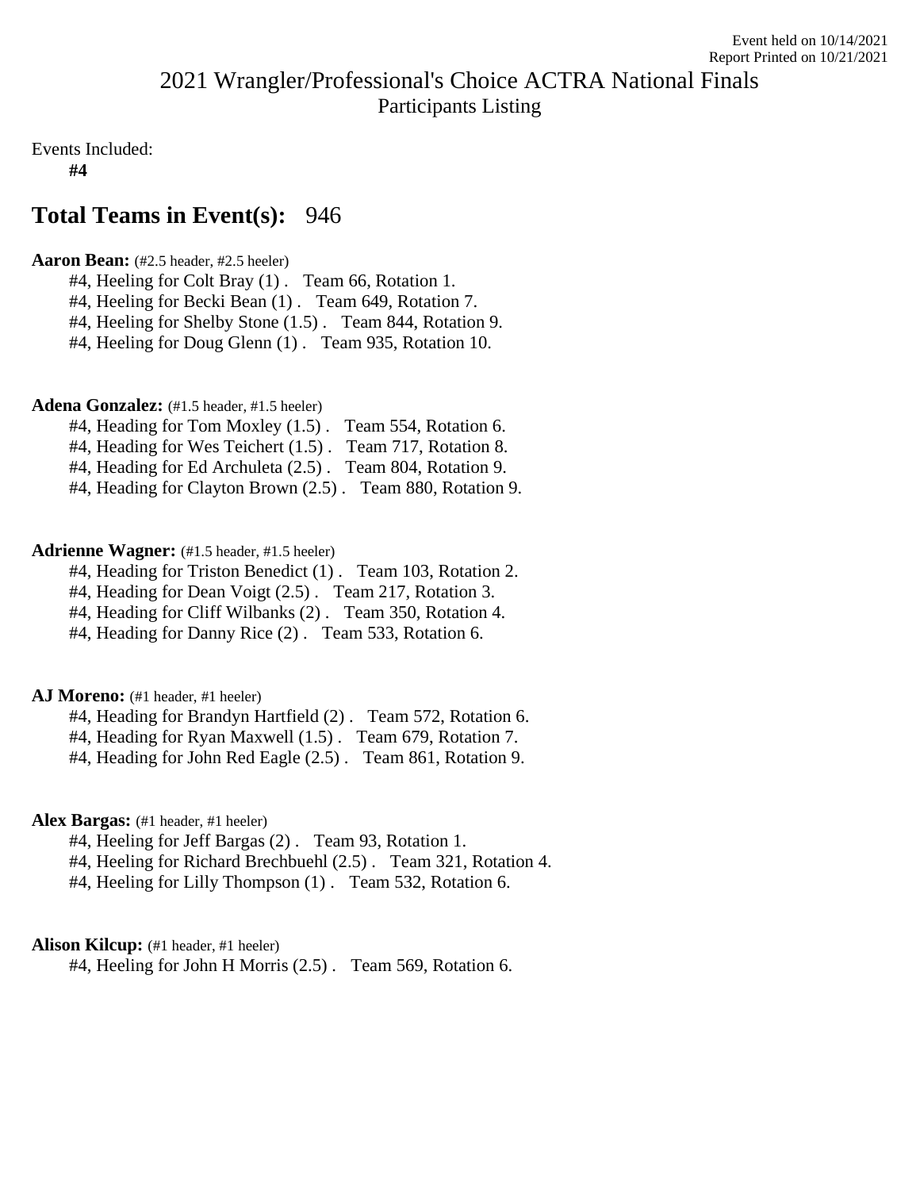Event held on 10/14/2021
Report Printed on 10/21/2021

# 2021 Wrangler/Professional's Choice ACTRA National Finals

## Participants Listing

Events Included:

**#4**

## Total Teams in Event(s): 946

**Aaron Bean:** (#2.5 header, #2.5 heeler)

- #4, Heeling for Colt Bray (1) . Team 66, Rotation 1.
- #4, Heeling for Becki Bean (1) . Team 649, Rotation 7.
- #4, Heeling for Shelby Stone (1.5) . Team 844, Rotation 9.
- #4, Heeling for Doug Glenn (1) . Team 935, Rotation 10.

**Adena Gonzalez:** (#1.5 header, #1.5 heeler)

- #4, Heading for Tom Moxley (1.5) . Team 554, Rotation 6.
- #4, Heading for Wes Teichert (1.5) . Team 717, Rotation 8.
- #4, Heading for Ed Archuleta (2.5) . Team 804, Rotation 9.
- #4, Heading for Clayton Brown (2.5) . Team 880, Rotation 9.

**Adrienne Wagner:** (#1.5 header, #1.5 heeler)

- #4, Heading for Triston Benedict (1) . Team 103, Rotation 2.
- #4, Heading for Dean Voigt (2.5) . Team 217, Rotation 3.
- #4, Heading for Cliff Wilbanks (2) . Team 350, Rotation 4.
- #4, Heading for Danny Rice (2) . Team 533, Rotation 6.

**AJ Moreno:** (#1 header, #1 heeler)

- #4, Heading for Brandyn Hartfield (2) . Team 572, Rotation 6.
- #4, Heading for Ryan Maxwell (1.5) . Team 679, Rotation 7.
- #4, Heading for John Red Eagle (2.5) . Team 861, Rotation 9.

**Alex Bargas:** (#1 header, #1 heeler)

- #4, Heeling for Jeff Bargas (2) . Team 93, Rotation 1.
- #4, Heeling for Richard Brechbuehl (2.5) . Team 321, Rotation 4.
- #4, Heeling for Lilly Thompson (1) . Team 532, Rotation 6.

**Alison Kilcup:** (#1 header, #1 heeler)

- #4, Heeling for John H Morris (2.5) . Team 569, Rotation 6.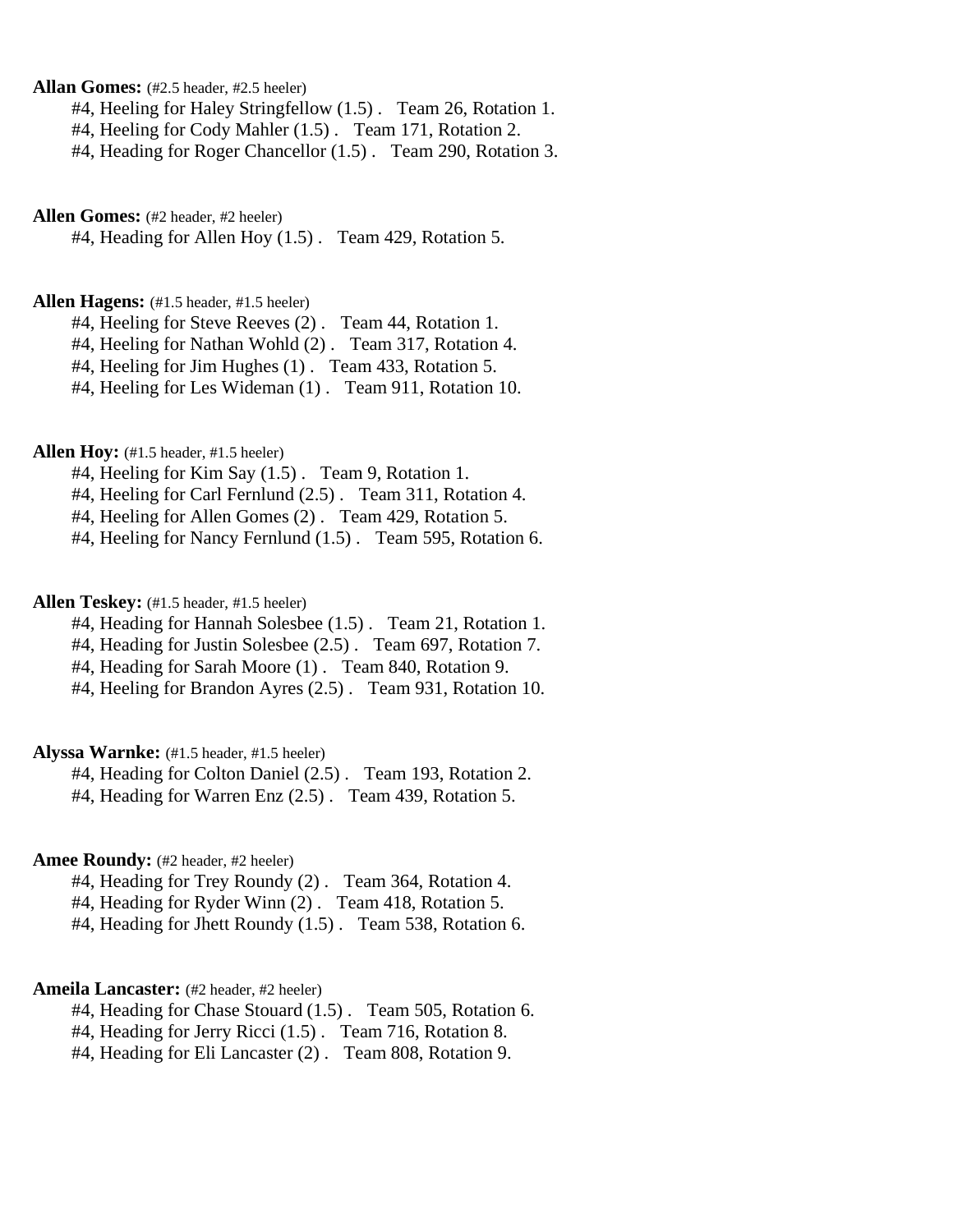**Allan Gomes:** (#2.5 header, #2.5 heeler)

#4, Heeling for Haley Stringfellow (1.5) . Team 26, Rotation 1.
#4, Heeling for Cody Mahler (1.5) . Team 171, Rotation 2.
#4, Heading for Roger Chancellor (1.5) . Team 290, Rotation 3.

**Allen Gomes:** (#2 header, #2 heeler)

#4, Heading for Allen Hoy (1.5) . Team 429, Rotation 5.

**Allen Hagens:** (#1.5 header, #1.5 heeler)

#4, Heeling for Steve Reeves (2) . Team 44, Rotation 1.
#4, Heeling for Nathan Wohld (2) . Team 317, Rotation 4.
#4, Heeling for Jim Hughes (1) . Team 433, Rotation 5.
#4, Heeling for Les Wideman (1) . Team 911, Rotation 10.

**Allen Hoy:** (#1.5 header, #1.5 heeler)

#4, Heeling for Kim Say (1.5) . Team 9, Rotation 1.
#4, Heeling for Carl Fernlund (2.5) . Team 311, Rotation 4.
#4, Heeling for Allen Gomes (2) . Team 429, Rotation 5.
#4, Heeling for Nancy Fernlund (1.5) . Team 595, Rotation 6.

**Allen Teskey:** (#1.5 header, #1.5 heeler)

#4, Heading for Hannah Solesbee (1.5) . Team 21, Rotation 1.
#4, Heading for Justin Solesbee (2.5) . Team 697, Rotation 7.
#4, Heading for Sarah Moore (1) . Team 840, Rotation 9.
#4, Heeling for Brandon Ayres (2.5) . Team 931, Rotation 10.

**Alyssa Warnke:** (#1.5 header, #1.5 heeler)

#4, Heading for Colton Daniel (2.5) . Team 193, Rotation 2.
#4, Heading for Warren Enz (2.5) . Team 439, Rotation 5.

**Amee Roundy:** (#2 header, #2 heeler)

#4, Heading for Trey Roundy (2) . Team 364, Rotation 4.
#4, Heading for Ryder Winn (2) . Team 418, Rotation 5.
#4, Heading for Jhett Roundy (1.5) . Team 538, Rotation 6.

**Ameila Lancaster:** (#2 header, #2 heeler)

#4, Heading for Chase Stouard (1.5) . Team 505, Rotation 6.
#4, Heading for Jerry Ricci (1.5) . Team 716, Rotation 8.
#4, Heading for Eli Lancaster (2) . Team 808, Rotation 9.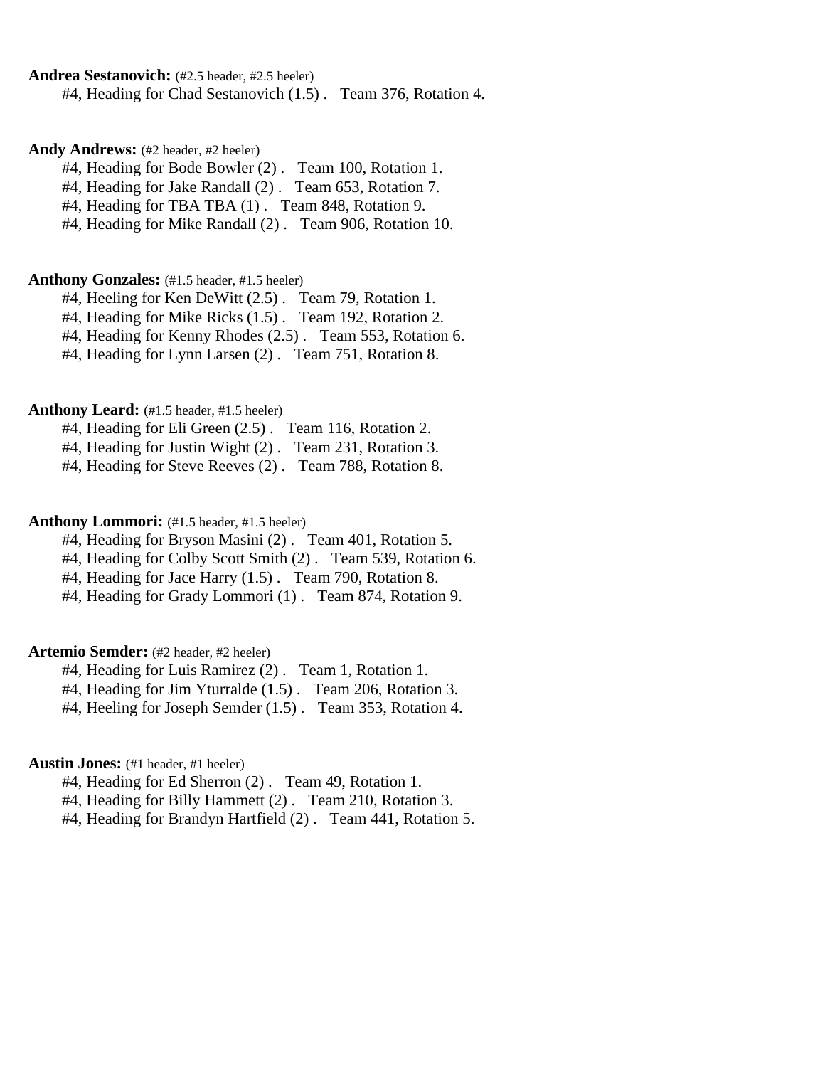**Andrea Sestanovich:** (#2.5 header, #2.5 heeler)

#4, Heading for Chad Sestanovich (1.5) . Team 376, Rotation 4.

**Andy Andrews:** (#2 header, #2 heeler)

#4, Heading for Bode Bowler (2) . Team 100, Rotation 1.
#4, Heading for Jake Randall (2) . Team 653, Rotation 7.
#4, Heading for TBA TBA (1) . Team 848, Rotation 9.
#4, Heading for Mike Randall (2) . Team 906, Rotation 10.

**Anthony Gonzales:** (#1.5 header, #1.5 heeler)

#4, Heeling for Ken DeWitt (2.5) . Team 79, Rotation 1.
#4, Heading for Mike Ricks (1.5) . Team 192, Rotation 2.
#4, Heading for Kenny Rhodes (2.5) . Team 553, Rotation 6.
#4, Heading for Lynn Larsen (2) . Team 751, Rotation 8.

**Anthony Leard:** (#1.5 header, #1.5 heeler)

#4, Heading for Eli Green (2.5) . Team 116, Rotation 2.
#4, Heading for Justin Wight (2) . Team 231, Rotation 3.
#4, Heading for Steve Reeves (2) . Team 788, Rotation 8.

**Anthony Lommori:** (#1.5 header, #1.5 heeler)

#4, Heading for Bryson Masini (2) . Team 401, Rotation 5.
#4, Heading for Colby Scott Smith (2) . Team 539, Rotation 6.
#4, Heading for Jace Harry (1.5) . Team 790, Rotation 8.
#4, Heading for Grady Lommori (1) . Team 874, Rotation 9.

**Artemio Semder:** (#2 header, #2 heeler)

#4, Heading for Luis Ramirez (2) . Team 1, Rotation 1.
#4, Heading for Jim Yturralde (1.5) . Team 206, Rotation 3.
#4, Heeling for Joseph Semder (1.5) . Team 353, Rotation 4.

**Austin Jones:** (#1 header, #1 heeler)

#4, Heading for Ed Sherron (2) . Team 49, Rotation 1.
#4, Heading for Billy Hammett (2) . Team 210, Rotation 3.
#4, Heading for Brandyn Hartfield (2) . Team 441, Rotation 5.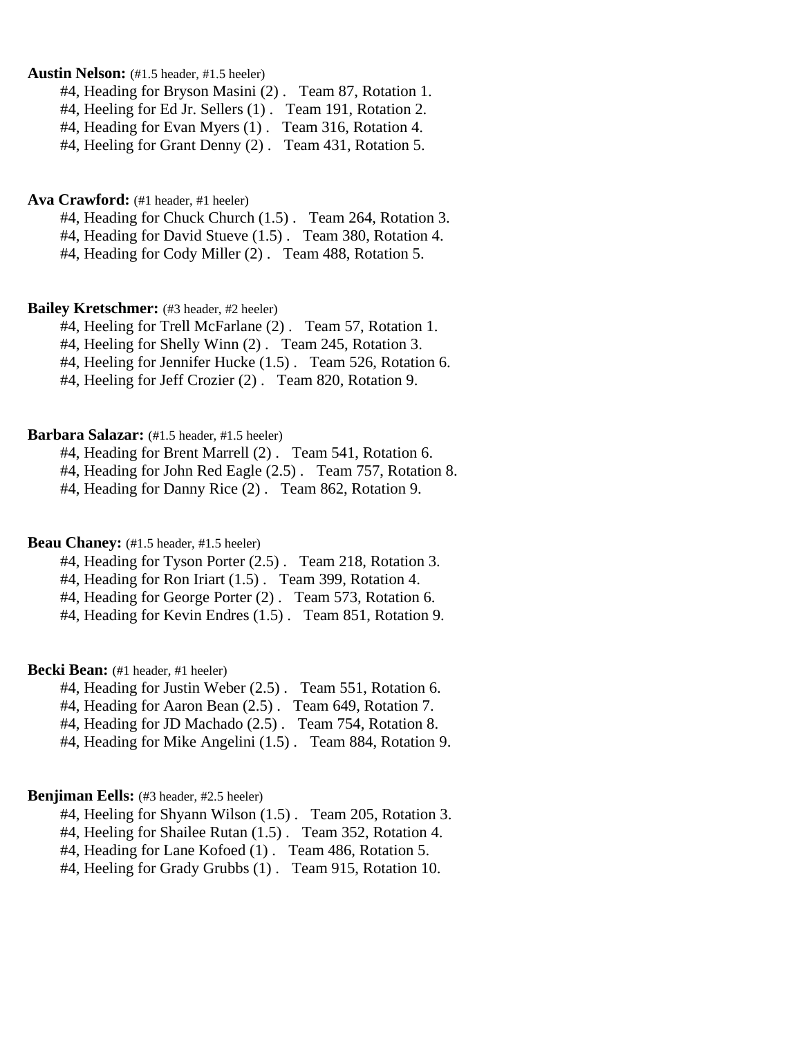**Austin Nelson:** (#1.5 header, #1.5 heeler)

#4, Heading for Bryson Masini (2) .   Team 87, Rotation 1.
#4, Heeling for Ed Jr. Sellers (1) .   Team 191, Rotation 2.
#4, Heading for Evan Myers (1) .   Team 316, Rotation 4.
#4, Heeling for Grant Denny (2) .   Team 431, Rotation 5.

**Ava Crawford:** (#1 header, #1 heeler)

#4, Heading for Chuck Church (1.5) .   Team 264, Rotation 3.
#4, Heading for David Stueve (1.5) .   Team 380, Rotation 4.
#4, Heading for Cody Miller (2) .   Team 488, Rotation 5.

**Bailey Kretschmer:** (#3 header, #2 heeler)

#4, Heeling for Trell McFarlane (2) .   Team 57, Rotation 1.
#4, Heeling for Shelly Winn (2) .   Team 245, Rotation 3.
#4, Heeling for Jennifer Hucke (1.5) .   Team 526, Rotation 6.
#4, Heeling for Jeff Crozier (2) .   Team 820, Rotation 9.

**Barbara Salazar:** (#1.5 header, #1.5 heeler)

#4, Heading for Brent Marrell (2) .   Team 541, Rotation 6.
#4, Heading for John Red Eagle (2.5) .   Team 757, Rotation 8.
#4, Heading for Danny Rice (2) .   Team 862, Rotation 9.

**Beau Chaney:** (#1.5 header, #1.5 heeler)

#4, Heading for Tyson Porter (2.5) .   Team 218, Rotation 3.
#4, Heading for Ron Iriart (1.5) .   Team 399, Rotation 4.
#4, Heading for George Porter (2) .   Team 573, Rotation 6.
#4, Heading for Kevin Endres (1.5) .   Team 851, Rotation 9.

**Becki Bean:** (#1 header, #1 heeler)

#4, Heading for Justin Weber (2.5) .   Team 551, Rotation 6.
#4, Heading for Aaron Bean (2.5) .   Team 649, Rotation 7.
#4, Heading for JD Machado (2.5) .   Team 754, Rotation 8.
#4, Heading for Mike Angelini (1.5) .   Team 884, Rotation 9.

**Benjiman Eells:** (#3 header, #2.5 heeler)

#4, Heeling for Shyann Wilson (1.5) .   Team 205, Rotation 3.
#4, Heeling for Shailee Rutan (1.5) .   Team 352, Rotation 4.
#4, Heading for Lane Kofoed (1) .   Team 486, Rotation 5.
#4, Heeling for Grady Grubbs (1) .   Team 915, Rotation 10.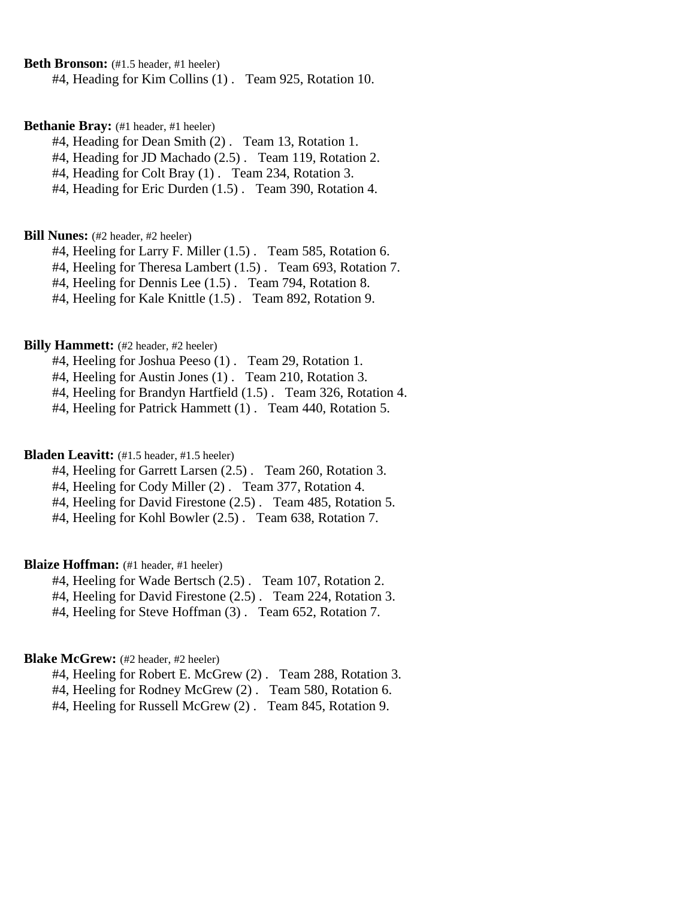**Beth Bronson:** (#1.5 header, #1 heeler)

#4, Heading for Kim Collins (1) . Team 925, Rotation 10.

**Bethanie Bray:** (#1 header, #1 heeler)

#4, Heading for Dean Smith (2) . Team 13, Rotation 1.
#4, Heading for JD Machado (2.5) . Team 119, Rotation 2.
#4, Heading for Colt Bray (1) . Team 234, Rotation 3.
#4, Heading for Eric Durden (1.5) . Team 390, Rotation 4.

**Bill Nunes:** (#2 header, #2 heeler)

#4, Heeling for Larry F. Miller (1.5) . Team 585, Rotation 6.
#4, Heeling for Theresa Lambert (1.5) . Team 693, Rotation 7.
#4, Heeling for Dennis Lee (1.5) . Team 794, Rotation 8.
#4, Heeling for Kale Knittle (1.5) . Team 892, Rotation 9.

**Billy Hammett:** (#2 header, #2 heeler)

#4, Heeling for Joshua Peeso (1) . Team 29, Rotation 1.
#4, Heeling for Austin Jones (1) . Team 210, Rotation 3.
#4, Heeling for Brandyn Hartfield (1.5) . Team 326, Rotation 4.
#4, Heeling for Patrick Hammett (1) . Team 440, Rotation 5.

**Bladen Leavitt:** (#1.5 header, #1.5 heeler)

#4, Heeling for Garrett Larsen (2.5) . Team 260, Rotation 3.
#4, Heeling for Cody Miller (2) . Team 377, Rotation 4.
#4, Heeling for David Firestone (2.5) . Team 485, Rotation 5.
#4, Heeling for Kohl Bowler (2.5) . Team 638, Rotation 7.

**Blaize Hoffman:** (#1 header, #1 heeler)

#4, Heeling for Wade Bertsch (2.5) . Team 107, Rotation 2.
#4, Heeling for David Firestone (2.5) . Team 224, Rotation 3.
#4, Heeling for Steve Hoffman (3) . Team 652, Rotation 7.

**Blake McGrew:** (#2 header, #2 heeler)

#4, Heeling for Robert E. McGrew (2) . Team 288, Rotation 3.
#4, Heeling for Rodney McGrew (2) . Team 580, Rotation 6.
#4, Heeling for Russell McGrew (2) . Team 845, Rotation 9.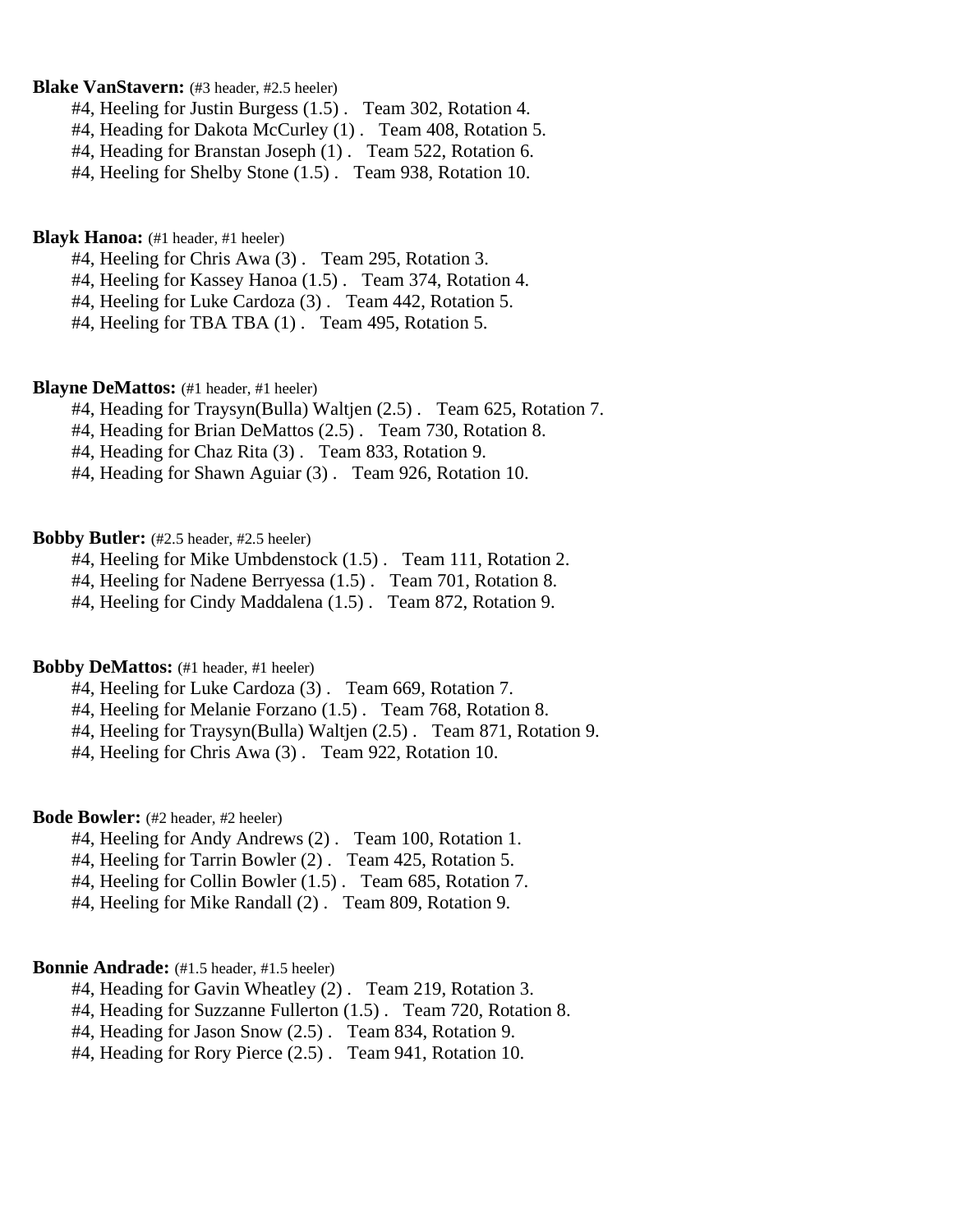**Blake VanStavern:** (#3 header, #2.5 heeler)

#4, Heeling for Justin Burgess (1.5) . Team 302, Rotation 4.
#4, Heading for Dakota McCurley (1) . Team 408, Rotation 5.
#4, Heading for Branstan Joseph (1) . Team 522, Rotation 6.
#4, Heeling for Shelby Stone (1.5) . Team 938, Rotation 10.

**Blayk Hanoa:** (#1 header, #1 heeler)

#4, Heeling for Chris Awa (3) . Team 295, Rotation 3.
#4, Heeling for Kassey Hanoa (1.5) . Team 374, Rotation 4.
#4, Heeling for Luke Cardoza (3) . Team 442, Rotation 5.
#4, Heeling for TBA TBA (1) . Team 495, Rotation 5.

**Blayne DeMattos:** (#1 header, #1 heeler)

#4, Heading for Traysyn(Bulla) Waltjen (2.5) . Team 625, Rotation 7.
#4, Heading for Brian DeMattos (2.5) . Team 730, Rotation 8.
#4, Heading for Chaz Rita (3) . Team 833, Rotation 9.
#4, Heading for Shawn Aguiar (3) . Team 926, Rotation 10.

**Bobby Butler:** (#2.5 header, #2.5 heeler)

#4, Heeling for Mike Umbdenstock (1.5) . Team 111, Rotation 2.
#4, Heeling for Nadene Berryessa (1.5) . Team 701, Rotation 8.
#4, Heeling for Cindy Maddalena (1.5) . Team 872, Rotation 9.

**Bobby DeMattos:** (#1 header, #1 heeler)

#4, Heeling for Luke Cardoza (3) . Team 669, Rotation 7.
#4, Heeling for Melanie Forzano (1.5) . Team 768, Rotation 8.
#4, Heeling for Traysyn(Bulla) Waltjen (2.5) . Team 871, Rotation 9.
#4, Heeling for Chris Awa (3) . Team 922, Rotation 10.

**Bode Bowler:** (#2 header, #2 heeler)

#4, Heeling for Andy Andrews (2) . Team 100, Rotation 1.
#4, Heeling for Tarrin Bowler (2) . Team 425, Rotation 5.
#4, Heeling for Collin Bowler (1.5) . Team 685, Rotation 7.
#4, Heeling for Mike Randall (2) . Team 809, Rotation 9.

**Bonnie Andrade:** (#1.5 header, #1.5 heeler)

#4, Heading for Gavin Wheatley (2) . Team 219, Rotation 3.
#4, Heading for Suzzanne Fullerton (1.5) . Team 720, Rotation 8.
#4, Heading for Jason Snow (2.5) . Team 834, Rotation 9.
#4, Heading for Rory Pierce (2.5) . Team 941, Rotation 10.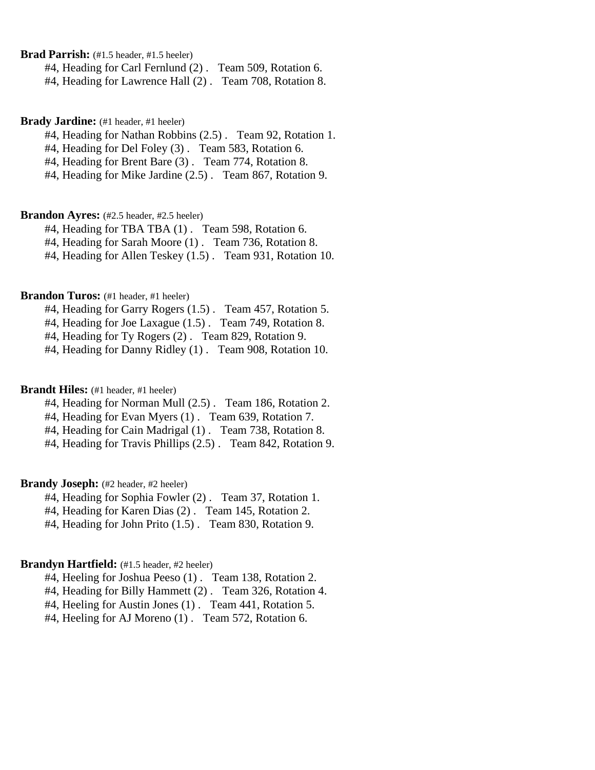**Brad Parrish:** (#1.5 header, #1.5 heeler)

#4, Heading for Carl Fernlund (2) . Team 509, Rotation 6.
#4, Heading for Lawrence Hall (2) . Team 708, Rotation 8.

**Brady Jardine:** (#1 header, #1 heeler)

#4, Heading for Nathan Robbins (2.5) . Team 92, Rotation 1.
#4, Heading for Del Foley (3) . Team 583, Rotation 6.
#4, Heading for Brent Bare (3) . Team 774, Rotation 8.
#4, Heading for Mike Jardine (2.5) . Team 867, Rotation 9.

**Brandon Ayres:** (#2.5 header, #2.5 heeler)

#4, Heading for TBA TBA (1) . Team 598, Rotation 6.
#4, Heading for Sarah Moore (1) . Team 736, Rotation 8.
#4, Heading for Allen Teskey (1.5) . Team 931, Rotation 10.

**Brandon Turos:** (#1 header, #1 heeler)

#4, Heading for Garry Rogers (1.5) . Team 457, Rotation 5.
#4, Heading for Joe Laxague (1.5) . Team 749, Rotation 8.
#4, Heading for Ty Rogers (2) . Team 829, Rotation 9.
#4, Heading for Danny Ridley (1) . Team 908, Rotation 10.

**Brandt Hiles:** (#1 header, #1 heeler)

#4, Heading for Norman Mull (2.5) . Team 186, Rotation 2.
#4, Heading for Evan Myers (1) . Team 639, Rotation 7.
#4, Heading for Cain Madrigal (1) . Team 738, Rotation 8.
#4, Heading for Travis Phillips (2.5) . Team 842, Rotation 9.

**Brandy Joseph:** (#2 header, #2 heeler)

#4, Heading for Sophia Fowler (2) . Team 37, Rotation 1.
#4, Heading for Karen Dias (2) . Team 145, Rotation 2.
#4, Heading for John Prito (1.5) . Team 830, Rotation 9.

**Brandyn Hartfield:** (#1.5 header, #2 heeler)

#4, Heeling for Joshua Peeso (1) . Team 138, Rotation 2.
#4, Heading for Billy Hammett (2) . Team 326, Rotation 4.
#4, Heeling for Austin Jones (1) . Team 441, Rotation 5.
#4, Heeling for AJ Moreno (1) . Team 572, Rotation 6.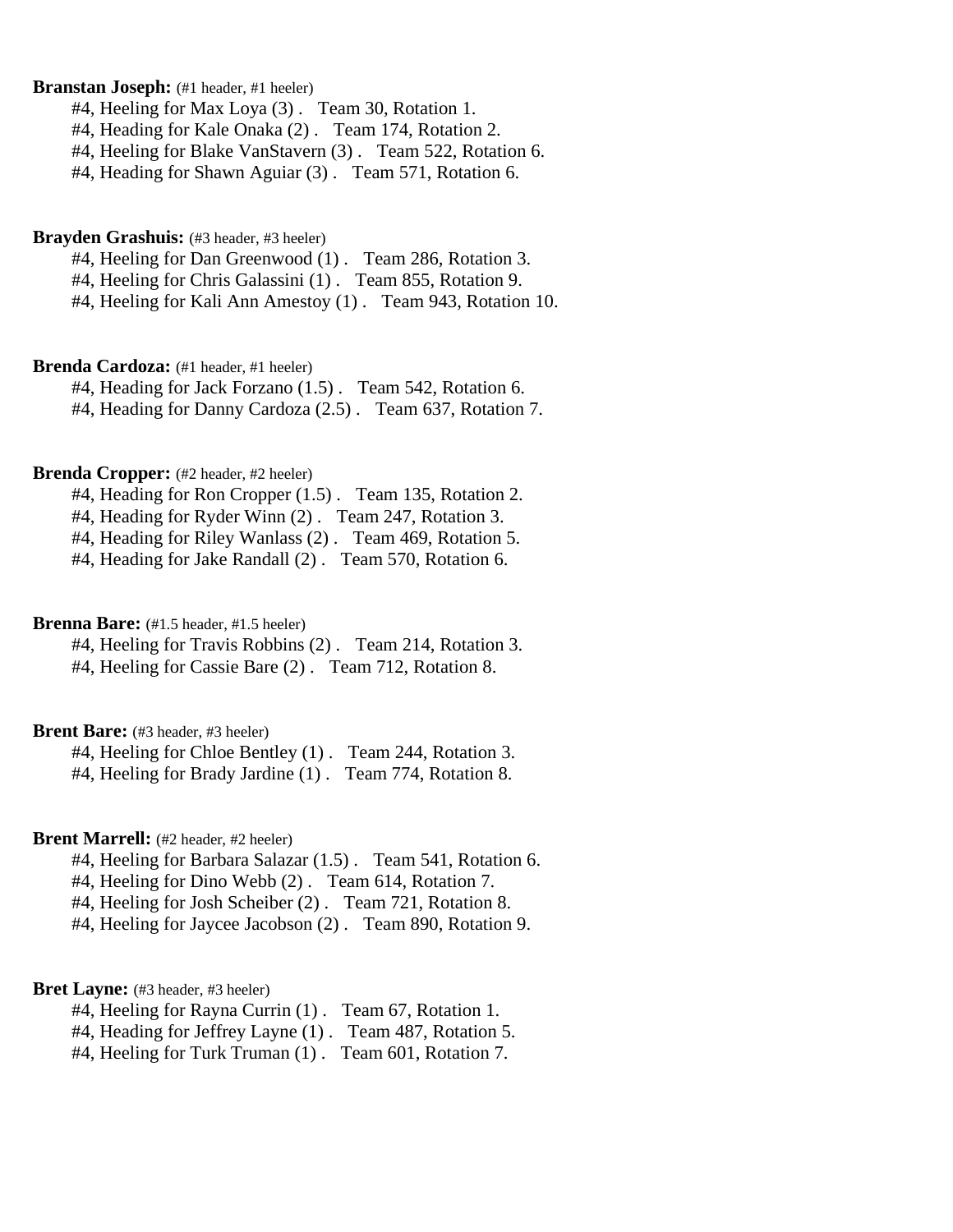**Branstan Joseph:** (#1 header, #1 heeler)

#4, Heeling for Max Loya (3) . Team 30, Rotation 1.
#4, Heading for Kale Onaka (2) . Team 174, Rotation 2.
#4, Heeling for Blake VanStavern (3) . Team 522, Rotation 6.
#4, Heading for Shawn Aguiar (3) . Team 571, Rotation 6.

**Brayden Grashuis:** (#3 header, #3 heeler)

#4, Heeling for Dan Greenwood (1) . Team 286, Rotation 3.
#4, Heeling for Chris Galassini (1) . Team 855, Rotation 9.
#4, Heeling for Kali Ann Amestoy (1) . Team 943, Rotation 10.

**Brenda Cardoza:** (#1 header, #1 heeler)

#4, Heading for Jack Forzano (1.5) . Team 542, Rotation 6.
#4, Heading for Danny Cardoza (2.5) . Team 637, Rotation 7.

**Brenda Cropper:** (#2 header, #2 heeler)

#4, Heading for Ron Cropper (1.5) . Team 135, Rotation 2.
#4, Heading for Ryder Winn (2) . Team 247, Rotation 3.
#4, Heading for Riley Wanlass (2) . Team 469, Rotation 5.
#4, Heading for Jake Randall (2) . Team 570, Rotation 6.

**Brenna Bare:** (#1.5 header, #1.5 heeler)

#4, Heeling for Travis Robbins (2) . Team 214, Rotation 3.
#4, Heeling for Cassie Bare (2) . Team 712, Rotation 8.

**Brent Bare:** (#3 header, #3 heeler)

#4, Heeling for Chloe Bentley (1) . Team 244, Rotation 3.
#4, Heeling for Brady Jardine (1) . Team 774, Rotation 8.

**Brent Marrell:** (#2 header, #2 heeler)

#4, Heeling for Barbara Salazar (1.5) . Team 541, Rotation 6.
#4, Heeling for Dino Webb (2) . Team 614, Rotation 7.
#4, Heeling for Josh Scheiber (2) . Team 721, Rotation 8.
#4, Heeling for Jaycee Jacobson (2) . Team 890, Rotation 9.

**Bret Layne:** (#3 header, #3 heeler)

#4, Heeling for Rayna Currin (1) . Team 67, Rotation 1.
#4, Heading for Jeffrey Layne (1) . Team 487, Rotation 5.
#4, Heeling for Turk Truman (1) . Team 601, Rotation 7.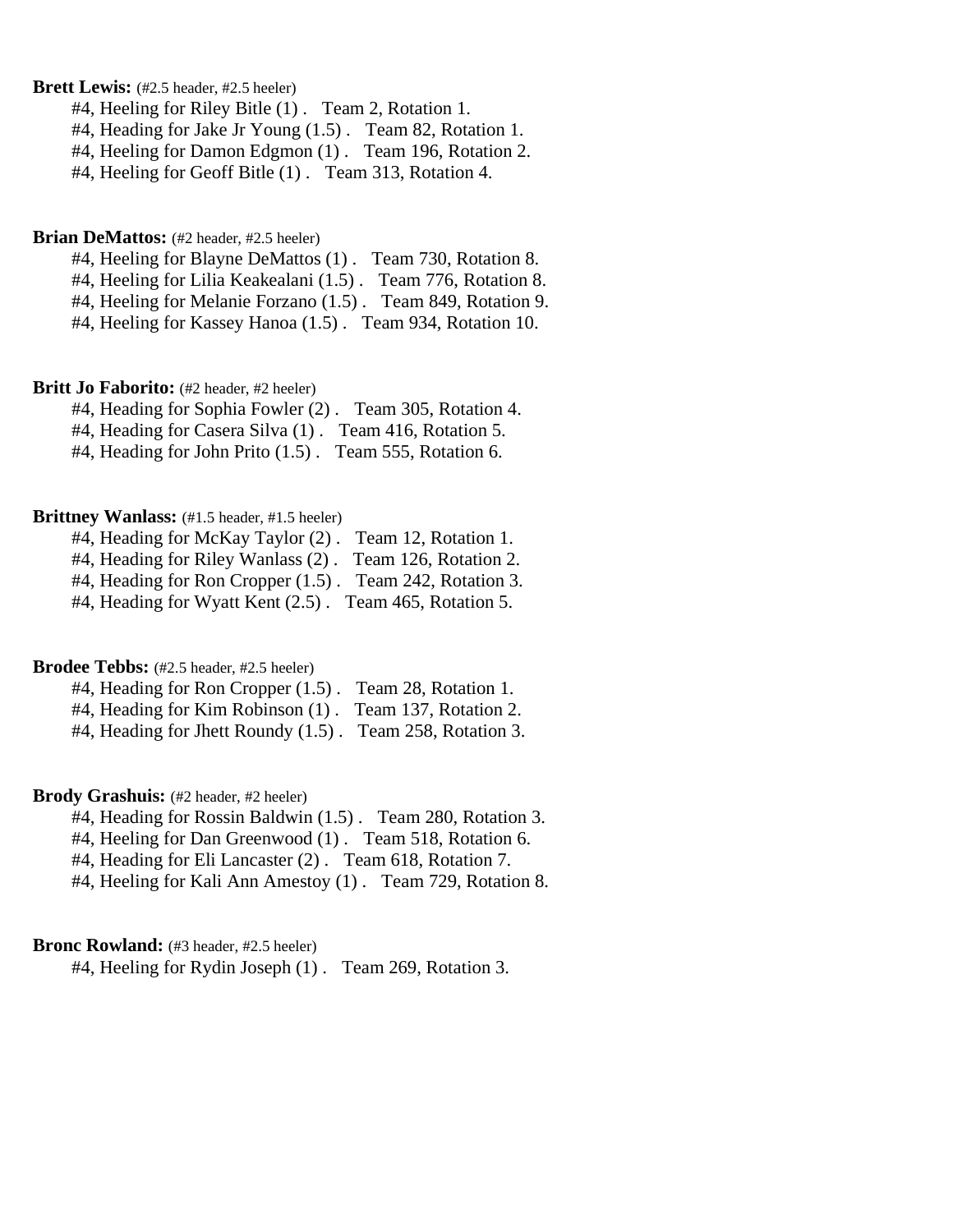**Brett Lewis:** (#2.5 header, #2.5 heeler)

#4, Heeling for Riley Bitle (1) . Team 2, Rotation 1.
#4, Heading for Jake Jr Young (1.5) . Team 82, Rotation 1.
#4, Heeling for Damon Edgmon (1) . Team 196, Rotation 2.
#4, Heeling for Geoff Bitle (1) . Team 313, Rotation 4.

**Brian DeMattos:** (#2 header, #2.5 heeler)

#4, Heeling for Blayne DeMattos (1) . Team 730, Rotation 8.
#4, Heeling for Lilia Keakealani (1.5) . Team 776, Rotation 8.
#4, Heeling for Melanie Forzano (1.5) . Team 849, Rotation 9.
#4, Heeling for Kassey Hanoa (1.5) . Team 934, Rotation 10.

**Britt Jo Faborito:** (#2 header, #2 heeler)

#4, Heading for Sophia Fowler (2) . Team 305, Rotation 4.
#4, Heading for Casera Silva (1) . Team 416, Rotation 5.
#4, Heading for John Prito (1.5) . Team 555, Rotation 6.

**Brittney Wanlass:** (#1.5 header, #1.5 heeler)

#4, Heading for McKay Taylor (2) . Team 12, Rotation 1.
#4, Heading for Riley Wanlass (2) . Team 126, Rotation 2.
#4, Heading for Ron Cropper (1.5) . Team 242, Rotation 3.
#4, Heading for Wyatt Kent (2.5) . Team 465, Rotation 5.

**Brodee Tebbs:** (#2.5 header, #2.5 heeler)

#4, Heading for Ron Cropper (1.5) . Team 28, Rotation 1.
#4, Heading for Kim Robinson (1) . Team 137, Rotation 2.
#4, Heading for Jhett Roundy (1.5) . Team 258, Rotation 3.

**Brody Grashuis:** (#2 header, #2 heeler)

#4, Heading for Rossin Baldwin (1.5) . Team 280, Rotation 3.
#4, Heeling for Dan Greenwood (1) . Team 518, Rotation 6.
#4, Heading for Eli Lancaster (2) . Team 618, Rotation 7.
#4, Heeling for Kali Ann Amestoy (1) . Team 729, Rotation 8.

**Bronc Rowland:** (#3 header, #2.5 heeler)

#4, Heeling for Rydin Joseph (1) . Team 269, Rotation 3.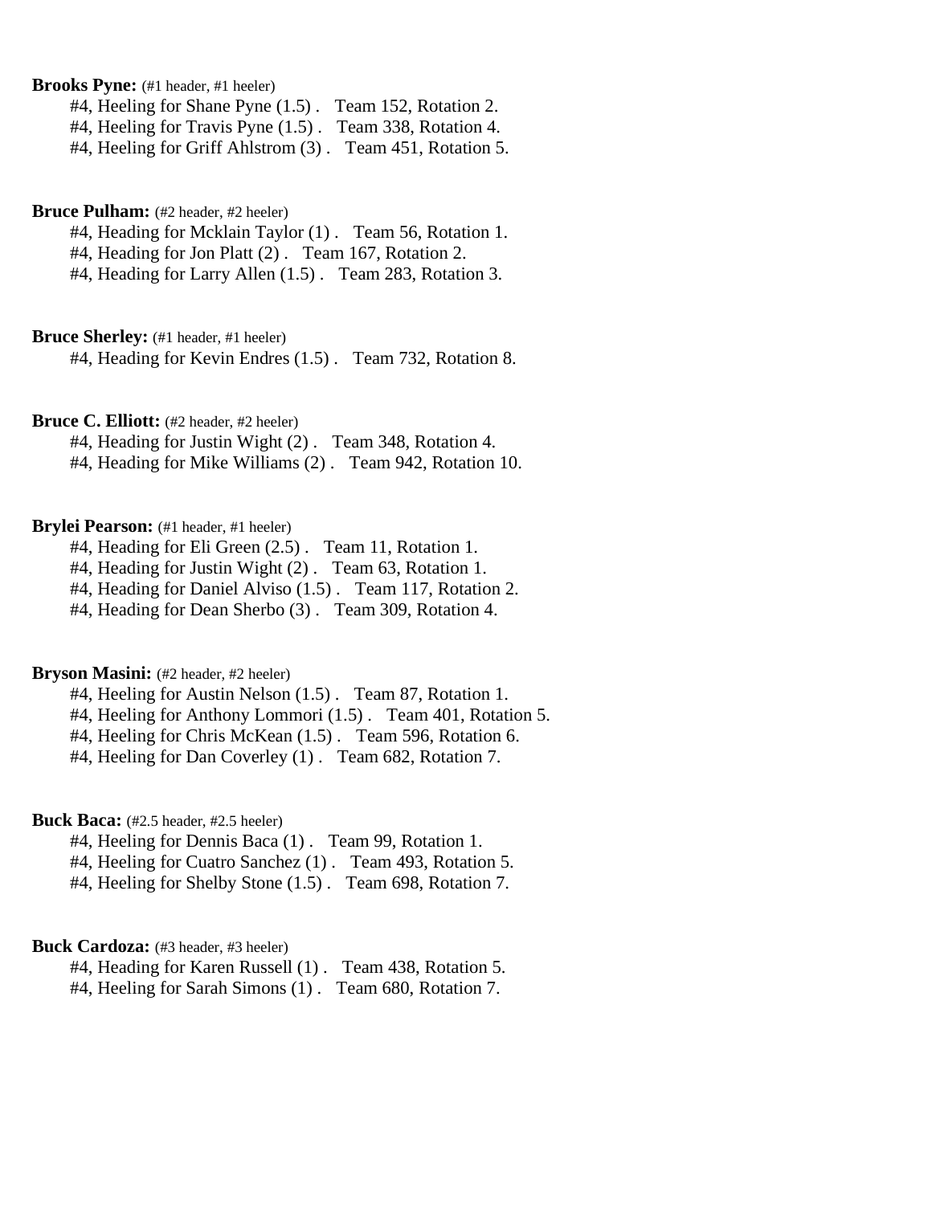**Brooks Pyne:** (#1 header, #1 heeler)

#4, Heeling for Shane Pyne (1.5) . Team 152, Rotation 2.
#4, Heeling for Travis Pyne (1.5) . Team 338, Rotation 4.
#4, Heeling for Griff Ahlstrom (3) . Team 451, Rotation 5.

**Bruce Pulham:** (#2 header, #2 heeler)

#4, Heading for Mcklain Taylor (1) . Team 56, Rotation 1.
#4, Heading for Jon Platt (2) . Team 167, Rotation 2.
#4, Heading for Larry Allen (1.5) . Team 283, Rotation 3.

**Bruce Sherley:** (#1 header, #1 heeler)

#4, Heading for Kevin Endres (1.5) . Team 732, Rotation 8.

**Bruce C. Elliott:** (#2 header, #2 heeler)

#4, Heading for Justin Wight (2) . Team 348, Rotation 4.
#4, Heading for Mike Williams (2) . Team 942, Rotation 10.

**Brylei Pearson:** (#1 header, #1 heeler)

#4, Heading for Eli Green (2.5) . Team 11, Rotation 1.
#4, Heading for Justin Wight (2) . Team 63, Rotation 1.
#4, Heading for Daniel Alviso (1.5) . Team 117, Rotation 2.
#4, Heading for Dean Sherbo (3) . Team 309, Rotation 4.

**Bryson Masini:** (#2 header, #2 heeler)

#4, Heeling for Austin Nelson (1.5) . Team 87, Rotation 1.
#4, Heeling for Anthony Lommori (1.5) . Team 401, Rotation 5.
#4, Heeling for Chris McKean (1.5) . Team 596, Rotation 6.
#4, Heeling for Dan Coverley (1) . Team 682, Rotation 7.

**Buck Baca:** (#2.5 header, #2.5 heeler)

#4, Heeling for Dennis Baca (1) . Team 99, Rotation 1.
#4, Heeling for Cuatro Sanchez (1) . Team 493, Rotation 5.
#4, Heeling for Shelby Stone (1.5) . Team 698, Rotation 7.

**Buck Cardoza:** (#3 header, #3 heeler)

#4, Heading for Karen Russell (1) . Team 438, Rotation 5.
#4, Heeling for Sarah Simons (1) . Team 680, Rotation 7.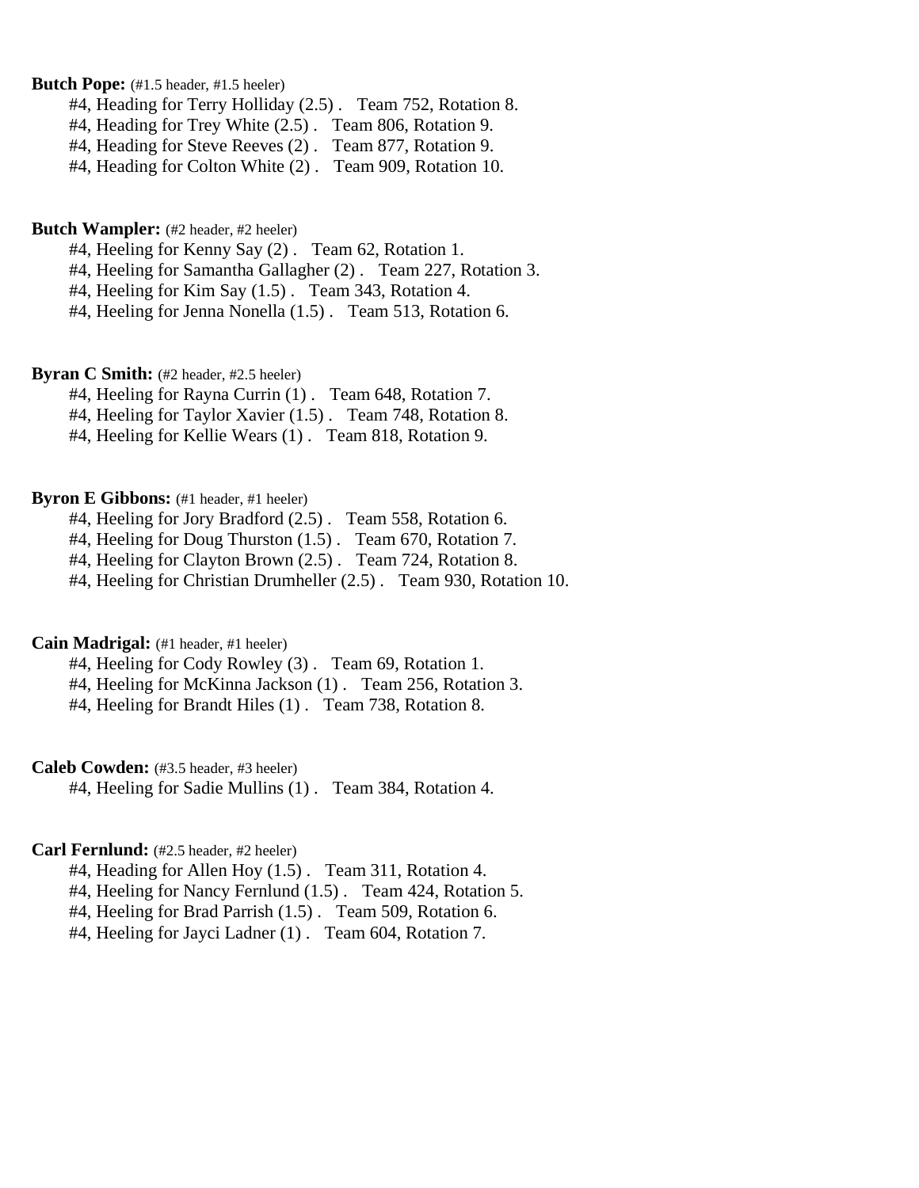**Butch Pope:** (#1.5 header, #1.5 heeler)

#4, Heading for Terry Holliday (2.5) . Team 752, Rotation 8.
#4, Heading for Trey White (2.5) . Team 806, Rotation 9.
#4, Heading for Steve Reeves (2) . Team 877, Rotation 9.
#4, Heading for Colton White (2) . Team 909, Rotation 10.

**Butch Wampler:** (#2 header, #2 heeler)

#4, Heeling for Kenny Say (2) . Team 62, Rotation 1.
#4, Heeling for Samantha Gallagher (2) . Team 227, Rotation 3.
#4, Heeling for Kim Say (1.5) . Team 343, Rotation 4.
#4, Heeling for Jenna Nonella (1.5) . Team 513, Rotation 6.

**Byran C Smith:** (#2 header, #2.5 heeler)

#4, Heeling for Rayna Currin (1) . Team 648, Rotation 7.
#4, Heeling for Taylor Xavier (1.5) . Team 748, Rotation 8.
#4, Heeling for Kellie Wears (1) . Team 818, Rotation 9.

**Byron E Gibbons:** (#1 header, #1 heeler)

#4, Heeling for Jory Bradford (2.5) . Team 558, Rotation 6.
#4, Heeling for Doug Thurston (1.5) . Team 670, Rotation 7.
#4, Heeling for Clayton Brown (2.5) . Team 724, Rotation 8.
#4, Heeling for Christian Drumheller (2.5) . Team 930, Rotation 10.

**Cain Madrigal:** (#1 header, #1 heeler)

#4, Heeling for Cody Rowley (3) . Team 69, Rotation 1.
#4, Heeling for McKinna Jackson (1) . Team 256, Rotation 3.
#4, Heeling for Brandt Hiles (1) . Team 738, Rotation 8.

**Caleb Cowden:** (#3.5 header, #3 heeler)

#4, Heeling for Sadie Mullins (1) . Team 384, Rotation 4.

**Carl Fernlund:** (#2.5 header, #2 heeler)

#4, Heading for Allen Hoy (1.5) . Team 311, Rotation 4.
#4, Heeling for Nancy Fernlund (1.5) . Team 424, Rotation 5.
#4, Heeling for Brad Parrish (1.5) . Team 509, Rotation 6.
#4, Heeling for Jayci Ladner (1) . Team 604, Rotation 7.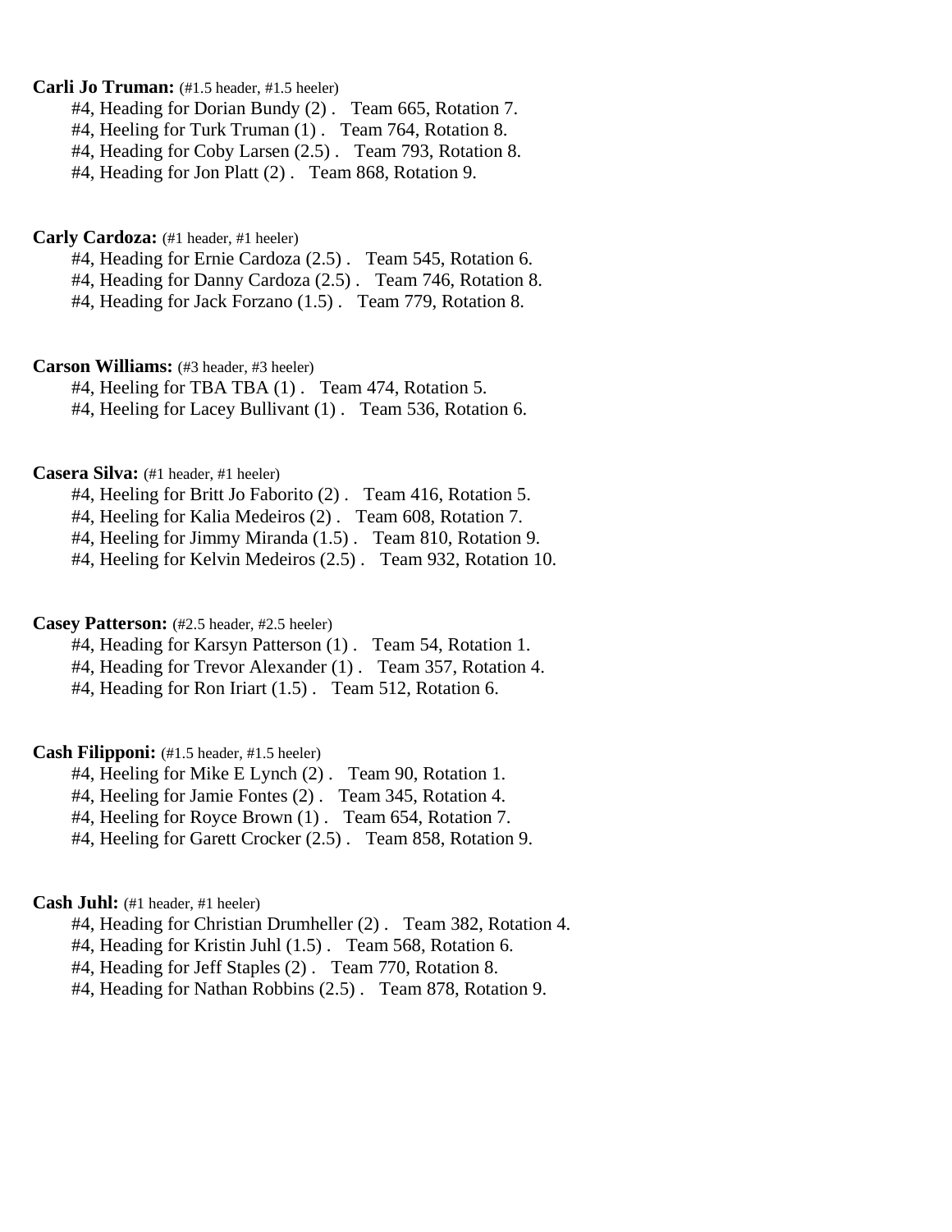**Carli Jo Truman:** (#1.5 header, #1.5 heeler)

#4, Heading for Dorian Bundy (2) . Team 665, Rotation 7.
#4, Heeling for Turk Truman (1) . Team 764, Rotation 8.
#4, Heading for Coby Larsen (2.5) . Team 793, Rotation 8.
#4, Heading for Jon Platt (2) . Team 868, Rotation 9.

**Carly Cardoza:** (#1 header, #1 heeler)

#4, Heading for Ernie Cardoza (2.5) . Team 545, Rotation 6.
#4, Heading for Danny Cardoza (2.5) . Team 746, Rotation 8.
#4, Heading for Jack Forzano (1.5) . Team 779, Rotation 8.

**Carson Williams:** (#3 header, #3 heeler)

#4, Heeling for TBA TBA (1) . Team 474, Rotation 5.
#4, Heeling for Lacey Bullivant (1) . Team 536, Rotation 6.

**Casera Silva:** (#1 header, #1 heeler)

#4, Heeling for Britt Jo Faborito (2) . Team 416, Rotation 5.
#4, Heeling for Kalia Medeiros (2) . Team 608, Rotation 7.
#4, Heeling for Jimmy Miranda (1.5) . Team 810, Rotation 9.
#4, Heeling for Kelvin Medeiros (2.5) . Team 932, Rotation 10.

**Casey Patterson:** (#2.5 header, #2.5 heeler)

#4, Heading for Karsyn Patterson (1) . Team 54, Rotation 1.
#4, Heading for Trevor Alexander (1) . Team 357, Rotation 4.
#4, Heading for Ron Iriart (1.5) . Team 512, Rotation 6.

**Cash Filipponi:** (#1.5 header, #1.5 heeler)

#4, Heeling for Mike E Lynch (2) . Team 90, Rotation 1.
#4, Heeling for Jamie Fontes (2) . Team 345, Rotation 4.
#4, Heeling for Royce Brown (1) . Team 654, Rotation 7.
#4, Heeling for Garett Crocker (2.5) . Team 858, Rotation 9.

**Cash Juhl:** (#1 header, #1 heeler)

#4, Heading for Christian Drumheller (2) . Team 382, Rotation 4.
#4, Heading for Kristin Juhl (1.5) . Team 568, Rotation 6.
#4, Heading for Jeff Staples (2) . Team 770, Rotation 8.
#4, Heading for Nathan Robbins (2.5) . Team 878, Rotation 9.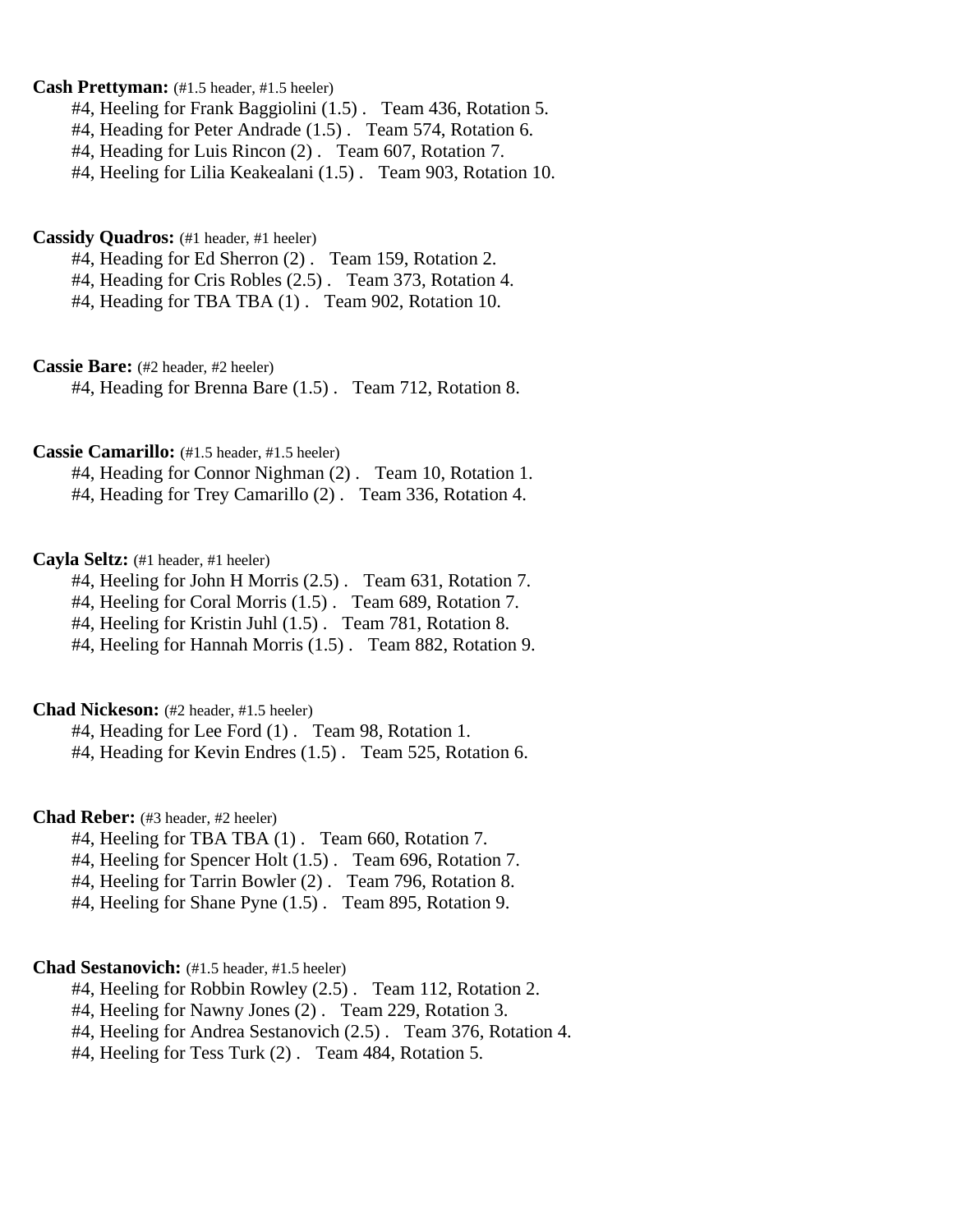**Cash Prettyman:** (#1.5 header, #1.5 heeler)

#4, Heeling for Frank Baggiolini (1.5) . Team 436, Rotation 5.
#4, Heading for Peter Andrade (1.5) . Team 574, Rotation 6.
#4, Heading for Luis Rincon (2) . Team 607, Rotation 7.
#4, Heeling for Lilia Keakealani (1.5) . Team 903, Rotation 10.

**Cassidy Quadros:** (#1 header, #1 heeler)

#4, Heading for Ed Sherron (2) . Team 159, Rotation 2.
#4, Heading for Cris Robles (2.5) . Team 373, Rotation 4.
#4, Heading for TBA TBA (1) . Team 902, Rotation 10.

**Cassie Bare:** (#2 header, #2 heeler)

#4, Heading for Brenna Bare (1.5) . Team 712, Rotation 8.

**Cassie Camarillo:** (#1.5 header, #1.5 heeler)

#4, Heading for Connor Nighman (2) . Team 10, Rotation 1.
#4, Heading for Trey Camarillo (2) . Team 336, Rotation 4.

**Cayla Seltz:** (#1 header, #1 heeler)

#4, Heeling for John H Morris (2.5) . Team 631, Rotation 7.
#4, Heeling for Coral Morris (1.5) . Team 689, Rotation 7.
#4, Heeling for Kristin Juhl (1.5) . Team 781, Rotation 8.
#4, Heeling for Hannah Morris (1.5) . Team 882, Rotation 9.

**Chad Nickeson:** (#2 header, #1.5 heeler)

#4, Heading for Lee Ford (1) . Team 98, Rotation 1.
#4, Heading for Kevin Endres (1.5) . Team 525, Rotation 6.

**Chad Reber:** (#3 header, #2 heeler)

#4, Heeling for TBA TBA (1) . Team 660, Rotation 7.
#4, Heeling for Spencer Holt (1.5) . Team 696, Rotation 7.
#4, Heeling for Tarrin Bowler (2) . Team 796, Rotation 8.
#4, Heeling for Shane Pyne (1.5) . Team 895, Rotation 9.

**Chad Sestanovich:** (#1.5 header, #1.5 heeler)

#4, Heeling for Robbin Rowley (2.5) . Team 112, Rotation 2.
#4, Heeling for Nawny Jones (2) . Team 229, Rotation 3.
#4, Heeling for Andrea Sestanovich (2.5) . Team 376, Rotation 4.
#4, Heeling for Tess Turk (2) . Team 484, Rotation 5.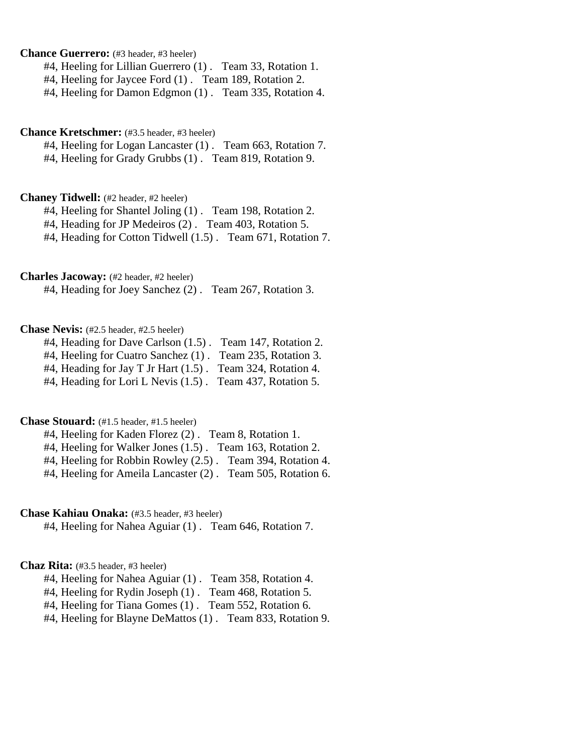**Chance Guerrero:** (#3 header, #3 heeler)

#4, Heeling for Lillian Guerrero (1) . Team 33, Rotation 1.
#4, Heeling for Jaycee Ford (1) . Team 189, Rotation 2.
#4, Heeling for Damon Edgmon (1) . Team 335, Rotation 4.

**Chance Kretschmer:** (#3.5 header, #3 heeler)

#4, Heeling for Logan Lancaster (1) . Team 663, Rotation 7.
#4, Heeling for Grady Grubbs (1) . Team 819, Rotation 9.

**Chaney Tidwell:** (#2 header, #2 heeler)

#4, Heeling for Shantel Joling (1) . Team 198, Rotation 2.
#4, Heading for JP Medeiros (2) . Team 403, Rotation 5.
#4, Heading for Cotton Tidwell (1.5) . Team 671, Rotation 7.

**Charles Jacoway:** (#2 header, #2 heeler)

#4, Heading for Joey Sanchez (2) . Team 267, Rotation 3.

**Chase Nevis:** (#2.5 header, #2.5 heeler)

#4, Heading for Dave Carlson (1.5) . Team 147, Rotation 2.
#4, Heeling for Cuatro Sanchez (1) . Team 235, Rotation 3.
#4, Heading for Jay T Jr Hart (1.5) . Team 324, Rotation 4.
#4, Heading for Lori L Nevis (1.5) . Team 437, Rotation 5.

**Chase Stouard:** (#1.5 header, #1.5 heeler)

#4, Heeling for Kaden Florez (2) . Team 8, Rotation 1.
#4, Heeling for Walker Jones (1.5) . Team 163, Rotation 2.
#4, Heeling for Robbin Rowley (2.5) . Team 394, Rotation 4.
#4, Heeling for Ameila Lancaster (2) . Team 505, Rotation 6.

**Chase Kahiau Onaka:** (#3.5 header, #3 heeler)

#4, Heeling for Nahea Aguiar (1) . Team 646, Rotation 7.

**Chaz Rita:** (#3.5 header, #3 heeler)

#4, Heeling for Nahea Aguiar (1) . Team 358, Rotation 4.
#4, Heeling for Rydin Joseph (1) . Team 468, Rotation 5.
#4, Heeling for Tiana Gomes (1) . Team 552, Rotation 6.
#4, Heeling for Blayne DeMattos (1) . Team 833, Rotation 9.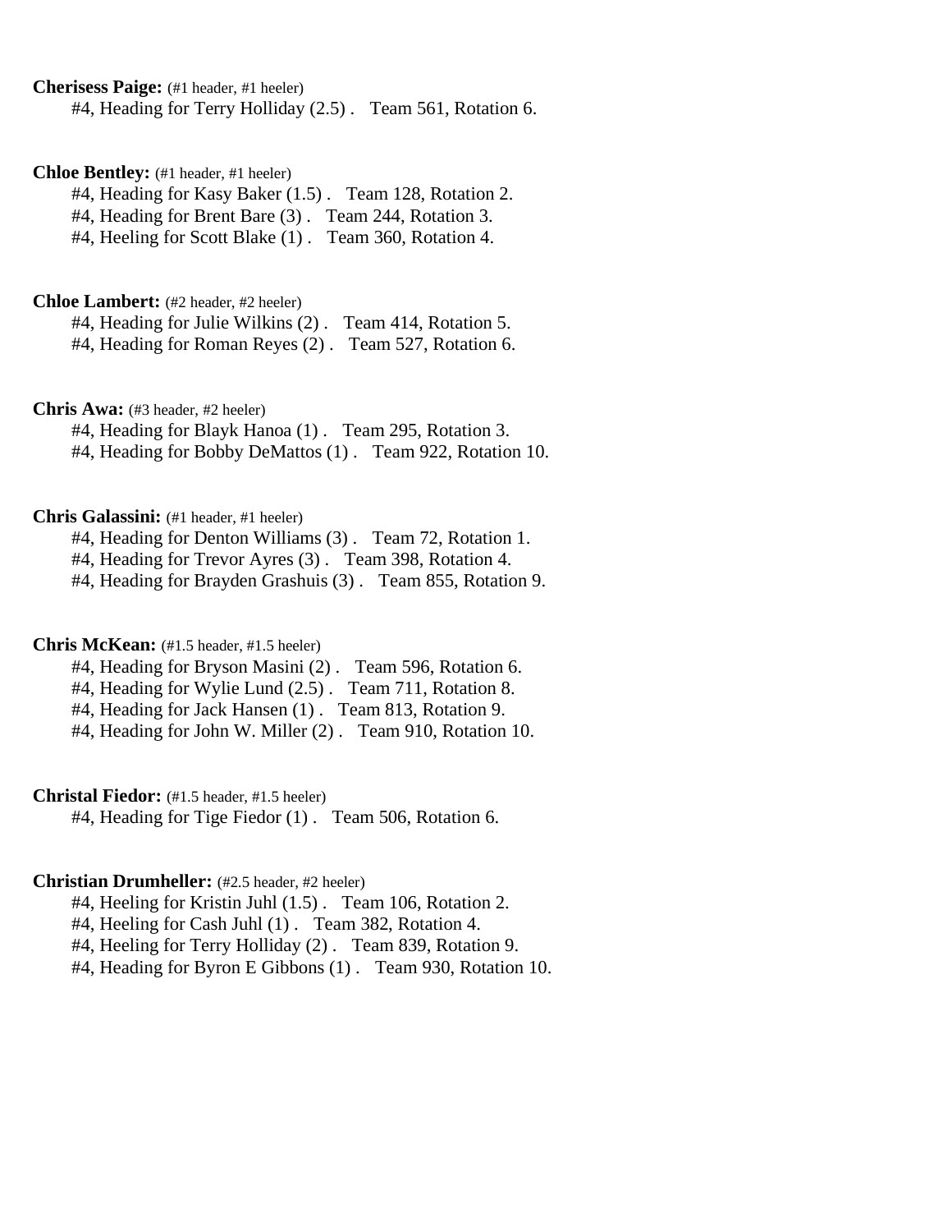**Cherisess Paige:** (#1 header, #1 heeler)

#4, Heading for Terry Holliday (2.5) . Team 561, Rotation 6.

**Chloe Bentley:** (#1 header, #1 heeler)

#4, Heading for Kasy Baker (1.5) . Team 128, Rotation 2.
#4, Heading for Brent Bare (3) . Team 244, Rotation 3.
#4, Heeling for Scott Blake (1) . Team 360, Rotation 4.

**Chloe Lambert:** (#2 header, #2 heeler)

#4, Heading for Julie Wilkins (2) . Team 414, Rotation 5.
#4, Heading for Roman Reyes (2) . Team 527, Rotation 6.

**Chris Awa:** (#3 header, #2 heeler)

#4, Heading for Blayk Hanoa (1) . Team 295, Rotation 3.
#4, Heading for Bobby DeMattos (1) . Team 922, Rotation 10.

**Chris Galassini:** (#1 header, #1 heeler)

#4, Heading for Denton Williams (3) . Team 72, Rotation 1.
#4, Heading for Trevor Ayres (3) . Team 398, Rotation 4.
#4, Heading for Brayden Grashuis (3) . Team 855, Rotation 9.

**Chris McKean:** (#1.5 header, #1.5 heeler)

#4, Heading for Bryson Masini (2) . Team 596, Rotation 6.
#4, Heading for Wylie Lund (2.5) . Team 711, Rotation 8.
#4, Heading for Jack Hansen (1) . Team 813, Rotation 9.
#4, Heading for John W. Miller (2) . Team 910, Rotation 10.

**Christal Fiedor:** (#1.5 header, #1.5 heeler)

#4, Heading for Tige Fiedor (1) . Team 506, Rotation 6.

**Christian Drumheller:** (#2.5 header, #2 heeler)

#4, Heeling for Kristin Juhl (1.5) . Team 106, Rotation 2.
#4, Heeling for Cash Juhl (1) . Team 382, Rotation 4.
#4, Heeling for Terry Holliday (2) . Team 839, Rotation 9.
#4, Heading for Byron E Gibbons (1) . Team 930, Rotation 10.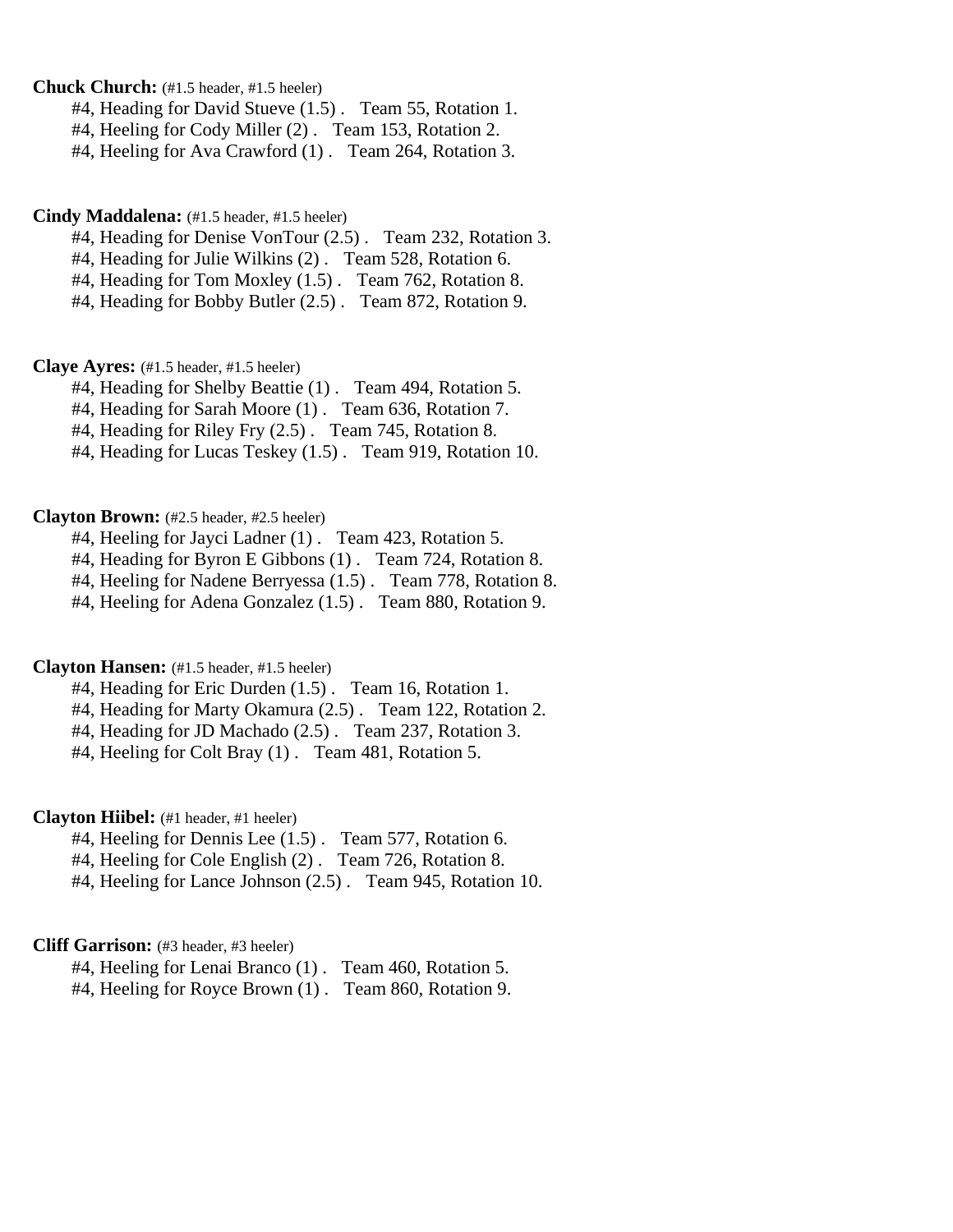**Chuck Church:** (#1.5 header, #1.5 heeler)

#4, Heading for David Stueve (1.5) . Team 55, Rotation 1.
#4, Heeling for Cody Miller (2) . Team 153, Rotation 2.
#4, Heeling for Ava Crawford (1) . Team 264, Rotation 3.

**Cindy Maddalena:** (#1.5 header, #1.5 heeler)

#4, Heading for Denise VonTour (2.5) . Team 232, Rotation 3.
#4, Heading for Julie Wilkins (2) . Team 528, Rotation 6.
#4, Heading for Tom Moxley (1.5) . Team 762, Rotation 8.
#4, Heading for Bobby Butler (2.5) . Team 872, Rotation 9.

**Claye Ayres:** (#1.5 header, #1.5 heeler)

#4, Heading for Shelby Beattie (1) . Team 494, Rotation 5.
#4, Heading for Sarah Moore (1) . Team 636, Rotation 7.
#4, Heading for Riley Fry (2.5) . Team 745, Rotation 8.
#4, Heading for Lucas Teskey (1.5) . Team 919, Rotation 10.

**Clayton Brown:** (#2.5 header, #2.5 heeler)

#4, Heeling for Jayci Ladner (1) . Team 423, Rotation 5.
#4, Heading for Byron E Gibbons (1) . Team 724, Rotation 8.
#4, Heeling for Nadene Berryessa (1.5) . Team 778, Rotation 8.
#4, Heeling for Adena Gonzalez (1.5) . Team 880, Rotation 9.

**Clayton Hansen:** (#1.5 header, #1.5 heeler)

#4, Heading for Eric Durden (1.5) . Team 16, Rotation 1.
#4, Heading for Marty Okamura (2.5) . Team 122, Rotation 2.
#4, Heading for JD Machado (2.5) . Team 237, Rotation 3.
#4, Heeling for Colt Bray (1) . Team 481, Rotation 5.

**Clayton Hiibel:** (#1 header, #1 heeler)

#4, Heeling for Dennis Lee (1.5) . Team 577, Rotation 6.
#4, Heeling for Cole English (2) . Team 726, Rotation 8.
#4, Heeling for Lance Johnson (2.5) . Team 945, Rotation 10.

**Cliff Garrison:** (#3 header, #3 heeler)

#4, Heeling for Lenai Branco (1) . Team 460, Rotation 5.
#4, Heeling for Royce Brown (1) . Team 860, Rotation 9.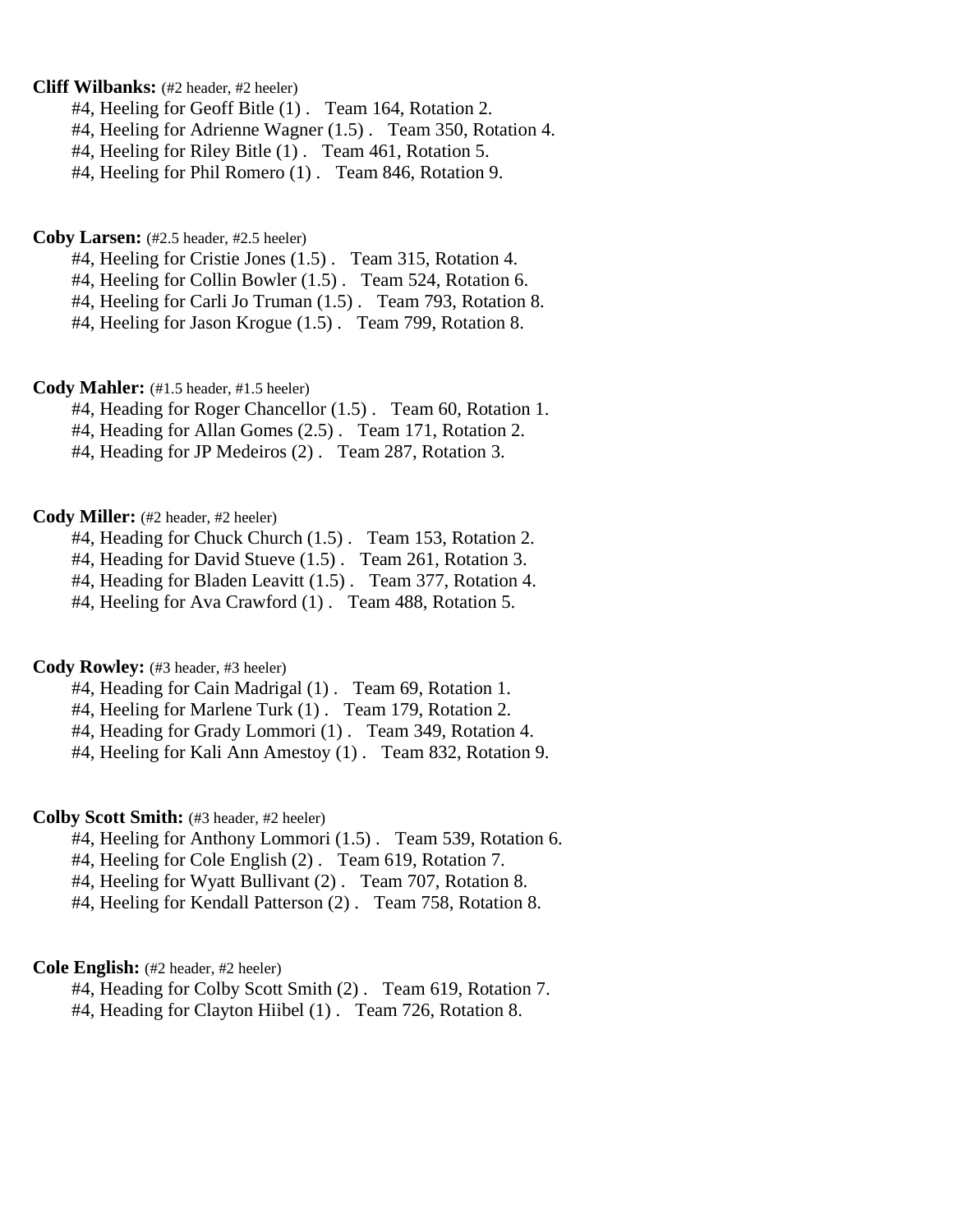**Cliff Wilbanks:** (#2 header, #2 heeler)

#4, Heeling for Geoff Bitle (1) . Team 164, Rotation 2.
#4, Heeling for Adrienne Wagner (1.5) . Team 350, Rotation 4.
#4, Heeling for Riley Bitle (1) . Team 461, Rotation 5.
#4, Heeling for Phil Romero (1) . Team 846, Rotation 9.

**Coby Larsen:** (#2.5 header, #2.5 heeler)

#4, Heeling for Cristie Jones (1.5) . Team 315, Rotation 4.
#4, Heeling for Collin Bowler (1.5) . Team 524, Rotation 6.
#4, Heeling for Carli Jo Truman (1.5) . Team 793, Rotation 8.
#4, Heeling for Jason Krogue (1.5) . Team 799, Rotation 8.

**Cody Mahler:** (#1.5 header, #1.5 heeler)

#4, Heading for Roger Chancellor (1.5) . Team 60, Rotation 1.
#4, Heading for Allan Gomes (2.5) . Team 171, Rotation 2.
#4, Heading for JP Medeiros (2) . Team 287, Rotation 3.

**Cody Miller:** (#2 header, #2 heeler)

#4, Heading for Chuck Church (1.5) . Team 153, Rotation 2.
#4, Heading for David Stueve (1.5) . Team 261, Rotation 3.
#4, Heading for Bladen Leavitt (1.5) . Team 377, Rotation 4.
#4, Heeling for Ava Crawford (1) . Team 488, Rotation 5.

**Cody Rowley:** (#3 header, #3 heeler)

#4, Heading for Cain Madrigal (1) . Team 69, Rotation 1.
#4, Heeling for Marlene Turk (1) . Team 179, Rotation 2.
#4, Heading for Grady Lommori (1) . Team 349, Rotation 4.
#4, Heeling for Kali Ann Amestoy (1) . Team 832, Rotation 9.

**Colby Scott Smith:** (#3 header, #2 heeler)

#4, Heeling for Anthony Lommori (1.5) . Team 539, Rotation 6.
#4, Heeling for Cole English (2) . Team 619, Rotation 7.
#4, Heeling for Wyatt Bullivant (2) . Team 707, Rotation 8.
#4, Heeling for Kendall Patterson (2) . Team 758, Rotation 8.

**Cole English:** (#2 header, #2 heeler)

#4, Heading for Colby Scott Smith (2) . Team 619, Rotation 7.
#4, Heading for Clayton Hiibel (1) . Team 726, Rotation 8.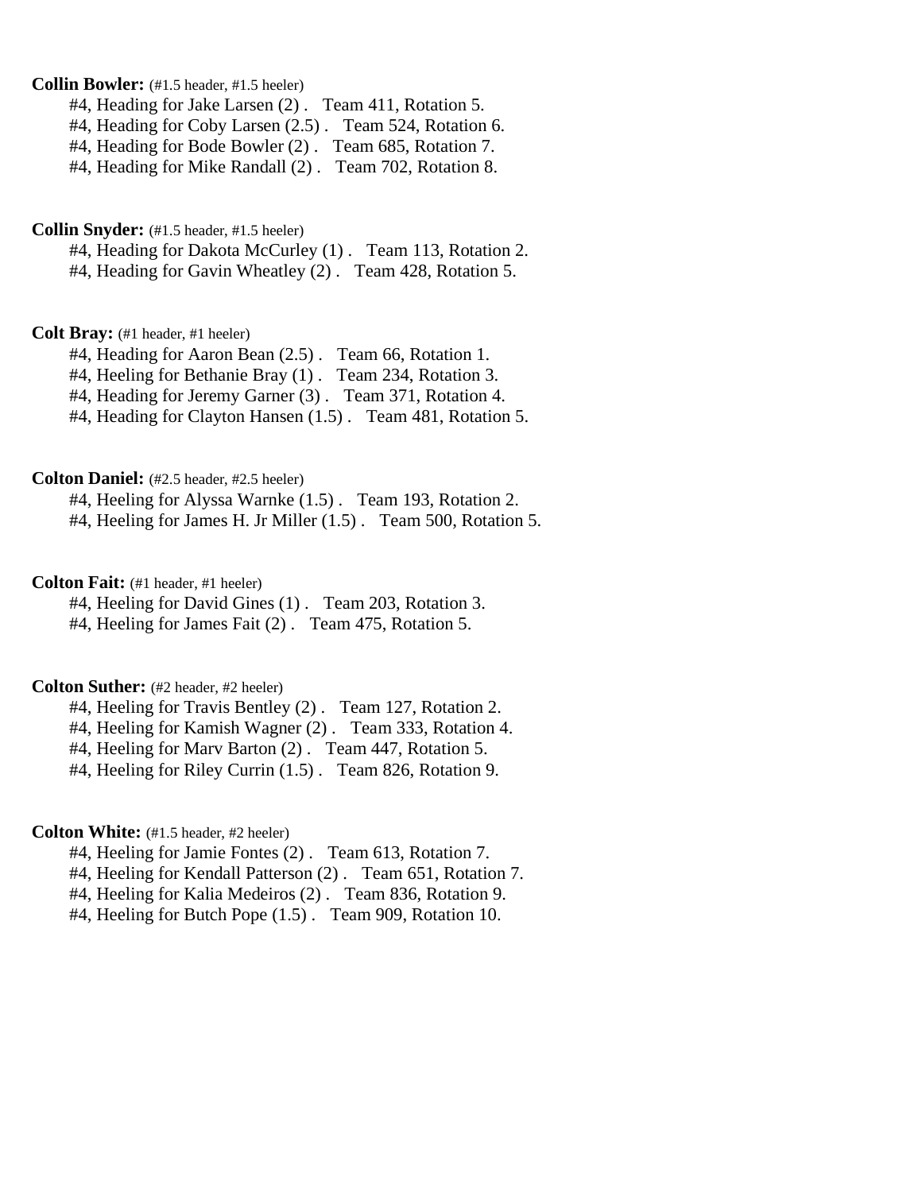**Collin Bowler:** (#1.5 header, #1.5 heeler)

#4, Heading for Jake Larsen (2) .   Team 411, Rotation 5.
#4, Heading for Coby Larsen (2.5) .   Team 524, Rotation 6.
#4, Heading for Bode Bowler (2) .   Team 685, Rotation 7.
#4, Heading for Mike Randall (2) .   Team 702, Rotation 8.

**Collin Snyder:** (#1.5 header, #1.5 heeler)

#4, Heading for Dakota McCurley (1) .   Team 113, Rotation 2.
#4, Heading for Gavin Wheatley (2) .   Team 428, Rotation 5.

**Colt Bray:** (#1 header, #1 heeler)

#4, Heading for Aaron Bean (2.5) .   Team 66, Rotation 1.
#4, Heeling for Bethanie Bray (1) .   Team 234, Rotation 3.
#4, Heading for Jeremy Garner (3) .   Team 371, Rotation 4.
#4, Heading for Clayton Hansen (1.5) .   Team 481, Rotation 5.

**Colton Daniel:** (#2.5 header, #2.5 heeler)

#4, Heeling for Alyssa Warnke (1.5) .   Team 193, Rotation 2.
#4, Heeling for James H. Jr Miller (1.5) .   Team 500, Rotation 5.

**Colton Fait:** (#1 header, #1 heeler)

#4, Heeling for David Gines (1) .   Team 203, Rotation 3.
#4, Heeling for James Fait (2) .   Team 475, Rotation 5.

**Colton Suther:** (#2 header, #2 heeler)

#4, Heeling for Travis Bentley (2) .   Team 127, Rotation 2.
#4, Heeling for Kamish Wagner (2) .   Team 333, Rotation 4.
#4, Heeling for Marv Barton (2) .   Team 447, Rotation 5.
#4, Heeling for Riley Currin (1.5) .   Team 826, Rotation 9.

**Colton White:** (#1.5 header, #2 heeler)

#4, Heeling for Jamie Fontes (2) .   Team 613, Rotation 7.
#4, Heeling for Kendall Patterson (2) .   Team 651, Rotation 7.
#4, Heeling for Kalia Medeiros (2) .   Team 836, Rotation 9.
#4, Heeling for Butch Pope (1.5) .   Team 909, Rotation 10.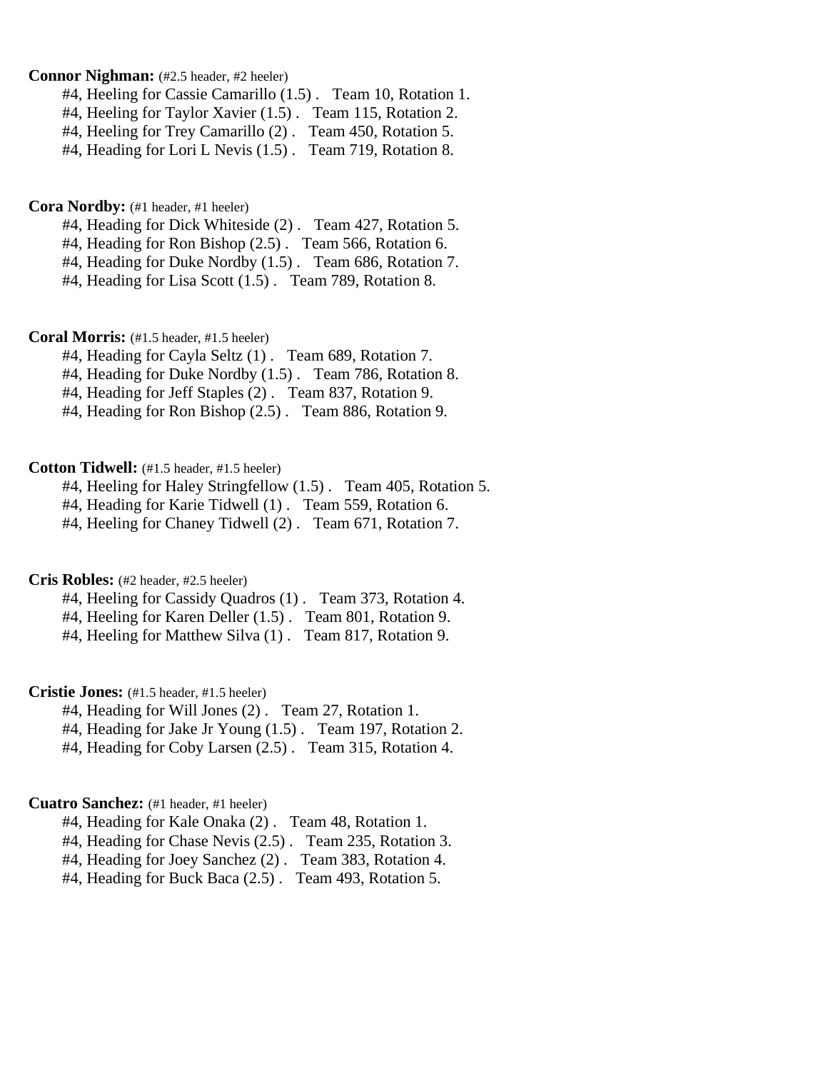**Connor Nighman:** (#2.5 header, #2 heeler)

#4, Heeling for Cassie Camarillo (1.5) . Team 10, Rotation 1.
#4, Heeling for Taylor Xavier (1.5) . Team 115, Rotation 2.
#4, Heeling for Trey Camarillo (2) . Team 450, Rotation 5.
#4, Heading for Lori L Nevis (1.5) . Team 719, Rotation 8.

**Cora Nordby:** (#1 header, #1 heeler)

#4, Heading for Dick Whiteside (2) . Team 427, Rotation 5.
#4, Heading for Ron Bishop (2.5) . Team 566, Rotation 6.
#4, Heading for Duke Nordby (1.5) . Team 686, Rotation 7.
#4, Heading for Lisa Scott (1.5) . Team 789, Rotation 8.

**Coral Morris:** (#1.5 header, #1.5 heeler)

#4, Heading for Cayla Seltz (1) . Team 689, Rotation 7.
#4, Heading for Duke Nordby (1.5) . Team 786, Rotation 8.
#4, Heading for Jeff Staples (2) . Team 837, Rotation 9.
#4, Heading for Ron Bishop (2.5) . Team 886, Rotation 9.

**Cotton Tidwell:** (#1.5 header, #1.5 heeler)

#4, Heeling for Haley Stringfellow (1.5) . Team 405, Rotation 5.
#4, Heading for Karie Tidwell (1) . Team 559, Rotation 6.
#4, Heeling for Chaney Tidwell (2) . Team 671, Rotation 7.

**Cris Robles:** (#2 header, #2.5 heeler)

#4, Heeling for Cassidy Quadros (1) . Team 373, Rotation 4.
#4, Heeling for Karen Deller (1.5) . Team 801, Rotation 9.
#4, Heeling for Matthew Silva (1) . Team 817, Rotation 9.

**Cristie Jones:** (#1.5 header, #1.5 heeler)

#4, Heading for Will Jones (2) . Team 27, Rotation 1.
#4, Heading for Jake Jr Young (1.5) . Team 197, Rotation 2.
#4, Heading for Coby Larsen (2.5) . Team 315, Rotation 4.

**Cuatro Sanchez:** (#1 header, #1 heeler)

#4, Heading for Kale Onaka (2) . Team 48, Rotation 1.
#4, Heading for Chase Nevis (2.5) . Team 235, Rotation 3.
#4, Heading for Joey Sanchez (2) . Team 383, Rotation 4.
#4, Heading for Buck Baca (2.5) . Team 493, Rotation 5.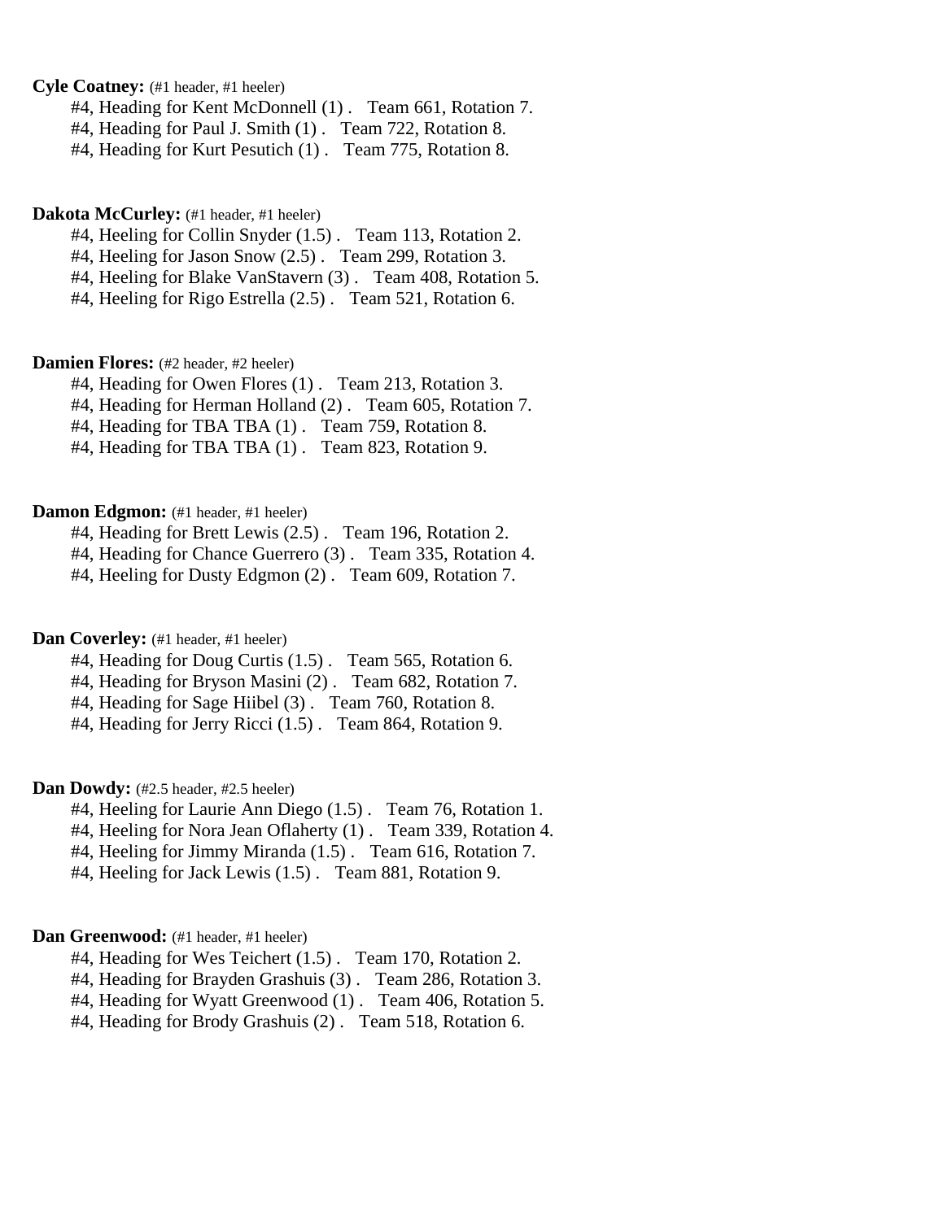**Cyle Coatney:** (#1 header, #1 heeler)

#4, Heading for Kent McDonnell (1) . Team 661, Rotation 7.
#4, Heading for Paul J. Smith (1) . Team 722, Rotation 8.
#4, Heading for Kurt Pesutich (1) . Team 775, Rotation 8.

**Dakota McCurley:** (#1 header, #1 heeler)

#4, Heeling for Collin Snyder (1.5) . Team 113, Rotation 2.
#4, Heeling for Jason Snow (2.5) . Team 299, Rotation 3.
#4, Heeling for Blake VanStavern (3) . Team 408, Rotation 5.
#4, Heeling for Rigo Estrella (2.5) . Team 521, Rotation 6.

**Damien Flores:** (#2 header, #2 heeler)

#4, Heading for Owen Flores (1) . Team 213, Rotation 3.
#4, Heading for Herman Holland (2) . Team 605, Rotation 7.
#4, Heading for TBA TBA (1) . Team 759, Rotation 8.
#4, Heading for TBA TBA (1) . Team 823, Rotation 9.

**Damon Edgmon:** (#1 header, #1 heeler)

#4, Heading for Brett Lewis (2.5) . Team 196, Rotation 2.
#4, Heading for Chance Guerrero (3) . Team 335, Rotation 4.
#4, Heeling for Dusty Edgmon (2) . Team 609, Rotation 7.

**Dan Coverley:** (#1 header, #1 heeler)

#4, Heading for Doug Curtis (1.5) . Team 565, Rotation 6.
#4, Heading for Bryson Masini (2) . Team 682, Rotation 7.
#4, Heading for Sage Hiibel (3) . Team 760, Rotation 8.
#4, Heading for Jerry Ricci (1.5) . Team 864, Rotation 9.

**Dan Dowdy:** (#2.5 header, #2.5 heeler)

#4, Heeling for Laurie Ann Diego (1.5) . Team 76, Rotation 1.
#4, Heeling for Nora Jean Oflaherty (1) . Team 339, Rotation 4.
#4, Heeling for Jimmy Miranda (1.5) . Team 616, Rotation 7.
#4, Heeling for Jack Lewis (1.5) . Team 881, Rotation 9.

**Dan Greenwood:** (#1 header, #1 heeler)

#4, Heading for Wes Teichert (1.5) . Team 170, Rotation 2.
#4, Heading for Brayden Grashuis (3) . Team 286, Rotation 3.
#4, Heading for Wyatt Greenwood (1) . Team 406, Rotation 5.
#4, Heading for Brody Grashuis (2) . Team 518, Rotation 6.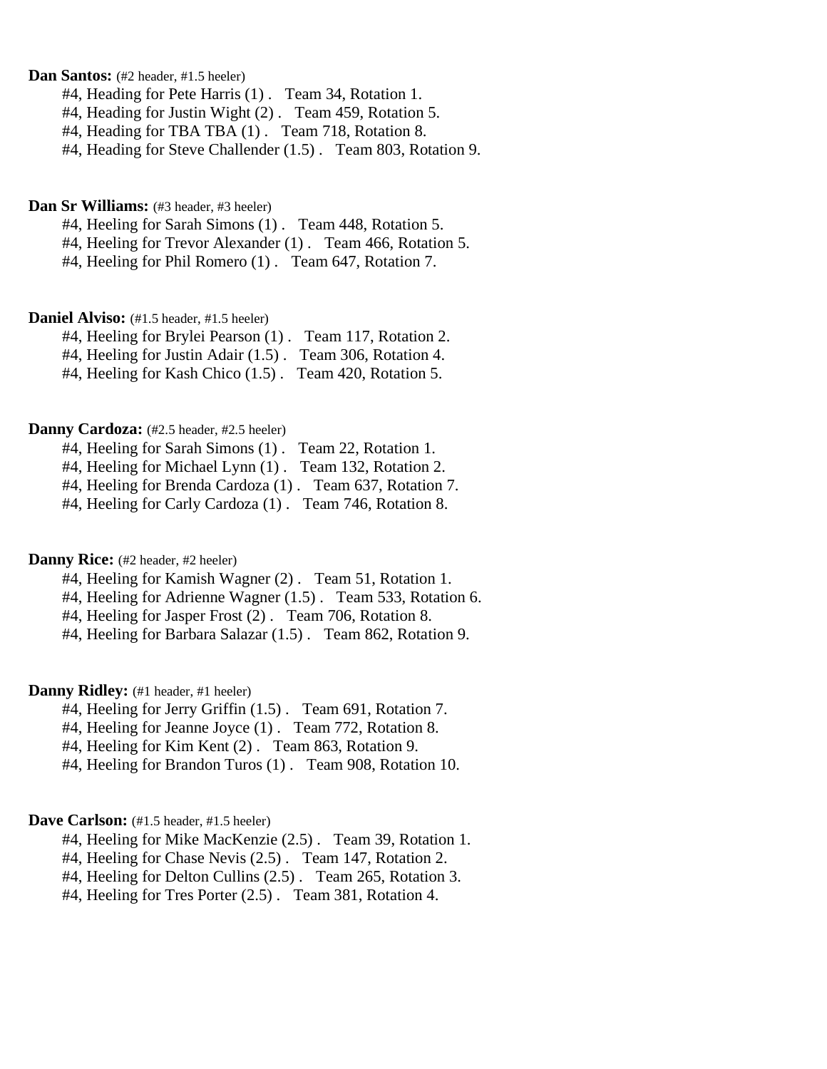**Dan Santos:** (#2 header, #1.5 heeler)

#4, Heading for Pete Harris (1) .   Team 34, Rotation 1.
#4, Heading for Justin Wight (2) .   Team 459, Rotation 5.
#4, Heading for TBA TBA (1) .   Team 718, Rotation 8.
#4, Heading for Steve Challender (1.5) .   Team 803, Rotation 9.

**Dan Sr Williams:** (#3 header, #3 heeler)

#4, Heeling for Sarah Simons (1) .   Team 448, Rotation 5.
#4, Heeling for Trevor Alexander (1) .   Team 466, Rotation 5.
#4, Heeling for Phil Romero (1) .   Team 647, Rotation 7.

**Daniel Alviso:** (#1.5 header, #1.5 heeler)

#4, Heeling for Brylei Pearson (1) .   Team 117, Rotation 2.
#4, Heeling for Justin Adair (1.5) .   Team 306, Rotation 4.
#4, Heeling for Kash Chico (1.5) .   Team 420, Rotation 5.

**Danny Cardoza:** (#2.5 header, #2.5 heeler)

#4, Heeling for Sarah Simons (1) .   Team 22, Rotation 1.
#4, Heeling for Michael Lynn (1) .   Team 132, Rotation 2.
#4, Heeling for Brenda Cardoza (1) .   Team 637, Rotation 7.
#4, Heeling for Carly Cardoza (1) .   Team 746, Rotation 8.

**Danny Rice:** (#2 header, #2 heeler)

#4, Heeling for Kamish Wagner (2) .   Team 51, Rotation 1.
#4, Heeling for Adrienne Wagner (1.5) .   Team 533, Rotation 6.
#4, Heeling for Jasper Frost (2) .   Team 706, Rotation 8.
#4, Heeling for Barbara Salazar (1.5) .   Team 862, Rotation 9.

**Danny Ridley:** (#1 header, #1 heeler)

#4, Heeling for Jerry Griffin (1.5) .   Team 691, Rotation 7.
#4, Heeling for Jeanne Joyce (1) .   Team 772, Rotation 8.
#4, Heeling for Kim Kent (2) .   Team 863, Rotation 9.
#4, Heeling for Brandon Turos (1) .   Team 908, Rotation 10.

**Dave Carlson:** (#1.5 header, #1.5 heeler)

#4, Heeling for Mike MacKenzie (2.5) .   Team 39, Rotation 1.
#4, Heeling for Chase Nevis (2.5) .   Team 147, Rotation 2.
#4, Heeling for Delton Cullins (2.5) .   Team 265, Rotation 3.
#4, Heeling for Tres Porter (2.5) .   Team 381, Rotation 4.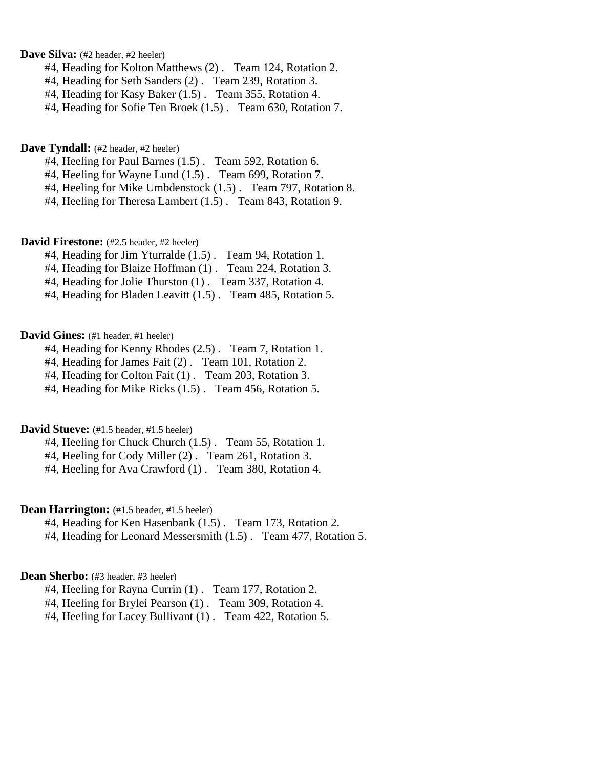**Dave Silva:** (#2 header, #2 heeler)

#4, Heading for Kolton Matthews (2) . Team 124, Rotation 2.
#4, Heading for Seth Sanders (2) . Team 239, Rotation 3.
#4, Heading for Kasy Baker (1.5) . Team 355, Rotation 4.
#4, Heading for Sofie Ten Broek (1.5) . Team 630, Rotation 7.

**Dave Tyndall:** (#2 header, #2 heeler)

#4, Heeling for Paul Barnes (1.5) . Team 592, Rotation 6.
#4, Heeling for Wayne Lund (1.5) . Team 699, Rotation 7.
#4, Heeling for Mike Umbdenstock (1.5) . Team 797, Rotation 8.
#4, Heeling for Theresa Lambert (1.5) . Team 843, Rotation 9.

**David Firestone:** (#2.5 header, #2 heeler)

#4, Heading for Jim Yturralde (1.5) . Team 94, Rotation 1.
#4, Heading for Blaize Hoffman (1) . Team 224, Rotation 3.
#4, Heading for Jolie Thurston (1) . Team 337, Rotation 4.
#4, Heading for Bladen Leavitt (1.5) . Team 485, Rotation 5.

**David Gines:** (#1 header, #1 heeler)

#4, Heading for Kenny Rhodes (2.5) . Team 7, Rotation 1.
#4, Heading for James Fait (2) . Team 101, Rotation 2.
#4, Heading for Colton Fait (1) . Team 203, Rotation 3.
#4, Heading for Mike Ricks (1.5) . Team 456, Rotation 5.

**David Stueve:** (#1.5 header, #1.5 heeler)

#4, Heeling for Chuck Church (1.5) . Team 55, Rotation 1.
#4, Heeling for Cody Miller (2) . Team 261, Rotation 3.
#4, Heeling for Ava Crawford (1) . Team 380, Rotation 4.

**Dean Harrington:** (#1.5 header, #1.5 heeler)

#4, Heading for Ken Hasenbank (1.5) . Team 173, Rotation 2.
#4, Heading for Leonard Messersmith (1.5) . Team 477, Rotation 5.

**Dean Sherbo:** (#3 header, #3 heeler)

#4, Heeling for Rayna Currin (1) . Team 177, Rotation 2.
#4, Heeling for Brylei Pearson (1) . Team 309, Rotation 4.
#4, Heeling for Lacey Bullivant (1) . Team 422, Rotation 5.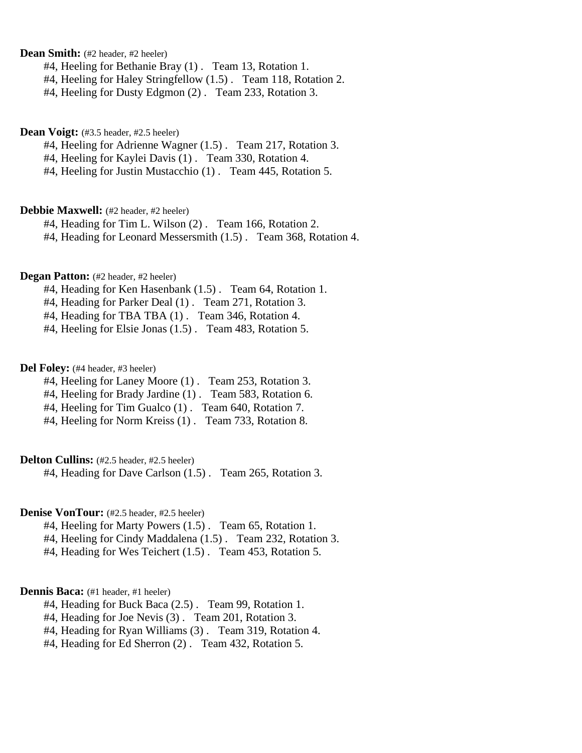**Dean Smith:** (#2 header, #2 heeler)

#4, Heeling for Bethanie Bray (1) .   Team 13, Rotation 1.
#4, Heeling for Haley Stringfellow (1.5) .   Team 118, Rotation 2.
#4, Heeling for Dusty Edgmon (2) .   Team 233, Rotation 3.

**Dean Voigt:** (#3.5 header, #2.5 heeler)

#4, Heeling for Adrienne Wagner (1.5) .   Team 217, Rotation 3.
#4, Heeling for Kaylei Davis (1) .   Team 330, Rotation 4.
#4, Heeling for Justin Mustacchio (1) .   Team 445, Rotation 5.

**Debbie Maxwell:** (#2 header, #2 heeler)

#4, Heading for Tim L. Wilson (2) .   Team 166, Rotation 2.
#4, Heading for Leonard Messersmith (1.5) .   Team 368, Rotation 4.

**Degan Patton:** (#2 header, #2 heeler)

#4, Heading for Ken Hasenbank (1.5) .   Team 64, Rotation 1.
#4, Heading for Parker Deal (1) .   Team 271, Rotation 3.
#4, Heading for TBA TBA (1) .   Team 346, Rotation 4.
#4, Heeling for Elsie Jonas (1.5) .   Team 483, Rotation 5.

**Del Foley:** (#4 header, #3 heeler)

#4, Heeling for Laney Moore (1) .   Team 253, Rotation 3.
#4, Heeling for Brady Jardine (1) .   Team 583, Rotation 6.
#4, Heeling for Tim Gualco (1) .   Team 640, Rotation 7.
#4, Heeling for Norm Kreiss (1) .   Team 733, Rotation 8.

**Delton Cullins:** (#2.5 header, #2.5 heeler)

#4, Heading for Dave Carlson (1.5) .   Team 265, Rotation 3.

**Denise VonTour:** (#2.5 header, #2.5 heeler)

#4, Heeling for Marty Powers (1.5) .   Team 65, Rotation 1.
#4, Heeling for Cindy Maddalena (1.5) .   Team 232, Rotation 3.
#4, Heading for Wes Teichert (1.5) .   Team 453, Rotation 5.

**Dennis Baca:** (#1 header, #1 heeler)

#4, Heading for Buck Baca (2.5) .   Team 99, Rotation 1.
#4, Heading for Joe Nevis (3) .   Team 201, Rotation 3.
#4, Heading for Ryan Williams (3) .   Team 319, Rotation 4.
#4, Heading for Ed Sherron (2) .   Team 432, Rotation 5.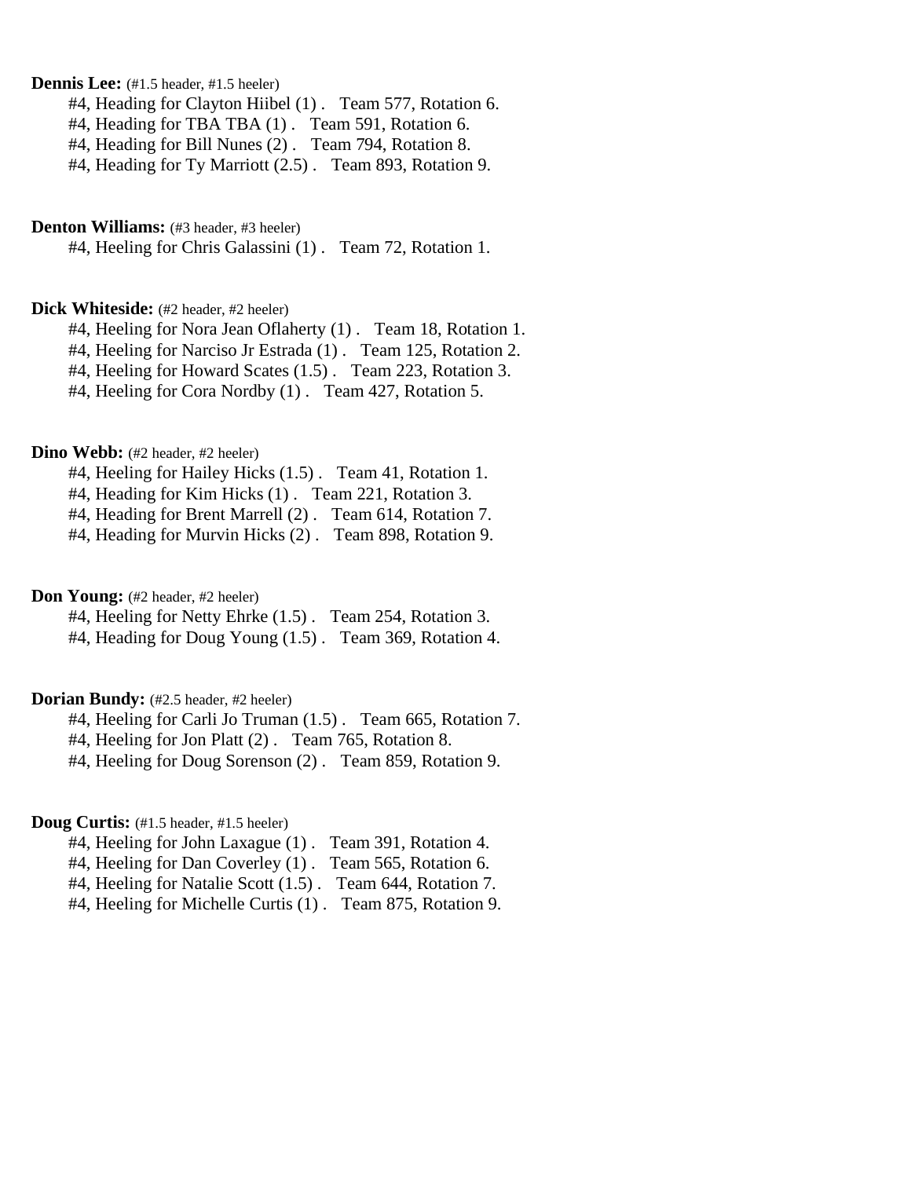**Dennis Lee:** (#1.5 header, #1.5 heeler)

#4, Heading for Clayton Hiibel (1) . Team 577, Rotation 6.
#4, Heading for TBA TBA (1) . Team 591, Rotation 6.
#4, Heading for Bill Nunes (2) . Team 794, Rotation 8.
#4, Heading for Ty Marriott (2.5) . Team 893, Rotation 9.

**Denton Williams:** (#3 header, #3 heeler)

#4, Heeling for Chris Galassini (1) . Team 72, Rotation 1.

**Dick Whiteside:** (#2 header, #2 heeler)

#4, Heeling for Nora Jean Oflaherty (1) . Team 18, Rotation 1.
#4, Heeling for Narciso Jr Estrada (1) . Team 125, Rotation 2.
#4, Heeling for Howard Scates (1.5) . Team 223, Rotation 3.
#4, Heeling for Cora Nordby (1) . Team 427, Rotation 5.

**Dino Webb:** (#2 header, #2 heeler)

#4, Heeling for Hailey Hicks (1.5) . Team 41, Rotation 1.
#4, Heading for Kim Hicks (1) . Team 221, Rotation 3.
#4, Heading for Brent Marrell (2) . Team 614, Rotation 7.
#4, Heading for Murvin Hicks (2) . Team 898, Rotation 9.

**Don Young:** (#2 header, #2 heeler)

#4, Heeling for Netty Ehrke (1.5) . Team 254, Rotation 3.
#4, Heading for Doug Young (1.5) . Team 369, Rotation 4.

**Dorian Bundy:** (#2.5 header, #2 heeler)

#4, Heeling for Carli Jo Truman (1.5) . Team 665, Rotation 7.
#4, Heeling for Jon Platt (2) . Team 765, Rotation 8.
#4, Heeling for Doug Sorenson (2) . Team 859, Rotation 9.

**Doug Curtis:** (#1.5 header, #1.5 heeler)

#4, Heeling for John Laxague (1) . Team 391, Rotation 4.
#4, Heeling for Dan Coverley (1) . Team 565, Rotation 6.
#4, Heeling for Natalie Scott (1.5) . Team 644, Rotation 7.
#4, Heeling for Michelle Curtis (1) . Team 875, Rotation 9.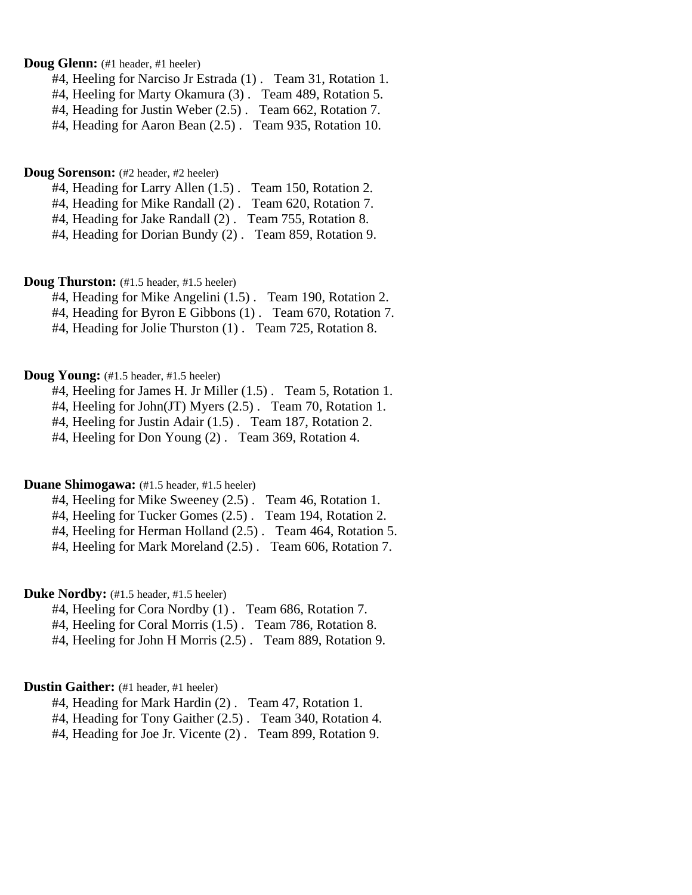**Doug Glenn:** (#1 header, #1 heeler)

#4, Heeling for Narciso Jr Estrada (1) . Team 31, Rotation 1.
#4, Heeling for Marty Okamura (3) . Team 489, Rotation 5.
#4, Heading for Justin Weber (2.5) . Team 662, Rotation 7.
#4, Heading for Aaron Bean (2.5) . Team 935, Rotation 10.

**Doug Sorenson:** (#2 header, #2 heeler)

#4, Heading for Larry Allen (1.5) . Team 150, Rotation 2.
#4, Heading for Mike Randall (2) . Team 620, Rotation 7.
#4, Heading for Jake Randall (2) . Team 755, Rotation 8.
#4, Heading for Dorian Bundy (2) . Team 859, Rotation 9.

**Doug Thurston:** (#1.5 header, #1.5 heeler)

#4, Heading for Mike Angelini (1.5) . Team 190, Rotation 2.
#4, Heading for Byron E Gibbons (1) . Team 670, Rotation 7.
#4, Heading for Jolie Thurston (1) . Team 725, Rotation 8.

**Doug Young:** (#1.5 header, #1.5 heeler)

#4, Heeling for James H. Jr Miller (1.5) . Team 5, Rotation 1.
#4, Heeling for John(JT) Myers (2.5) . Team 70, Rotation 1.
#4, Heeling for Justin Adair (1.5) . Team 187, Rotation 2.
#4, Heeling for Don Young (2) . Team 369, Rotation 4.

**Duane Shimogawa:** (#1.5 header, #1.5 heeler)

#4, Heeling for Mike Sweeney (2.5) . Team 46, Rotation 1.
#4, Heeling for Tucker Gomes (2.5) . Team 194, Rotation 2.
#4, Heeling for Herman Holland (2.5) . Team 464, Rotation 5.
#4, Heeling for Mark Moreland (2.5) . Team 606, Rotation 7.

**Duke Nordby:** (#1.5 header, #1.5 heeler)

#4, Heeling for Cora Nordby (1) . Team 686, Rotation 7.
#4, Heeling for Coral Morris (1.5) . Team 786, Rotation 8.
#4, Heeling for John H Morris (2.5) . Team 889, Rotation 9.

**Dustin Gaither:** (#1 header, #1 heeler)

#4, Heading for Mark Hardin (2) . Team 47, Rotation 1.
#4, Heading for Tony Gaither (2.5) . Team 340, Rotation 4.
#4, Heading for Joe Jr. Vicente (2) . Team 899, Rotation 9.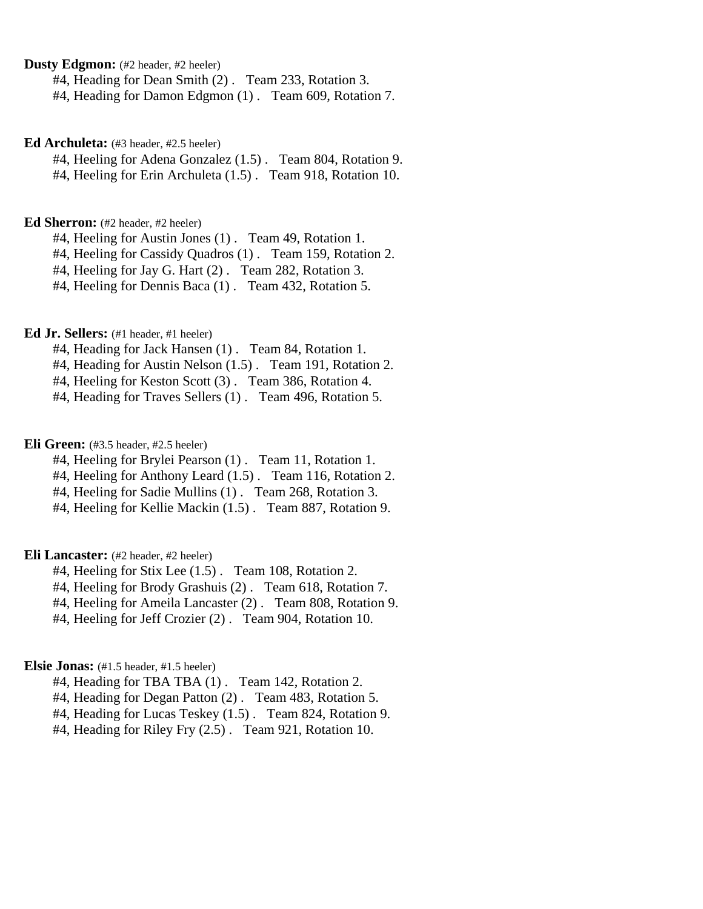**Dusty Edgmon:** (#2 header, #2 heeler)

#4, Heading for Dean Smith (2) . Team 233, Rotation 3.
#4, Heading for Damon Edgmon (1) . Team 609, Rotation 7.

**Ed Archuleta:** (#3 header, #2.5 heeler)

#4, Heeling for Adena Gonzalez (1.5) . Team 804, Rotation 9.
#4, Heeling for Erin Archuleta (1.5) . Team 918, Rotation 10.

**Ed Sherron:** (#2 header, #2 heeler)

#4, Heeling for Austin Jones (1) . Team 49, Rotation 1.
#4, Heeling for Cassidy Quadros (1) . Team 159, Rotation 2.
#4, Heeling for Jay G. Hart (2) . Team 282, Rotation 3.
#4, Heeling for Dennis Baca (1) . Team 432, Rotation 5.

**Ed Jr. Sellers:** (#1 header, #1 heeler)

#4, Heading for Jack Hansen (1) . Team 84, Rotation 1.
#4, Heading for Austin Nelson (1.5) . Team 191, Rotation 2.
#4, Heeling for Keston Scott (3) . Team 386, Rotation 4.
#4, Heading for Traves Sellers (1) . Team 496, Rotation 5.

**Eli Green:** (#3.5 header, #2.5 heeler)

#4, Heeling for Brylei Pearson (1) . Team 11, Rotation 1.
#4, Heeling for Anthony Leard (1.5) . Team 116, Rotation 2.
#4, Heeling for Sadie Mullins (1) . Team 268, Rotation 3.
#4, Heeling for Kellie Mackin (1.5) . Team 887, Rotation 9.

**Eli Lancaster:** (#2 header, #2 heeler)

#4, Heeling for Stix Lee (1.5) . Team 108, Rotation 2.
#4, Heeling for Brody Grashuis (2) . Team 618, Rotation 7.
#4, Heeling for Ameila Lancaster (2) . Team 808, Rotation 9.
#4, Heeling for Jeff Crozier (2) . Team 904, Rotation 10.

**Elsie Jonas:** (#1.5 header, #1.5 heeler)

#4, Heading for TBA TBA (1) . Team 142, Rotation 2.
#4, Heading for Degan Patton (2) . Team 483, Rotation 5.
#4, Heading for Lucas Teskey (1.5) . Team 824, Rotation 9.
#4, Heading for Riley Fry (2.5) . Team 921, Rotation 10.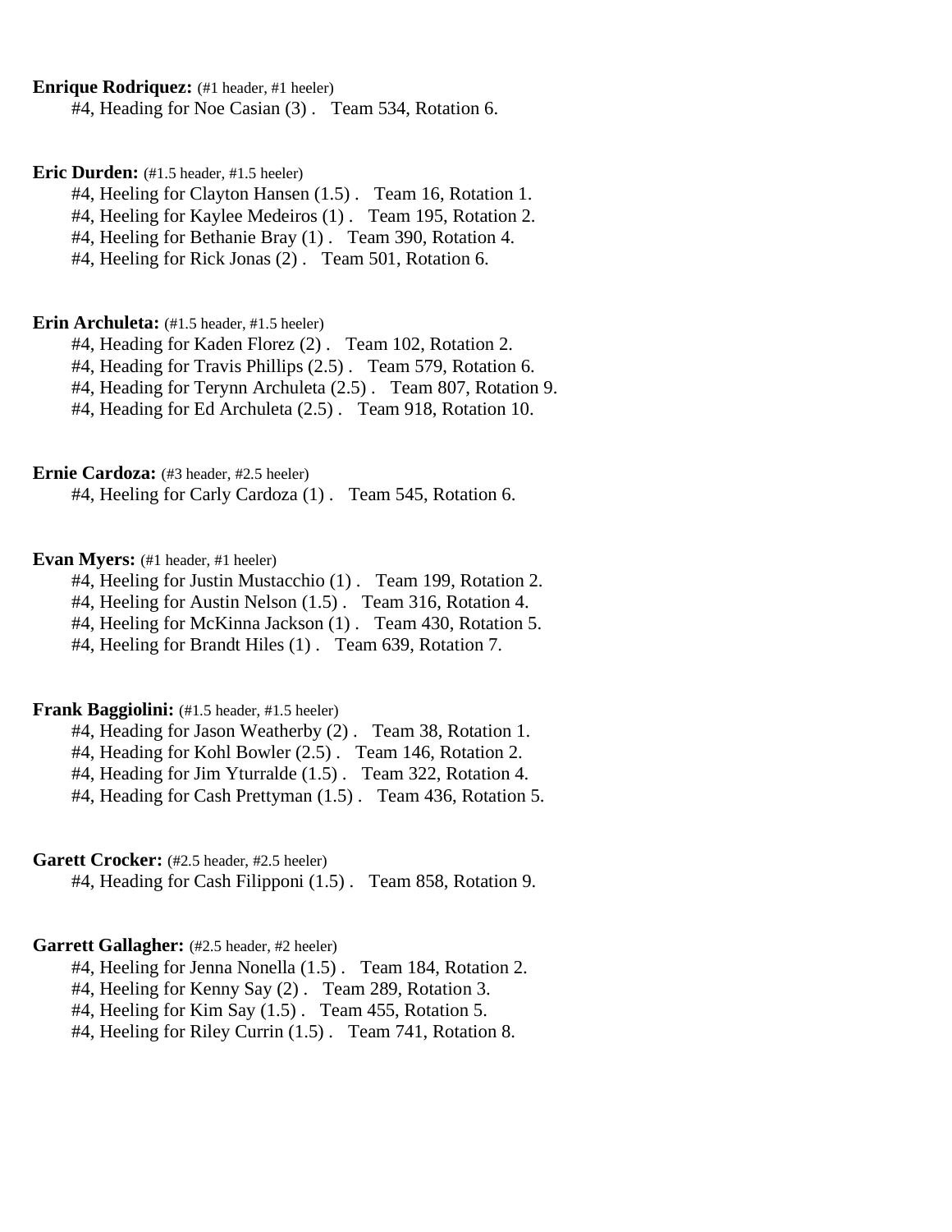**Enrique Rodriquez:** (#1 header, #1 heeler)
#4, Heading for Noe Casian (3) . Team 534, Rotation 6.

**Eric Durden:** (#1.5 header, #1.5 heeler)
#4, Heeling for Clayton Hansen (1.5) . Team 16, Rotation 1.
#4, Heeling for Kaylee Medeiros (1) . Team 195, Rotation 2.
#4, Heeling for Bethanie Bray (1) . Team 390, Rotation 4.
#4, Heeling for Rick Jonas (2) . Team 501, Rotation 6.

**Erin Archuleta:** (#1.5 header, #1.5 heeler)
#4, Heading for Kaden Florez (2) . Team 102, Rotation 2.
#4, Heading for Travis Phillips (2.5) . Team 579, Rotation 6.
#4, Heading for Terynn Archuleta (2.5) . Team 807, Rotation 9.
#4, Heading for Ed Archuleta (2.5) . Team 918, Rotation 10.

**Ernie Cardoza:** (#3 header, #2.5 heeler)
#4, Heeling for Carly Cardoza (1) . Team 545, Rotation 6.

**Evan Myers:** (#1 header, #1 heeler)
#4, Heeling for Justin Mustacchio (1) . Team 199, Rotation 2.
#4, Heeling for Austin Nelson (1.5) . Team 316, Rotation 4.
#4, Heeling for McKinna Jackson (1) . Team 430, Rotation 5.
#4, Heeling for Brandt Hiles (1) . Team 639, Rotation 7.

**Frank Baggiolini:** (#1.5 header, #1.5 heeler)
#4, Heading for Jason Weatherby (2) . Team 38, Rotation 1.
#4, Heading for Kohl Bowler (2.5) . Team 146, Rotation 2.
#4, Heading for Jim Yturralde (1.5) . Team 322, Rotation 4.
#4, Heading for Cash Prettyman (1.5) . Team 436, Rotation 5.

**Garett Crocker:** (#2.5 header, #2.5 heeler)
#4, Heading for Cash Filipponi (1.5) . Team 858, Rotation 9.

**Garrett Gallagher:** (#2.5 header, #2 heeler)
#4, Heeling for Jenna Nonella (1.5) . Team 184, Rotation 2.
#4, Heeling for Kenny Say (2) . Team 289, Rotation 3.
#4, Heeling for Kim Say (1.5) . Team 455, Rotation 5.
#4, Heeling for Riley Currin (1.5) . Team 741, Rotation 8.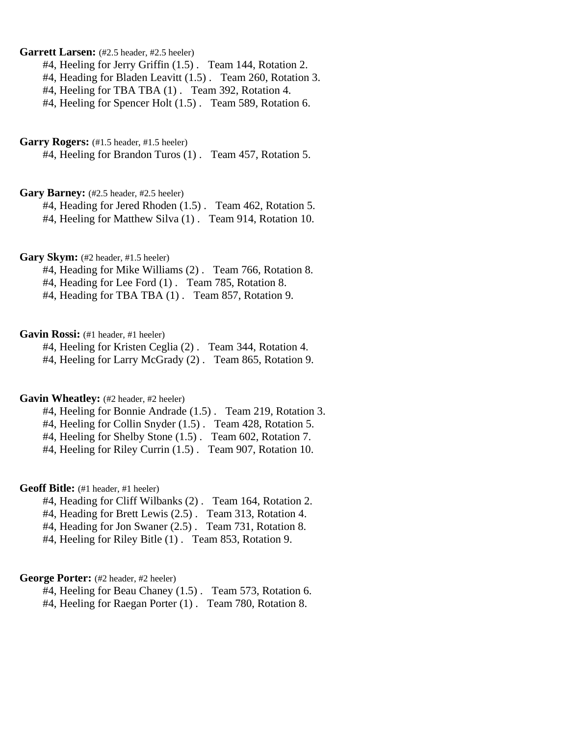**Garrett Larsen:** (#2.5 header, #2.5 heeler)
#4, Heeling for Jerry Griffin (1.5) .   Team 144, Rotation 2.
#4, Heading for Bladen Leavitt (1.5) .   Team 260, Rotation 3.
#4, Heeling for TBA TBA (1) .   Team 392, Rotation 4.
#4, Heeling for Spencer Holt (1.5) .   Team 589, Rotation 6.

**Garry Rogers:** (#1.5 header, #1.5 heeler)
#4, Heeling for Brandon Turos (1) .   Team 457, Rotation 5.

**Gary Barney:** (#2.5 header, #2.5 heeler)
#4, Heading for Jered Rhoden (1.5) .   Team 462, Rotation 5.
#4, Heeling for Matthew Silva (1) .   Team 914, Rotation 10.

**Gary Skym:** (#2 header, #1.5 heeler)
#4, Heading for Mike Williams (2) .   Team 766, Rotation 8.
#4, Heading for Lee Ford (1) .   Team 785, Rotation 8.
#4, Heading for TBA TBA (1) .   Team 857, Rotation 9.

**Gavin Rossi:** (#1 header, #1 heeler)
#4, Heeling for Kristen Ceglia (2) .   Team 344, Rotation 4.
#4, Heeling for Larry McGrady (2) .   Team 865, Rotation 9.

**Gavin Wheatley:** (#2 header, #2 heeler)
#4, Heeling for Bonnie Andrade (1.5) .   Team 219, Rotation 3.
#4, Heeling for Collin Snyder (1.5) .   Team 428, Rotation 5.
#4, Heeling for Shelby Stone (1.5) .   Team 602, Rotation 7.
#4, Heeling for Riley Currin (1.5) .   Team 907, Rotation 10.

**Geoff Bitle:** (#1 header, #1 heeler)
#4, Heading for Cliff Wilbanks (2) .   Team 164, Rotation 2.
#4, Heading for Brett Lewis (2.5) .   Team 313, Rotation 4.
#4, Heading for Jon Swaner (2.5) .   Team 731, Rotation 8.
#4, Heeling for Riley Bitle (1) .   Team 853, Rotation 9.

**George Porter:** (#2 header, #2 heeler)
#4, Heeling for Beau Chaney (1.5) .   Team 573, Rotation 6.
#4, Heeling for Raegan Porter (1) .   Team 780, Rotation 8.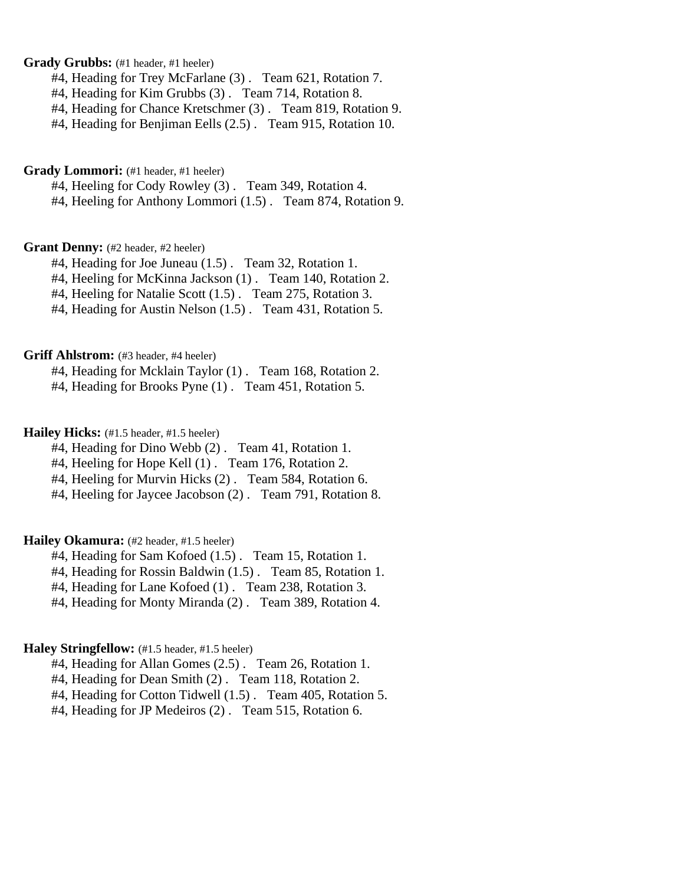**Grady Grubbs:** (#1 header, #1 heeler)

#4, Heading for Trey McFarlane (3) . Team 621, Rotation 7.
#4, Heading for Kim Grubbs (3) . Team 714, Rotation 8.
#4, Heading for Chance Kretschmer (3) . Team 819, Rotation 9.
#4, Heading for Benjiman Eells (2.5) . Team 915, Rotation 10.

**Grady Lommori:** (#1 header, #1 heeler)

#4, Heeling for Cody Rowley (3) . Team 349, Rotation 4.
#4, Heeling for Anthony Lommori (1.5) . Team 874, Rotation 9.

**Grant Denny:** (#2 header, #2 heeler)

#4, Heading for Joe Juneau (1.5) . Team 32, Rotation 1.
#4, Heeling for McKinna Jackson (1) . Team 140, Rotation 2.
#4, Heeling for Natalie Scott (1.5) . Team 275, Rotation 3.
#4, Heading for Austin Nelson (1.5) . Team 431, Rotation 5.

**Griff Ahlstrom:** (#3 header, #4 heeler)

#4, Heading for Mcklain Taylor (1) . Team 168, Rotation 2.
#4, Heading for Brooks Pyne (1) . Team 451, Rotation 5.

**Hailey Hicks:** (#1.5 header, #1.5 heeler)

#4, Heading for Dino Webb (2) . Team 41, Rotation 1.
#4, Heeling for Hope Kell (1) . Team 176, Rotation 2.
#4, Heeling for Murvin Hicks (2) . Team 584, Rotation 6.
#4, Heeling for Jaycee Jacobson (2) . Team 791, Rotation 8.

**Hailey Okamura:** (#2 header, #1.5 heeler)

#4, Heading for Sam Kofoed (1.5) . Team 15, Rotation 1.
#4, Heading for Rossin Baldwin (1.5) . Team 85, Rotation 1.
#4, Heading for Lane Kofoed (1) . Team 238, Rotation 3.
#4, Heading for Monty Miranda (2) . Team 389, Rotation 4.

**Haley Stringfellow:** (#1.5 header, #1.5 heeler)

#4, Heading for Allan Gomes (2.5) . Team 26, Rotation 1.
#4, Heading for Dean Smith (2) . Team 118, Rotation 2.
#4, Heading for Cotton Tidwell (1.5) . Team 405, Rotation 5.
#4, Heading for JP Medeiros (2) . Team 515, Rotation 6.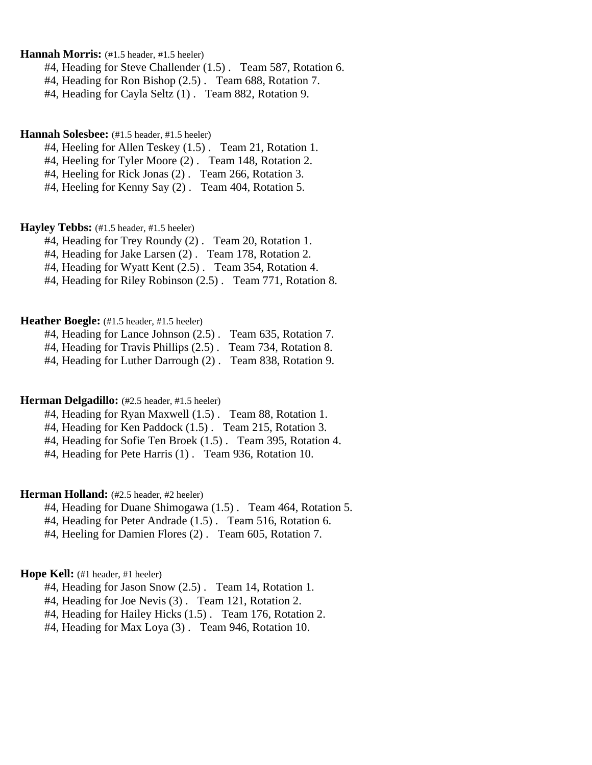**Hannah Morris:** (#1.5 header, #1.5 heeler)

#4, Heading for Steve Challender (1.5) . Team 587, Rotation 6.
#4, Heading for Ron Bishop (2.5) . Team 688, Rotation 7.
#4, Heading for Cayla Seltz (1) . Team 882, Rotation 9.

**Hannah Solesbee:** (#1.5 header, #1.5 heeler)

#4, Heeling for Allen Teskey (1.5) . Team 21, Rotation 1.
#4, Heeling for Tyler Moore (2) . Team 148, Rotation 2.
#4, Heeling for Rick Jonas (2) . Team 266, Rotation 3.
#4, Heeling for Kenny Say (2) . Team 404, Rotation 5.

**Hayley Tebbs:** (#1.5 header, #1.5 heeler)

#4, Heading for Trey Roundy (2) . Team 20, Rotation 1.
#4, Heading for Jake Larsen (2) . Team 178, Rotation 2.
#4, Heading for Wyatt Kent (2.5) . Team 354, Rotation 4.
#4, Heading for Riley Robinson (2.5) . Team 771, Rotation 8.

**Heather Boegle:** (#1.5 header, #1.5 heeler)

#4, Heading for Lance Johnson (2.5) . Team 635, Rotation 7.
#4, Heading for Travis Phillips (2.5) . Team 734, Rotation 8.
#4, Heading for Luther Darrough (2) . Team 838, Rotation 9.

**Herman Delgadillo:** (#2.5 header, #1.5 heeler)

#4, Heading for Ryan Maxwell (1.5) . Team 88, Rotation 1.
#4, Heading for Ken Paddock (1.5) . Team 215, Rotation 3.
#4, Heading for Sofie Ten Broek (1.5) . Team 395, Rotation 4.
#4, Heading for Pete Harris (1) . Team 936, Rotation 10.

**Herman Holland:** (#2.5 header, #2 heeler)

#4, Heading for Duane Shimogawa (1.5) . Team 464, Rotation 5.
#4, Heading for Peter Andrade (1.5) . Team 516, Rotation 6.
#4, Heeling for Damien Flores (2) . Team 605, Rotation 7.

**Hope Kell:** (#1 header, #1 heeler)

#4, Heading for Jason Snow (2.5) . Team 14, Rotation 1.
#4, Heading for Joe Nevis (3) . Team 121, Rotation 2.
#4, Heading for Hailey Hicks (1.5) . Team 176, Rotation 2.
#4, Heading for Max Loya (3) . Team 946, Rotation 10.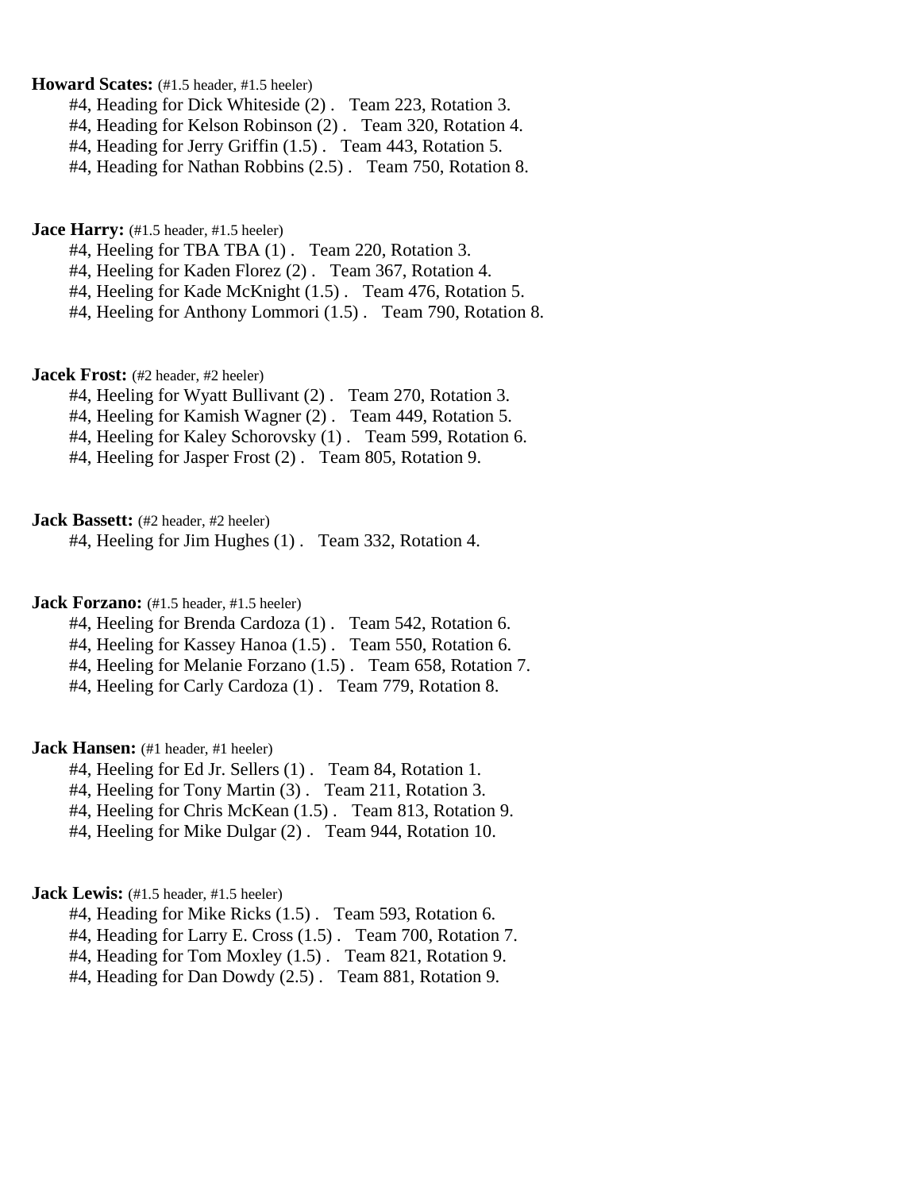**Howard Scates:** (#1.5 header, #1.5 heeler)

#4, Heading for Dick Whiteside (2) .   Team 223, Rotation 3.
#4, Heading for Kelson Robinson (2) .   Team 320, Rotation 4.
#4, Heading for Jerry Griffin (1.5) .   Team 443, Rotation 5.
#4, Heading for Nathan Robbins (2.5) .   Team 750, Rotation 8.

**Jace Harry:** (#1.5 header, #1.5 heeler)

#4, Heeling for TBA TBA (1) .   Team 220, Rotation 3.
#4, Heeling for Kaden Florez (2) .   Team 367, Rotation 4.
#4, Heeling for Kade McKnight (1.5) .   Team 476, Rotation 5.
#4, Heeling for Anthony Lommori (1.5) .   Team 790, Rotation 8.

**Jacek Frost:** (#2 header, #2 heeler)

#4, Heeling for Wyatt Bullivant (2) .   Team 270, Rotation 3.
#4, Heeling for Kamish Wagner (2) .   Team 449, Rotation 5.
#4, Heeling for Kaley Schorovsky (1) .   Team 599, Rotation 6.
#4, Heeling for Jasper Frost (2) .   Team 805, Rotation 9.

**Jack Bassett:** (#2 header, #2 heeler)

#4, Heeling for Jim Hughes (1) .   Team 332, Rotation 4.

**Jack Forzano:** (#1.5 header, #1.5 heeler)

#4, Heeling for Brenda Cardoza (1) .   Team 542, Rotation 6.
#4, Heeling for Kassey Hanoa (1.5) .   Team 550, Rotation 6.
#4, Heeling for Melanie Forzano (1.5) .   Team 658, Rotation 7.
#4, Heeling for Carly Cardoza (1) .   Team 779, Rotation 8.

**Jack Hansen:** (#1 header, #1 heeler)

#4, Heeling for Ed Jr. Sellers (1) .   Team 84, Rotation 1.
#4, Heeling for Tony Martin (3) .   Team 211, Rotation 3.
#4, Heeling for Chris McKean (1.5) .   Team 813, Rotation 9.
#4, Heeling for Mike Dulgar (2) .   Team 944, Rotation 10.

**Jack Lewis:** (#1.5 header, #1.5 heeler)

#4, Heading for Mike Ricks (1.5) .   Team 593, Rotation 6.
#4, Heading for Larry E. Cross (1.5) .   Team 700, Rotation 7.
#4, Heading for Tom Moxley (1.5) .   Team 821, Rotation 9.
#4, Heading for Dan Dowdy (2.5) .   Team 881, Rotation 9.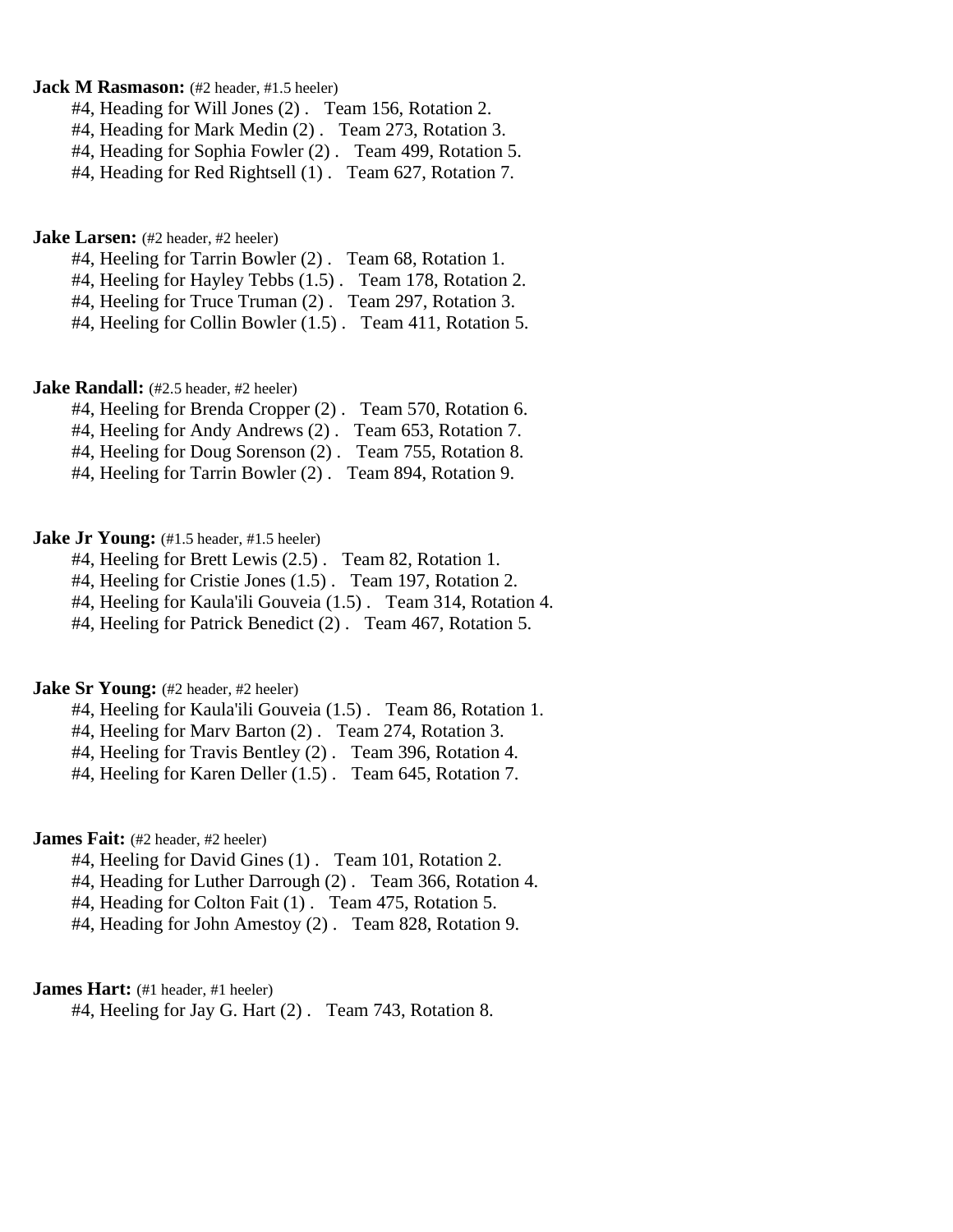**Jack M Rasmason:** (#2 header, #1.5 heeler)

#4, Heading for Will Jones (2) .   Team 156, Rotation 2.
#4, Heading for Mark Medin (2) .   Team 273, Rotation 3.
#4, Heading for Sophia Fowler (2) .   Team 499, Rotation 5.
#4, Heading for Red Rightsell (1) .   Team 627, Rotation 7.

**Jake Larsen:** (#2 header, #2 heeler)

#4, Heeling for Tarrin Bowler (2) .   Team 68, Rotation 1.
#4, Heeling for Hayley Tebbs (1.5) .   Team 178, Rotation 2.
#4, Heeling for Truce Truman (2) .   Team 297, Rotation 3.
#4, Heeling for Collin Bowler (1.5) .   Team 411, Rotation 5.

**Jake Randall:** (#2.5 header, #2 heeler)

#4, Heeling for Brenda Cropper (2) .   Team 570, Rotation 6.
#4, Heeling for Andy Andrews (2) .   Team 653, Rotation 7.
#4, Heeling for Doug Sorenson (2) .   Team 755, Rotation 8.
#4, Heeling for Tarrin Bowler (2) .   Team 894, Rotation 9.

**Jake Jr Young:** (#1.5 header, #1.5 heeler)

#4, Heeling for Brett Lewis (2.5) .   Team 82, Rotation 1.
#4, Heeling for Cristie Jones (1.5) .   Team 197, Rotation 2.
#4, Heeling for Kaula'ili Gouveia (1.5) .   Team 314, Rotation 4.
#4, Heeling for Patrick Benedict (2) .   Team 467, Rotation 5.

**Jake Sr Young:** (#2 header, #2 heeler)

#4, Heeling for Kaula'ili Gouveia (1.5) .   Team 86, Rotation 1.
#4, Heeling for Marv Barton (2) .   Team 274, Rotation 3.
#4, Heeling for Travis Bentley (2) .   Team 396, Rotation 4.
#4, Heeling for Karen Deller (1.5) .   Team 645, Rotation 7.

**James Fait:** (#2 header, #2 heeler)

#4, Heeling for David Gines (1) .   Team 101, Rotation 2.
#4, Heading for Luther Darrough (2) .   Team 366, Rotation 4.
#4, Heading for Colton Fait (1) .   Team 475, Rotation 5.
#4, Heading for John Amestoy (2) .   Team 828, Rotation 9.

**James Hart:** (#1 header, #1 heeler)

#4, Heeling for Jay G. Hart (2) .   Team 743, Rotation 8.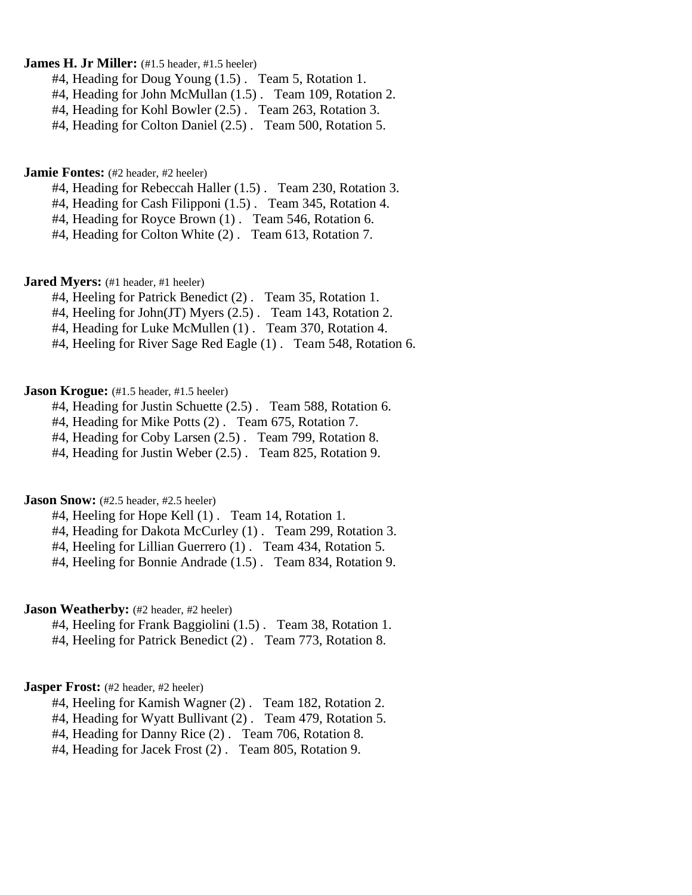**James H. Jr Miller:** (#1.5 header, #1.5 heeler)

#4, Heading for Doug Young (1.5) . Team 5, Rotation 1.
#4, Heading for John McMullan (1.5) . Team 109, Rotation 2.
#4, Heading for Kohl Bowler (2.5) . Team 263, Rotation 3.
#4, Heading for Colton Daniel (2.5) . Team 500, Rotation 5.

**Jamie Fontes:** (#2 header, #2 heeler)

#4, Heading for Rebeccah Haller (1.5) . Team 230, Rotation 3.
#4, Heading for Cash Filipponi (1.5) . Team 345, Rotation 4.
#4, Heading for Royce Brown (1) . Team 546, Rotation 6.
#4, Heading for Colton White (2) . Team 613, Rotation 7.

**Jared Myers:** (#1 header, #1 heeler)

#4, Heeling for Patrick Benedict (2) . Team 35, Rotation 1.
#4, Heeling for John(JT) Myers (2.5) . Team 143, Rotation 2.
#4, Heading for Luke McMullen (1) . Team 370, Rotation 4.
#4, Heeling for River Sage Red Eagle (1) . Team 548, Rotation 6.

**Jason Krogue:** (#1.5 header, #1.5 heeler)

#4, Heading for Justin Schuette (2.5) . Team 588, Rotation 6.
#4, Heading for Mike Potts (2) . Team 675, Rotation 7.
#4, Heading for Coby Larsen (2.5) . Team 799, Rotation 8.
#4, Heading for Justin Weber (2.5) . Team 825, Rotation 9.

**Jason Snow:** (#2.5 header, #2.5 heeler)

#4, Heeling for Hope Kell (1) . Team 14, Rotation 1.
#4, Heading for Dakota McCurley (1) . Team 299, Rotation 3.
#4, Heeling for Lillian Guerrero (1) . Team 434, Rotation 5.
#4, Heeling for Bonnie Andrade (1.5) . Team 834, Rotation 9.

**Jason Weatherby:** (#2 header, #2 heeler)

#4, Heeling for Frank Baggiolini (1.5) . Team 38, Rotation 1.
#4, Heeling for Patrick Benedict (2) . Team 773, Rotation 8.

**Jasper Frost:** (#2 header, #2 heeler)

#4, Heeling for Kamish Wagner (2) . Team 182, Rotation 2.
#4, Heading for Wyatt Bullivant (2) . Team 479, Rotation 5.
#4, Heading for Danny Rice (2) . Team 706, Rotation 8.
#4, Heading for Jacek Frost (2) . Team 805, Rotation 9.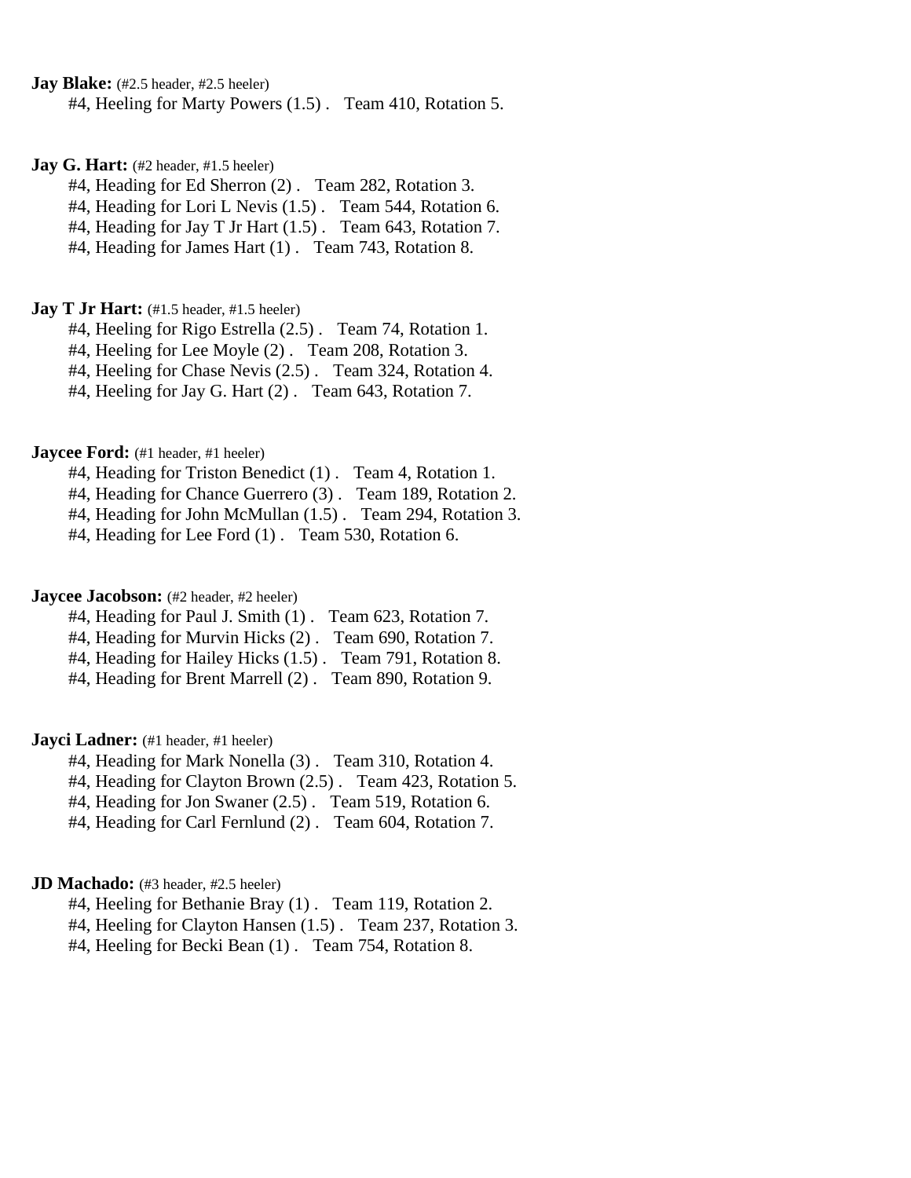**Jay Blake:** (#2.5 header, #2.5 heeler)

#4, Heeling for Marty Powers (1.5) . Team 410, Rotation 5.

**Jay G. Hart:** (#2 header, #1.5 heeler)

#4, Heading for Ed Sherron (2) . Team 282, Rotation 3.
#4, Heading for Lori L Nevis (1.5) . Team 544, Rotation 6.
#4, Heading for Jay T Jr Hart (1.5) . Team 643, Rotation 7.
#4, Heading for James Hart (1) . Team 743, Rotation 8.

**Jay T Jr Hart:** (#1.5 header, #1.5 heeler)

#4, Heeling for Rigo Estrella (2.5) . Team 74, Rotation 1.
#4, Heeling for Lee Moyle (2) . Team 208, Rotation 3.
#4, Heeling for Chase Nevis (2.5) . Team 324, Rotation 4.
#4, Heeling for Jay G. Hart (2) . Team 643, Rotation 7.

**Jaycee Ford:** (#1 header, #1 heeler)

#4, Heading for Triston Benedict (1) . Team 4, Rotation 1.
#4, Heading for Chance Guerrero (3) . Team 189, Rotation 2.
#4, Heading for John McMullan (1.5) . Team 294, Rotation 3.
#4, Heading for Lee Ford (1) . Team 530, Rotation 6.

**Jaycee Jacobson:** (#2 header, #2 heeler)

#4, Heading for Paul J. Smith (1) . Team 623, Rotation 7.
#4, Heading for Murvin Hicks (2) . Team 690, Rotation 7.
#4, Heading for Hailey Hicks (1.5) . Team 791, Rotation 8.
#4, Heading for Brent Marrell (2) . Team 890, Rotation 9.

**Jayci Ladner:** (#1 header, #1 heeler)

#4, Heading for Mark Nonella (3) . Team 310, Rotation 4.
#4, Heading for Clayton Brown (2.5) . Team 423, Rotation 5.
#4, Heading for Jon Swaner (2.5) . Team 519, Rotation 6.
#4, Heading for Carl Fernlund (2) . Team 604, Rotation 7.

**JD Machado:** (#3 header, #2.5 heeler)

#4, Heeling for Bethanie Bray (1) . Team 119, Rotation 2.
#4, Heeling for Clayton Hansen (1.5) . Team 237, Rotation 3.
#4, Heeling for Becki Bean (1) . Team 754, Rotation 8.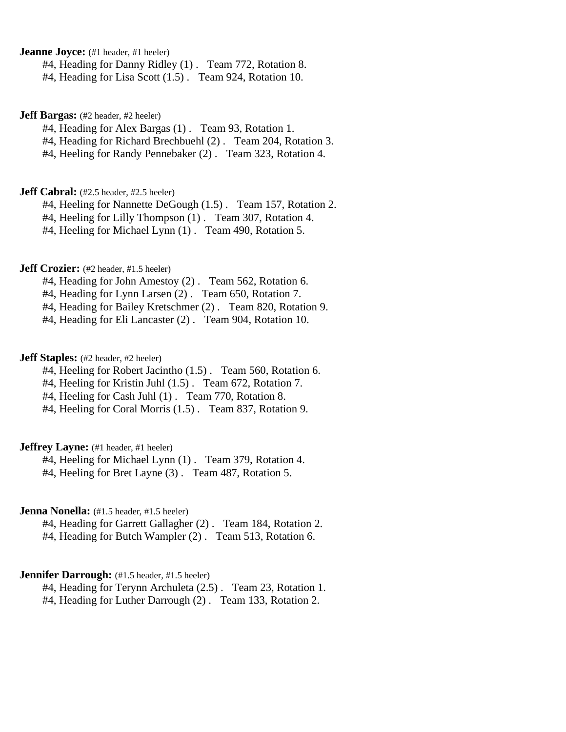**Jeanne Joyce:** (#1 header, #1 heeler)

#4, Heading for Danny Ridley (1) . Team 772, Rotation 8.
#4, Heading for Lisa Scott (1.5) . Team 924, Rotation 10.

**Jeff Bargas:** (#2 header, #2 heeler)

#4, Heading for Alex Bargas (1) . Team 93, Rotation 1.
#4, Heading for Richard Brechbuehl (2) . Team 204, Rotation 3.
#4, Heeling for Randy Pennebaker (2) . Team 323, Rotation 4.

**Jeff Cabral:** (#2.5 header, #2.5 heeler)

#4, Heeling for Nannette DeGough (1.5) . Team 157, Rotation 2.
#4, Heeling for Lilly Thompson (1) . Team 307, Rotation 4.
#4, Heeling for Michael Lynn (1) . Team 490, Rotation 5.

**Jeff Crozier:** (#2 header, #1.5 heeler)

#4, Heading for John Amestoy (2) . Team 562, Rotation 6.
#4, Heading for Lynn Larsen (2) . Team 650, Rotation 7.
#4, Heading for Bailey Kretschmer (2) . Team 820, Rotation 9.
#4, Heading for Eli Lancaster (2) . Team 904, Rotation 10.

**Jeff Staples:** (#2 header, #2 heeler)

#4, Heeling for Robert Jacintho (1.5) . Team 560, Rotation 6.
#4, Heeling for Kristin Juhl (1.5) . Team 672, Rotation 7.
#4, Heeling for Cash Juhl (1) . Team 770, Rotation 8.
#4, Heeling for Coral Morris (1.5) . Team 837, Rotation 9.

**Jeffrey Layne:** (#1 header, #1 heeler)

#4, Heeling for Michael Lynn (1) . Team 379, Rotation 4.
#4, Heeling for Bret Layne (3) . Team 487, Rotation 5.

**Jenna Nonella:** (#1.5 header, #1.5 heeler)

#4, Heading for Garrett Gallagher (2) . Team 184, Rotation 2.
#4, Heading for Butch Wampler (2) . Team 513, Rotation 6.

**Jennifer Darrough:** (#1.5 header, #1.5 heeler)

#4, Heading for Terynn Archuleta (2.5) . Team 23, Rotation 1.
#4, Heading for Luther Darrough (2) . Team 133, Rotation 2.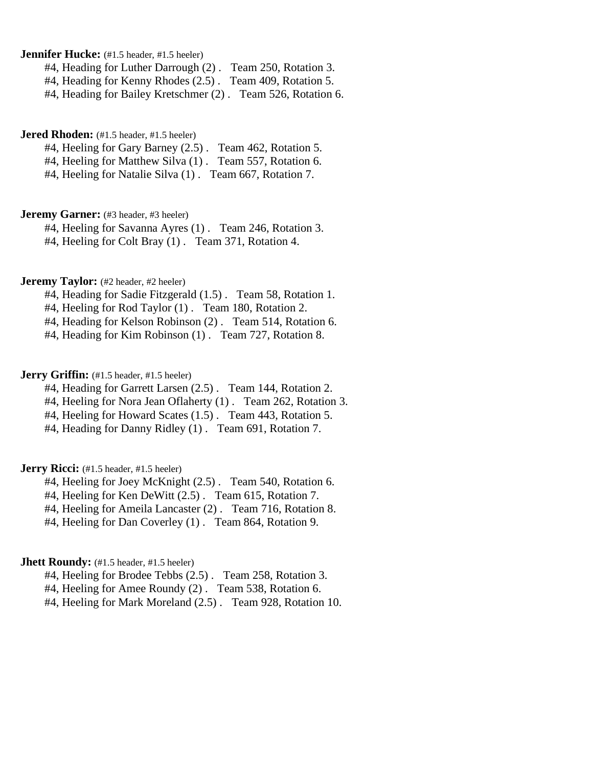**Jennifer Hucke:** (#1.5 header, #1.5 heeler)

#4, Heading for Luther Darrough (2) . Team 250, Rotation 3.
#4, Heading for Kenny Rhodes (2.5) . Team 409, Rotation 5.
#4, Heading for Bailey Kretschmer (2) . Team 526, Rotation 6.

**Jered Rhoden:** (#1.5 header, #1.5 heeler)

#4, Heeling for Gary Barney (2.5) . Team 462, Rotation 5.
#4, Heeling for Matthew Silva (1) . Team 557, Rotation 6.
#4, Heeling for Natalie Silva (1) . Team 667, Rotation 7.

**Jeremy Garner:** (#3 header, #3 heeler)

#4, Heeling for Savanna Ayres (1) . Team 246, Rotation 3.
#4, Heeling for Colt Bray (1) . Team 371, Rotation 4.

**Jeremy Taylor:** (#2 header, #2 heeler)

#4, Heading for Sadie Fitzgerald (1.5) . Team 58, Rotation 1.
#4, Heeling for Rod Taylor (1) . Team 180, Rotation 2.
#4, Heading for Kelson Robinson (2) . Team 514, Rotation 6.
#4, Heading for Kim Robinson (1) . Team 727, Rotation 8.

**Jerry Griffin:** (#1.5 header, #1.5 heeler)

#4, Heading for Garrett Larsen (2.5) . Team 144, Rotation 2.
#4, Heeling for Nora Jean Oflaherty (1) . Team 262, Rotation 3.
#4, Heeling for Howard Scates (1.5) . Team 443, Rotation 5.
#4, Heading for Danny Ridley (1) . Team 691, Rotation 7.

**Jerry Ricci:** (#1.5 header, #1.5 heeler)

#4, Heeling for Joey McKnight (2.5) . Team 540, Rotation 6.
#4, Heeling for Ken DeWitt (2.5) . Team 615, Rotation 7.
#4, Heeling for Ameila Lancaster (2) . Team 716, Rotation 8.
#4, Heeling for Dan Coverley (1) . Team 864, Rotation 9.

**Jhett Roundy:** (#1.5 header, #1.5 heeler)

#4, Heeling for Brodee Tebbs (2.5) . Team 258, Rotation 3.
#4, Heeling for Amee Roundy (2) . Team 538, Rotation 6.
#4, Heeling for Mark Moreland (2.5) . Team 928, Rotation 10.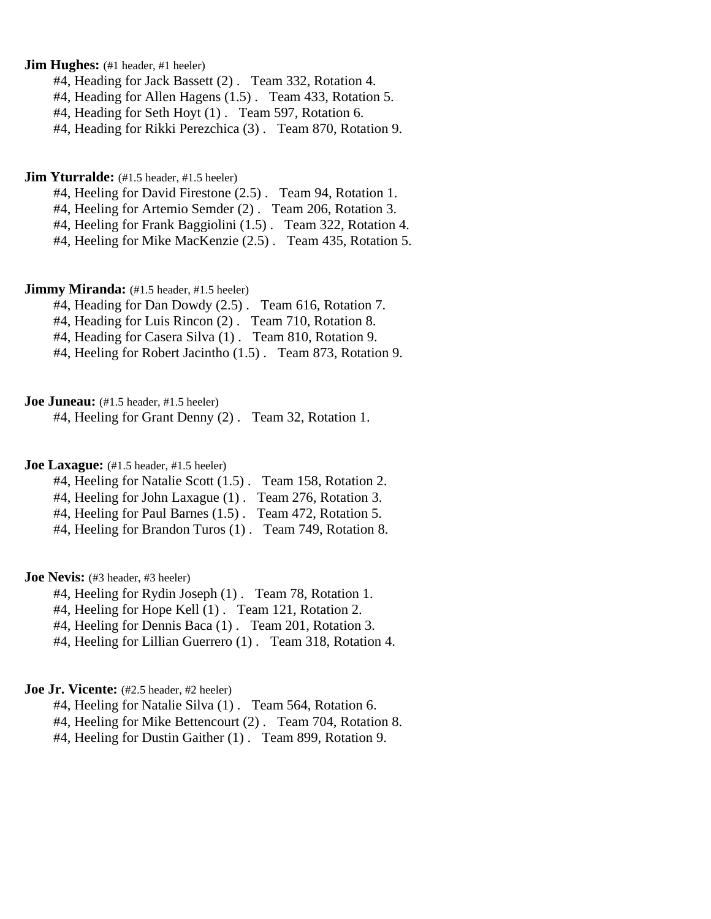**Jim Hughes:** (#1 header, #1 heeler)

#4, Heading for Jack Bassett (2) . Team 332, Rotation 4.
#4, Heading for Allen Hagens (1.5) . Team 433, Rotation 5.
#4, Heading for Seth Hoyt (1) . Team 597, Rotation 6.
#4, Heading for Rikki Perezchica (3) . Team 870, Rotation 9.

**Jim Yturralde:** (#1.5 header, #1.5 heeler)

#4, Heeling for David Firestone (2.5) . Team 94, Rotation 1.
#4, Heeling for Artemio Semder (2) . Team 206, Rotation 3.
#4, Heeling for Frank Baggiolini (1.5) . Team 322, Rotation 4.
#4, Heeling for Mike MacKenzie (2.5) . Team 435, Rotation 5.

**Jimmy Miranda:** (#1.5 header, #1.5 heeler)

#4, Heading for Dan Dowdy (2.5) . Team 616, Rotation 7.
#4, Heading for Luis Rincon (2) . Team 710, Rotation 8.
#4, Heading for Casera Silva (1) . Team 810, Rotation 9.
#4, Heeling for Robert Jacintho (1.5) . Team 873, Rotation 9.

**Joe Juneau:** (#1.5 header, #1.5 heeler)

#4, Heeling for Grant Denny (2) . Team 32, Rotation 1.

**Joe Laxague:** (#1.5 header, #1.5 heeler)

#4, Heeling for Natalie Scott (1.5) . Team 158, Rotation 2.
#4, Heeling for John Laxague (1) . Team 276, Rotation 3.
#4, Heeling for Paul Barnes (1.5) . Team 472, Rotation 5.
#4, Heeling for Brandon Turos (1) . Team 749, Rotation 8.

**Joe Nevis:** (#3 header, #3 heeler)

#4, Heeling for Rydin Joseph (1) . Team 78, Rotation 1.
#4, Heeling for Hope Kell (1) . Team 121, Rotation 2.
#4, Heeling for Dennis Baca (1) . Team 201, Rotation 3.
#4, Heeling for Lillian Guerrero (1) . Team 318, Rotation 4.

**Joe Jr. Vicente:** (#2.5 header, #2 heeler)

#4, Heeling for Natalie Silva (1) . Team 564, Rotation 6.
#4, Heeling for Mike Bettencourt (2) . Team 704, Rotation 8.
#4, Heeling for Dustin Gaither (1) . Team 899, Rotation 9.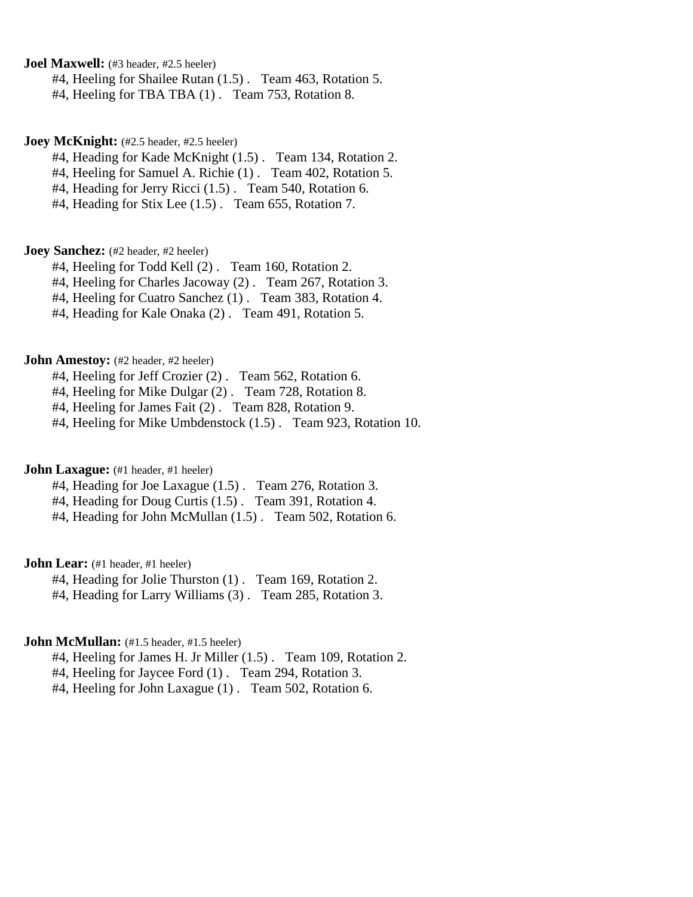**Joel Maxwell:** (#3 header, #2.5 heeler)

#4, Heeling for Shailee Rutan (1.5) .   Team 463, Rotation 5.
#4, Heeling for TBA TBA (1) .   Team 753, Rotation 8.

**Joey McKnight:** (#2.5 header, #2.5 heeler)

#4, Heading for Kade McKnight (1.5) .   Team 134, Rotation 2.
#4, Heeling for Samuel A. Richie (1) .   Team 402, Rotation 5.
#4, Heading for Jerry Ricci (1.5) .   Team 540, Rotation 6.
#4, Heading for Stix Lee (1.5) .   Team 655, Rotation 7.

**Joey Sanchez:** (#2 header, #2 heeler)

#4, Heeling for Todd Kell (2) .   Team 160, Rotation 2.
#4, Heeling for Charles Jacoway (2) .   Team 267, Rotation 3.
#4, Heeling for Cuatro Sanchez (1) .   Team 383, Rotation 4.
#4, Heading for Kale Onaka (2) .   Team 491, Rotation 5.

**John Amestoy:** (#2 header, #2 heeler)

#4, Heeling for Jeff Crozier (2) .   Team 562, Rotation 6.
#4, Heeling for Mike Dulgar (2) .   Team 728, Rotation 8.
#4, Heeling for James Fait (2) .   Team 828, Rotation 9.
#4, Heeling for Mike Umbdenstock (1.5) .   Team 923, Rotation 10.

**John Laxague:** (#1 header, #1 heeler)

#4, Heading for Joe Laxague (1.5) .   Team 276, Rotation 3.
#4, Heading for Doug Curtis (1.5) .   Team 391, Rotation 4.
#4, Heading for John McMullan (1.5) .   Team 502, Rotation 6.

**John Lear:** (#1 header, #1 heeler)

#4, Heading for Jolie Thurston (1) .   Team 169, Rotation 2.
#4, Heading for Larry Williams (3) .   Team 285, Rotation 3.

**John McMullan:** (#1.5 header, #1.5 heeler)

#4, Heeling for James H. Jr Miller (1.5) .   Team 109, Rotation 2.
#4, Heeling for Jaycee Ford (1) .   Team 294, Rotation 3.
#4, Heeling for John Laxague (1) .   Team 502, Rotation 6.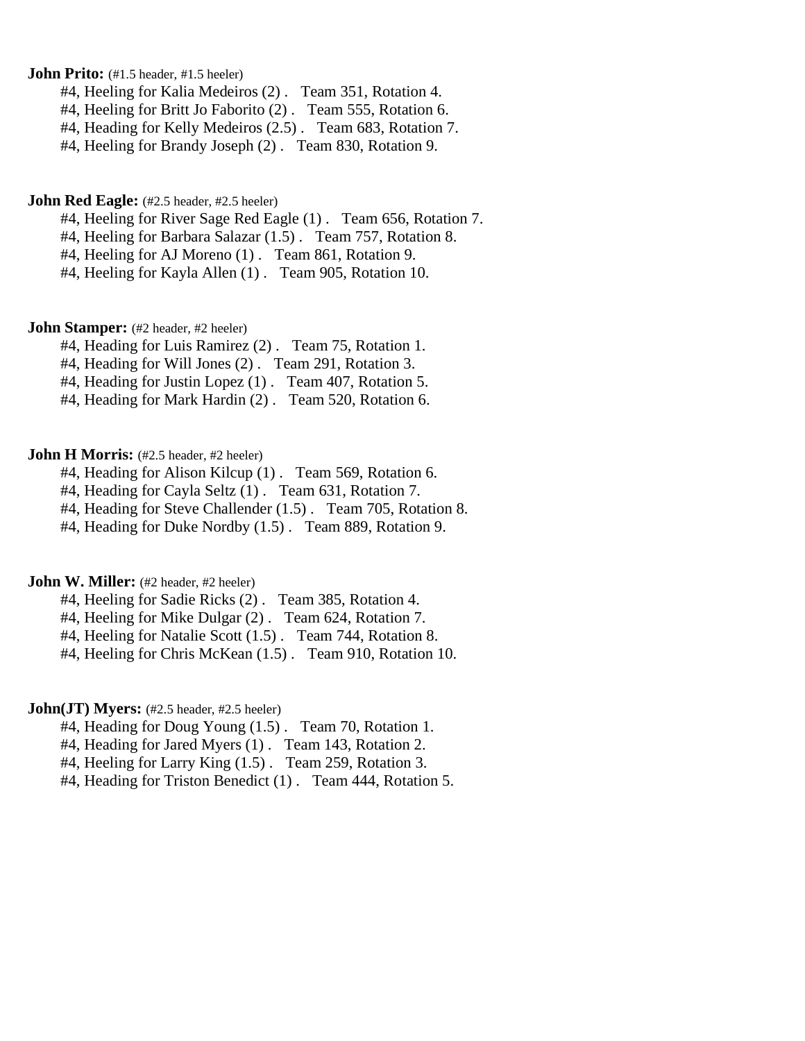**John Prito:** (#1.5 header, #1.5 heeler)

#4, Heeling for Kalia Medeeiros (2) . Team 351, Rotation 4.
#4, Heeling for Britt Jo Faborito (2) . Team 555, Rotation 6.
#4, Heading for Kelly Medeiros (2.5) . Team 683, Rotation 7.
#4, Heeling for Brandy Joseph (2) . Team 830, Rotation 9.

**John Red Eagle:** (#2.5 header, #2.5 heeler)

#4, Heeling for River Sage Red Eagle (1) . Team 656, Rotation 7.
#4, Heeling for Barbara Salazar (1.5) . Team 757, Rotation 8.
#4, Heeling for AJ Moreno (1) . Team 861, Rotation 9.
#4, Heeling for Kayla Allen (1) . Team 905, Rotation 10.

**John Stamper:** (#2 header, #2 heeler)

#4, Heading for Luis Ramirez (2) . Team 75, Rotation 1.
#4, Heading for Will Jones (2) . Team 291, Rotation 3.
#4, Heading for Justin Lopez (1) . Team 407, Rotation 5.
#4, Heading for Mark Hardin (2) . Team 520, Rotation 6.

**John H Morris:** (#2.5 header, #2 heeler)

#4, Heading for Alison Kilcup (1) . Team 569, Rotation 6.
#4, Heading for Cayla Seltz (1) . Team 631, Rotation 7.
#4, Heading for Steve Challender (1.5) . Team 705, Rotation 8.
#4, Heading for Duke Nordby (1.5) . Team 889, Rotation 9.

**John W. Miller:** (#2 header, #2 heeler)

#4, Heeling for Sadie Ricks (2) . Team 385, Rotation 4.
#4, Heeling for Mike Dulgar (2) . Team 624, Rotation 7.
#4, Heeling for Natalie Scott (1.5) . Team 744, Rotation 8.
#4, Heeling for Chris McKean (1.5) . Team 910, Rotation 10.

**John(JT) Myers:** (#2.5 header, #2.5 heeler)

#4, Heading for Doug Young (1.5) . Team 70, Rotation 1.
#4, Heading for Jared Myers (1) . Team 143, Rotation 2.
#4, Heeling for Larry King (1.5) . Team 259, Rotation 3.
#4, Heading for Triston Benedict (1) . Team 444, Rotation 5.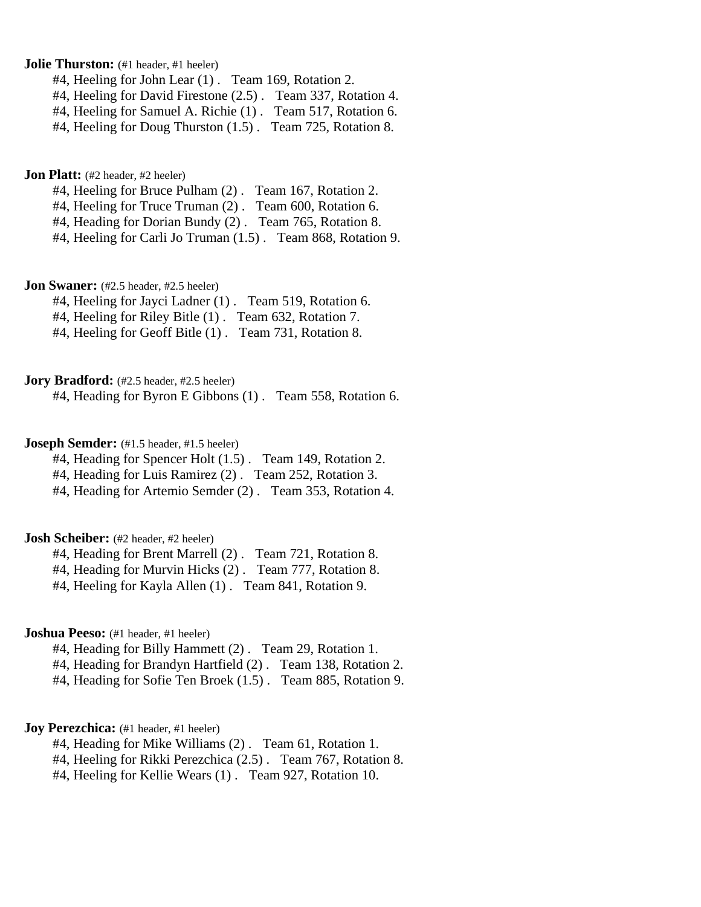**Jolie Thurston:** (#1 header, #1 heeler)

#4, Heeling for John Lear (1) . Team 169, Rotation 2.
#4, Heeling for David Firestone (2.5) . Team 337, Rotation 4.
#4, Heeling for Samuel A. Richie (1) . Team 517, Rotation 6.
#4, Heeling for Doug Thurston (1.5) . Team 725, Rotation 8.

**Jon Platt:** (#2 header, #2 heeler)

#4, Heeling for Bruce Pulham (2) . Team 167, Rotation 2.
#4, Heeling for Truce Truman (2) . Team 600, Rotation 6.
#4, Heading for Dorian Bundy (2) . Team 765, Rotation 8.
#4, Heeling for Carli Jo Truman (1.5) . Team 868, Rotation 9.

**Jon Swaner:** (#2.5 header, #2.5 heeler)

#4, Heeling for Jayci Ladner (1) . Team 519, Rotation 6.
#4, Heeling for Riley Bitle (1) . Team 632, Rotation 7.
#4, Heeling for Geoff Bitle (1) . Team 731, Rotation 8.

**Jory Bradford:** (#2.5 header, #2.5 heeler)

#4, Heading for Byron E Gibbons (1) . Team 558, Rotation 6.

**Joseph Semder:** (#1.5 header, #1.5 heeler)

#4, Heading for Spencer Holt (1.5) . Team 149, Rotation 2.
#4, Heading for Luis Ramirez (2) . Team 252, Rotation 3.
#4, Heading for Artemio Semder (2) . Team 353, Rotation 4.

**Josh Scheiber:** (#2 header, #2 heeler)

#4, Heading for Brent Marrell (2) . Team 721, Rotation 8.
#4, Heading for Murvin Hicks (2) . Team 777, Rotation 8.
#4, Heeling for Kayla Allen (1) . Team 841, Rotation 9.

**Joshua Peeso:** (#1 header, #1 heeler)

#4, Heading for Billy Hammett (2) . Team 29, Rotation 1.
#4, Heading for Brandyn Hartfield (2) . Team 138, Rotation 2.
#4, Heading for Sofie Ten Broek (1.5) . Team 885, Rotation 9.

**Joy Perezchica:** (#1 header, #1 heeler)

#4, Heading for Mike Williams (2) . Team 61, Rotation 1.
#4, Heeling for Rikki Perezchica (2.5) . Team 767, Rotation 8.
#4, Heeling for Kellie Wears (1) . Team 927, Rotation 10.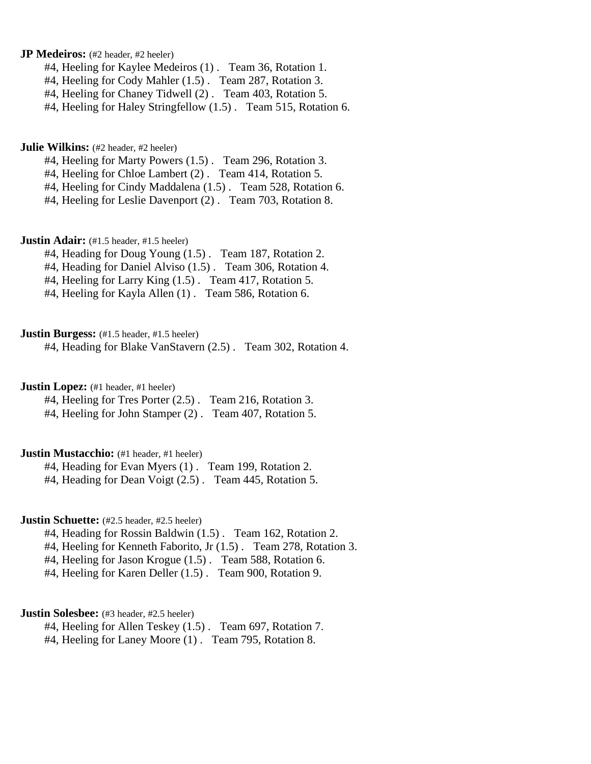**JP Medeiros:** (#2 header, #2 heeler)

#4, Heeling for Kaylee Medeiros (1) . Team 36, Rotation 1.
#4, Heeling for Cody Mahler (1.5) . Team 287, Rotation 3.
#4, Heeling for Chaney Tidwell (2) . Team 403, Rotation 5.
#4, Heeling for Haley Stringfellow (1.5) . Team 515, Rotation 6.

**Julie Wilkins:** (#2 header, #2 heeler)

#4, Heeling for Marty Powers (1.5) . Team 296, Rotation 3.
#4, Heeling for Chloe Lambert (2) . Team 414, Rotation 5.
#4, Heeling for Cindy Maddalena (1.5) . Team 528, Rotation 6.
#4, Heeling for Leslie Davenport (2) . Team 703, Rotation 8.

**Justin Adair:** (#1.5 header, #1.5 heeler)

#4, Heading for Doug Young (1.5) . Team 187, Rotation 2.
#4, Heading for Daniel Alviso (1.5) . Team 306, Rotation 4.
#4, Heeling for Larry King (1.5) . Team 417, Rotation 5.
#4, Heeling for Kayla Allen (1) . Team 586, Rotation 6.

**Justin Burgess:** (#1.5 header, #1.5 heeler)

#4, Heading for Blake VanStavern (2.5) . Team 302, Rotation 4.

**Justin Lopez:** (#1 header, #1 heeler)

#4, Heeling for Tres Porter (2.5) . Team 216, Rotation 3.
#4, Heeling for John Stamper (2) . Team 407, Rotation 5.

**Justin Mustacchio:** (#1 header, #1 heeler)

#4, Heading for Evan Myers (1) . Team 199, Rotation 2.
#4, Heading for Dean Voigt (2.5) . Team 445, Rotation 5.

**Justin Schuette:** (#2.5 header, #2.5 heeler)

#4, Heading for Rossin Baldwin (1.5) . Team 162, Rotation 2.
#4, Heeling for Kenneth Faborito, Jr (1.5) . Team 278, Rotation 3.
#4, Heeling for Jason Krogue (1.5) . Team 588, Rotation 6.
#4, Heeling for Karen Deller (1.5) . Team 900, Rotation 9.

**Justin Solesbee:** (#3 header, #2.5 heeler)

#4, Heeling for Allen Teskey (1.5) . Team 697, Rotation 7.
#4, Heeling for Laney Moore (1) . Team 795, Rotation 8.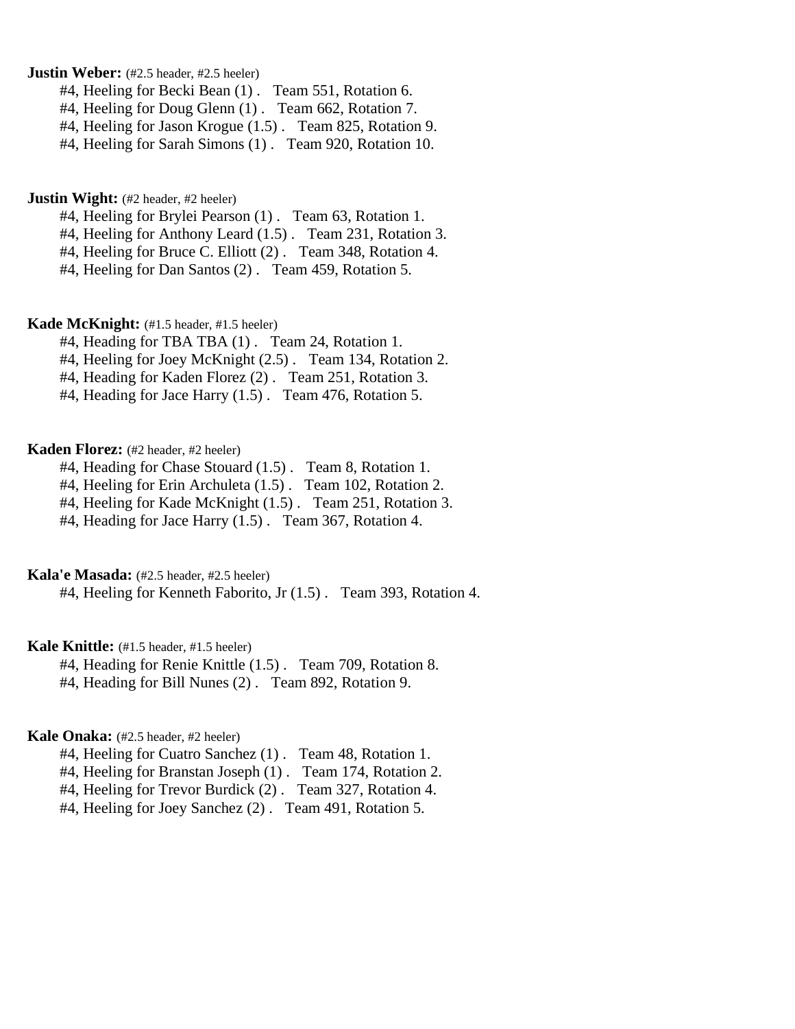**Justin Weber:** (#2.5 header, #2.5 heeler)

#4, Heeling for Becki Bean (1) . Team 551, Rotation 6.
#4, Heeling for Doug Glenn (1) . Team 662, Rotation 7.
#4, Heeling for Jason Krogue (1.5) . Team 825, Rotation 9.
#4, Heeling for Sarah Simons (1) . Team 920, Rotation 10.

**Justin Wight:** (#2 header, #2 heeler)

#4, Heeling for Brylei Pearson (1) . Team 63, Rotation 1.
#4, Heeling for Anthony Leard (1.5) . Team 231, Rotation 3.
#4, Heeling for Bruce C. Elliott (2) . Team 348, Rotation 4.
#4, Heeling for Dan Santos (2) . Team 459, Rotation 5.

**Kade McKnight:** (#1.5 header, #1.5 heeler)

#4, Heading for TBA TBA (1) . Team 24, Rotation 1.
#4, Heeling for Joey McKnight (2.5) . Team 134, Rotation 2.
#4, Heading for Kaden Florez (2) . Team 251, Rotation 3.
#4, Heading for Jace Harry (1.5) . Team 476, Rotation 5.

**Kaden Florez:** (#2 header, #2 heeler)

#4, Heading for Chase Stouard (1.5) . Team 8, Rotation 1.
#4, Heeling for Erin Archuleta (1.5) . Team 102, Rotation 2.
#4, Heeling for Kade McKnight (1.5) . Team 251, Rotation 3.
#4, Heading for Jace Harry (1.5) . Team 367, Rotation 4.

**Kala'e Masada:** (#2.5 header, #2.5 heeler)

#4, Heeling for Kenneth Faborito, Jr (1.5) . Team 393, Rotation 4.

**Kale Knittle:** (#1.5 header, #1.5 heeler)

#4, Heading for Renie Knittle (1.5) . Team 709, Rotation 8.
#4, Heading for Bill Nunes (2) . Team 892, Rotation 9.

**Kale Onaka:** (#2.5 header, #2 heeler)

#4, Heeling for Cuatro Sanchez (1) . Team 48, Rotation 1.
#4, Heeling for Branstan Joseph (1) . Team 174, Rotation 2.
#4, Heeling for Trevor Burdick (2) . Team 327, Rotation 4.
#4, Heeling for Joey Sanchez (2) . Team 491, Rotation 5.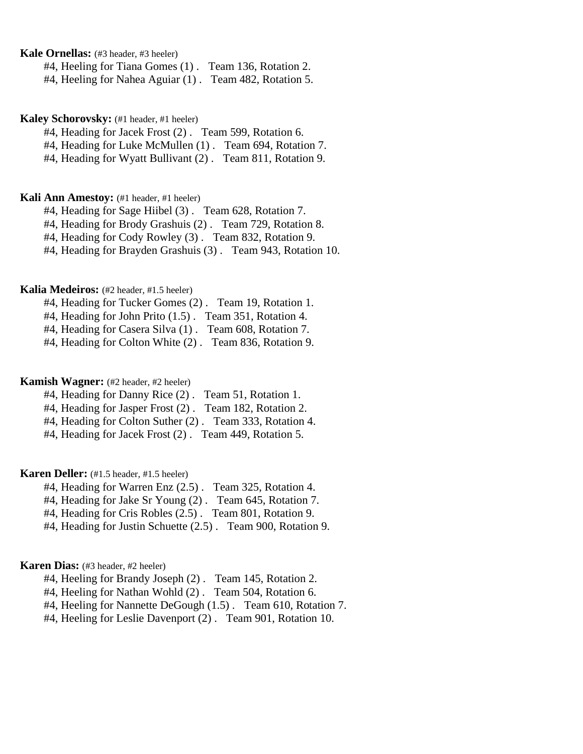**Kale Ornellas:** (#3 header, #3 heeler)

#4, Heeling for Tiana Gomes (1) .   Team 136, Rotation 2.
#4, Heeling for Nahea Aguiar (1) .   Team 482, Rotation 5.

**Kaley Schorovsky:** (#1 header, #1 heeler)

#4, Heading for Jacek Frost (2) .   Team 599, Rotation 6.
#4, Heading for Luke McMullen (1) .   Team 694, Rotation 7.
#4, Heading for Wyatt Bullivant (2) .   Team 811, Rotation 9.

**Kali Ann Amestoy:** (#1 header, #1 heeler)

#4, Heading for Sage Hiibel (3) .   Team 628, Rotation 7.
#4, Heading for Brody Grashuis (2) .   Team 729, Rotation 8.
#4, Heading for Cody Rowley (3) .   Team 832, Rotation 9.
#4, Heading for Brayden Grashuis (3) .   Team 943, Rotation 10.

**Kalia Medeiros:** (#2 header, #1.5 heeler)

#4, Heading for Tucker Gomes (2) .   Team 19, Rotation 1.
#4, Heading for John Prito (1.5) .   Team 351, Rotation 4.
#4, Heading for Casera Silva (1) .   Team 608, Rotation 7.
#4, Heading for Colton White (2) .   Team 836, Rotation 9.

**Kamish Wagner:** (#2 header, #2 heeler)

#4, Heading for Danny Rice (2) .   Team 51, Rotation 1.
#4, Heading for Jasper Frost (2) .   Team 182, Rotation 2.
#4, Heading for Colton Suther (2) .   Team 333, Rotation 4.
#4, Heading for Jacek Frost (2) .   Team 449, Rotation 5.

**Karen Deller:** (#1.5 header, #1.5 heeler)

#4, Heading for Warren Enz (2.5) .   Team 325, Rotation 4.
#4, Heading for Jake Sr Young (2) .   Team 645, Rotation 7.
#4, Heading for Cris Robles (2.5) .   Team 801, Rotation 9.
#4, Heading for Justin Schuette (2.5) .   Team 900, Rotation 9.

**Karen Dias:** (#3 header, #2 heeler)

#4, Heeling for Brandy Joseph (2) .   Team 145, Rotation 2.
#4, Heeling for Nathan Wohld (2) .   Team 504, Rotation 6.
#4, Heeling for Nannette DeGough (1.5) .   Team 610, Rotation 7.
#4, Heeling for Leslie Davenport (2) .   Team 901, Rotation 10.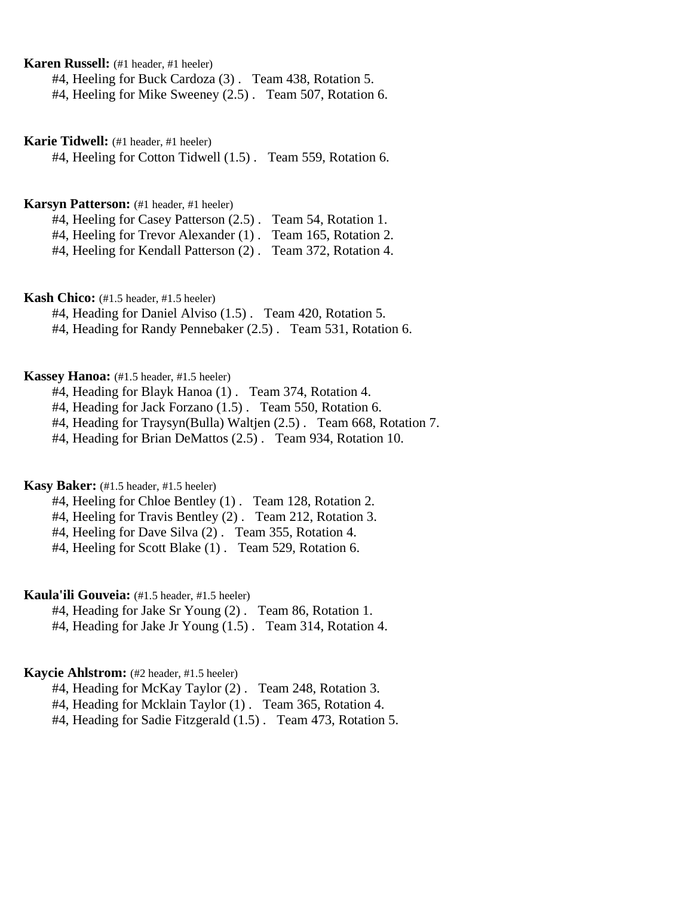**Karen Russell:** (#1 header, #1 heeler)

#4, Heeling for Buck Cardoza (3) . Team 438, Rotation 5.
#4, Heeling for Mike Sweeney (2.5) . Team 507, Rotation 6.

**Karie Tidwell:** (#1 header, #1 heeler)

#4, Heeling for Cotton Tidwell (1.5) . Team 559, Rotation 6.

**Karsyn Patterson:** (#1 header, #1 heeler)

#4, Heeling for Casey Patterson (2.5) . Team 54, Rotation 1.
#4, Heeling for Trevor Alexander (1) . Team 165, Rotation 2.
#4, Heeling for Kendall Patterson (2) . Team 372, Rotation 4.

**Kash Chico:** (#1.5 header, #1.5 heeler)

#4, Heading for Daniel Alviso (1.5) . Team 420, Rotation 5.
#4, Heading for Randy Pennebaker (2.5) . Team 531, Rotation 6.

**Kassey Hanoa:** (#1.5 header, #1.5 heeler)

#4, Heading for Blayk Hanoa (1) . Team 374, Rotation 4.
#4, Heading for Jack Forzano (1.5) . Team 550, Rotation 6.
#4, Heading for Traysyn(Bulla) Waltjen (2.5) . Team 668, Rotation 7.
#4, Heading for Brian DeMattos (2.5) . Team 934, Rotation 10.

**Kasy Baker:** (#1.5 header, #1.5 heeler)

#4, Heeling for Chloe Bentley (1) . Team 128, Rotation 2.
#4, Heeling for Travis Bentley (2) . Team 212, Rotation 3.
#4, Heeling for Dave Silva (2) . Team 355, Rotation 4.
#4, Heeling for Scott Blake (1) . Team 529, Rotation 6.

**Kaula'ili Gouveia:** (#1.5 header, #1.5 heeler)

#4, Heading for Jake Sr Young (2) . Team 86, Rotation 1.
#4, Heading for Jake Jr Young (1.5) . Team 314, Rotation 4.

**Kaycie Ahlstrom:** (#2 header, #1.5 heeler)

#4, Heading for McKay Taylor (2) . Team 248, Rotation 3.
#4, Heading for Mcklain Taylor (1) . Team 365, Rotation 4.
#4, Heading for Sadie Fitzgerald (1.5) . Team 473, Rotation 5.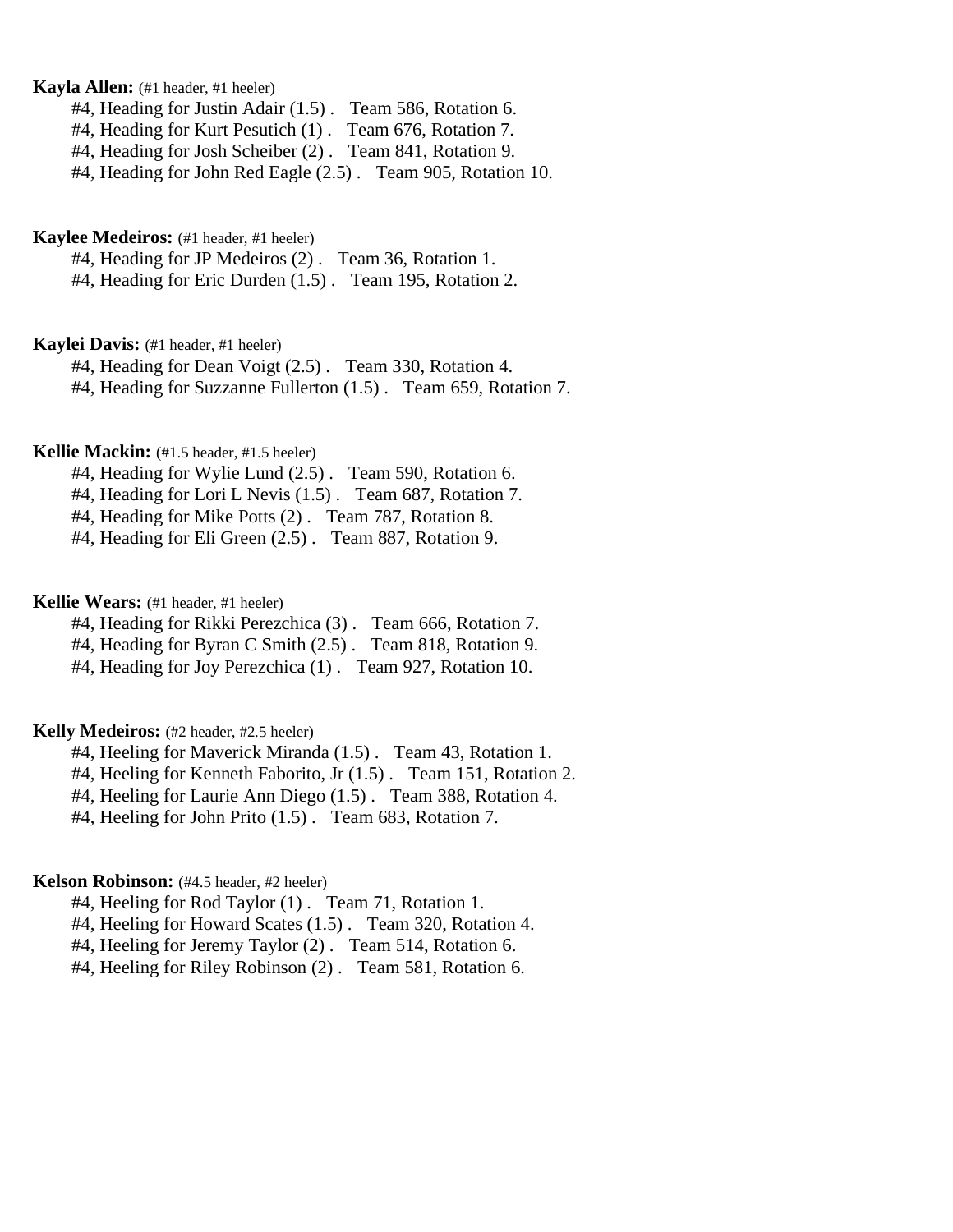**Kayla Allen:** (#1 header, #1 heeler)

#4, Heading for Justin Adair (1.5) . Team 586, Rotation 6.
#4, Heading for Kurt Pesutich (1) . Team 676, Rotation 7.
#4, Heading for Josh Scheiber (2) . Team 841, Rotation 9.
#4, Heading for John Red Eagle (2.5) . Team 905, Rotation 10.

**Kaylee Medeiros:** (#1 header, #1 heeler)

#4, Heading for JP Medeiros (2) . Team 36, Rotation 1.
#4, Heading for Eric Durden (1.5) . Team 195, Rotation 2.

**Kaylei Davis:** (#1 header, #1 heeler)

#4, Heading for Dean Voigt (2.5) . Team 330, Rotation 4.
#4, Heading for Suzzanne Fullerton (1.5) . Team 659, Rotation 7.

**Kellie Mackin:** (#1.5 header, #1.5 heeler)

#4, Heading for Wylie Lund (2.5) . Team 590, Rotation 6.
#4, Heading for Lori L Nevis (1.5) . Team 687, Rotation 7.
#4, Heading for Mike Potts (2) . Team 787, Rotation 8.
#4, Heading for Eli Green (2.5) . Team 887, Rotation 9.

**Kellie Wears:** (#1 header, #1 heeler)

#4, Heading for Rikki Perezchica (3) . Team 666, Rotation 7.
#4, Heading for Byran C Smith (2.5) . Team 818, Rotation 9.
#4, Heading for Joy Perezchica (1) . Team 927, Rotation 10.

**Kelly Medeiros:** (#2 header, #2.5 heeler)

#4, Heeling for Maverick Miranda (1.5) . Team 43, Rotation 1.
#4, Heeling for Kenneth Faborito, Jr (1.5) . Team 151, Rotation 2.
#4, Heeling for Laurie Ann Diego (1.5) . Team 388, Rotation 4.
#4, Heeling for John Prito (1.5) . Team 683, Rotation 7.

**Kelson Robinson:** (#4.5 header, #2 heeler)

#4, Heeling for Rod Taylor (1) . Team 71, Rotation 1.
#4, Heeling for Howard Scates (1.5) . Team 320, Rotation 4.
#4, Heeling for Jeremy Taylor (2) . Team 514, Rotation 6.
#4, Heeling for Riley Robinson (2) . Team 581, Rotation 6.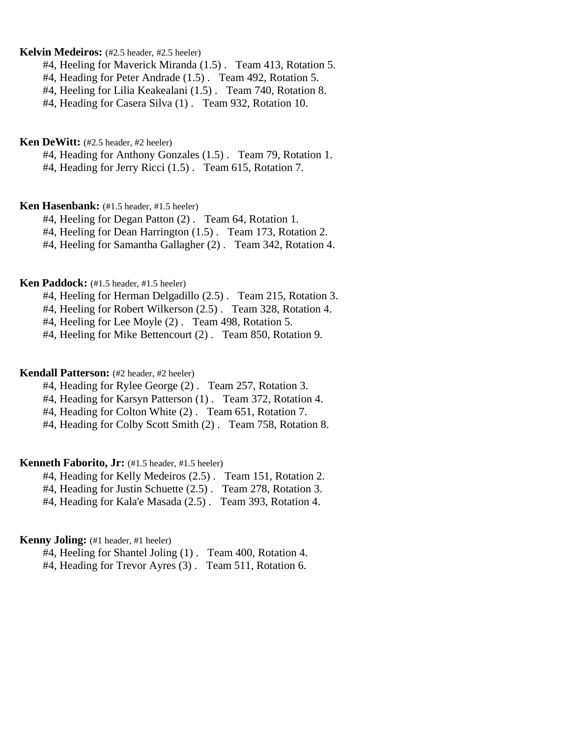**Kelvin Medeiros:** (#2.5 header, #2.5 heeler)

#4, Heeling for Maverick Miranda (1.5) . Team 413, Rotation 5.
#4, Heading for Peter Andrade (1.5) . Team 492, Rotation 5.
#4, Heeling for Lilia Keakealani (1.5) . Team 740, Rotation 8.
#4, Heading for Casera Silva (1) . Team 932, Rotation 10.

**Ken DeWitt:** (#2.5 header, #2 heeler)

#4, Heading for Anthony Gonzales (1.5) . Team 79, Rotation 1.
#4, Heading for Jerry Ricci (1.5) . Team 615, Rotation 7.

**Ken Hasenbank:** (#1.5 header, #1.5 heeler)

#4, Heeling for Degan Patton (2) . Team 64, Rotation 1.
#4, Heeling for Dean Harrington (1.5) . Team 173, Rotation 2.
#4, Heeling for Samantha Gallagher (2) . Team 342, Rotation 4.

**Ken Paddock:** (#1.5 header, #1.5 heeler)

#4, Heeling for Herman Delgadillo (2.5) . Team 215, Rotation 3.
#4, Heeling for Robert Wilkerson (2.5) . Team 328, Rotation 4.
#4, Heeling for Lee Moyle (2) . Team 498, Rotation 5.
#4, Heeling for Mike Bettencourt (2) . Team 850, Rotation 9.

**Kendall Patterson:** (#2 header, #2 heeler)

#4, Heading for Rylee George (2) . Team 257, Rotation 3.
#4, Heading for Karsyn Patterson (1) . Team 372, Rotation 4.
#4, Heading for Colton White (2) . Team 651, Rotation 7.
#4, Heading for Colby Scott Smith (2) . Team 758, Rotation 8.

**Kenneth Faborito, Jr:** (#1.5 header, #1.5 heeler)

#4, Heading for Kelly Medeiros (2.5) . Team 151, Rotation 2.
#4, Heading for Justin Schuette (2.5) . Team 278, Rotation 3.
#4, Heading for Kala'e Masada (2.5) . Team 393, Rotation 4.

**Kenny Joling:** (#1 header, #1 heeler)

#4, Heeling for Shantel Joling (1) . Team 400, Rotation 4.
#4, Heading for Trevor Ayres (3) . Team 511, Rotation 6.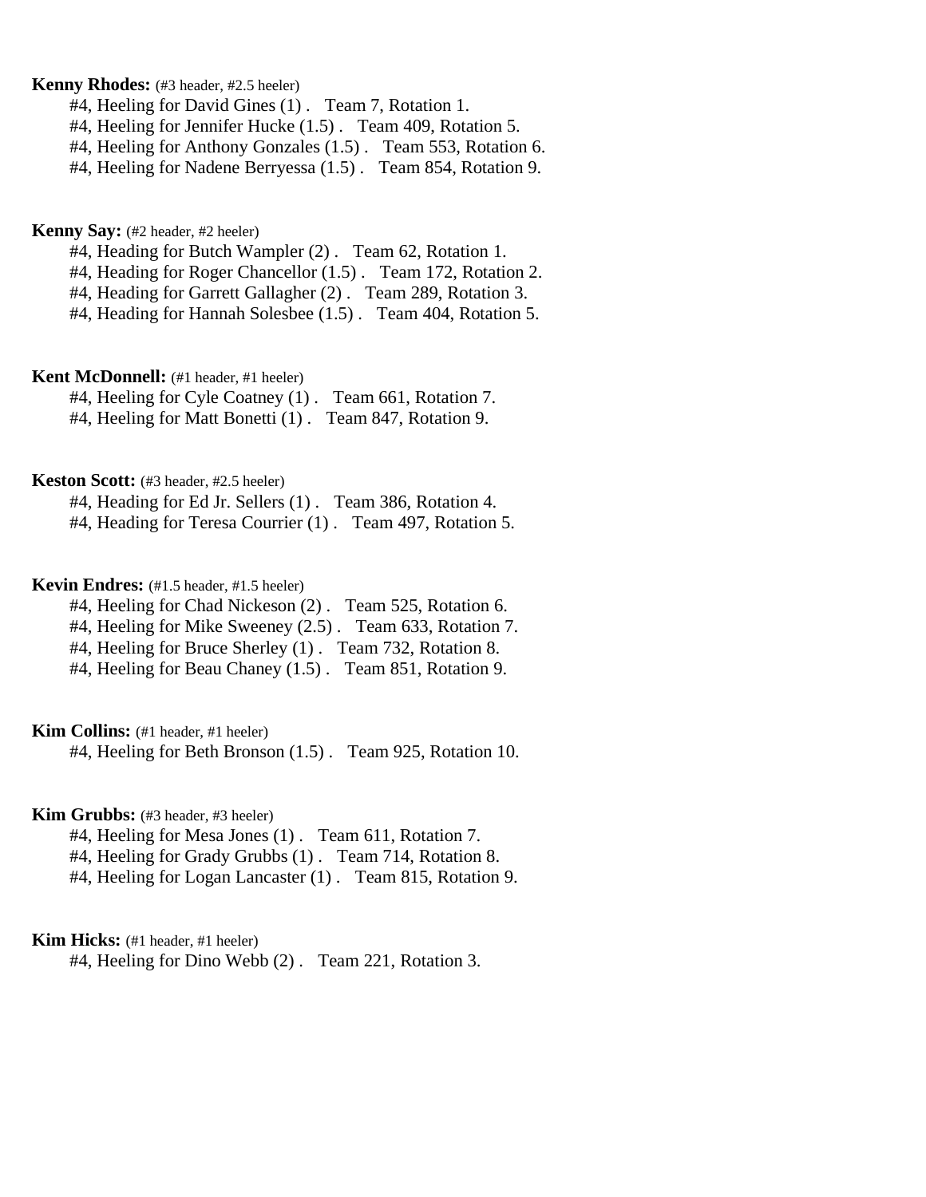**Kenny Rhodes:** (#3 header, #2.5 heeler)

#4, Heeling for David Gines (1) .   Team 7, Rotation 1.
#4, Heeling for Jennifer Hucke (1.5) .   Team 409, Rotation 5.
#4, Heeling for Anthony Gonzales (1.5) .   Team 553, Rotation 6.
#4, Heeling for Nadene Berryessa (1.5) .   Team 854, Rotation 9.

**Kenny Say:** (#2 header, #2 heeler)

#4, Heading for Butch Wampler (2) .   Team 62, Rotation 1.
#4, Heading for Roger Chancellor (1.5) .   Team 172, Rotation 2.
#4, Heading for Garrett Gallagher (2) .   Team 289, Rotation 3.
#4, Heading for Hannah Solesbee (1.5) .   Team 404, Rotation 5.

**Kent McDonnell:** (#1 header, #1 heeler)

#4, Heeling for Cyle Coatney (1) .   Team 661, Rotation 7.
#4, Heeling for Matt Bonetti (1) .   Team 847, Rotation 9.

**Keston Scott:** (#3 header, #2.5 heeler)

#4, Heading for Ed Jr. Sellers (1) .   Team 386, Rotation 4.
#4, Heading for Teresa Courrier (1) .   Team 497, Rotation 5.

**Kevin Endres:** (#1.5 header, #1.5 heeler)

#4, Heeling for Chad Nickeson (2) .   Team 525, Rotation 6.
#4, Heeling for Mike Sweeney (2.5) .   Team 633, Rotation 7.
#4, Heeling for Bruce Sherley (1) .   Team 732, Rotation 8.
#4, Heeling for Beau Chaney (1.5) .   Team 851, Rotation 9.

**Kim Collins:** (#1 header, #1 heeler)

#4, Heeling for Beth Bronson (1.5) .   Team 925, Rotation 10.

**Kim Grubbs:** (#3 header, #3 heeler)

#4, Heeling for Mesa Jones (1) .   Team 611, Rotation 7.
#4, Heeling for Grady Grubbs (1) .   Team 714, Rotation 8.
#4, Heeling for Logan Lancaster (1) .   Team 815, Rotation 9.

**Kim Hicks:** (#1 header, #1 heeler)

#4, Heeling for Dino Webb (2) .   Team 221, Rotation 3.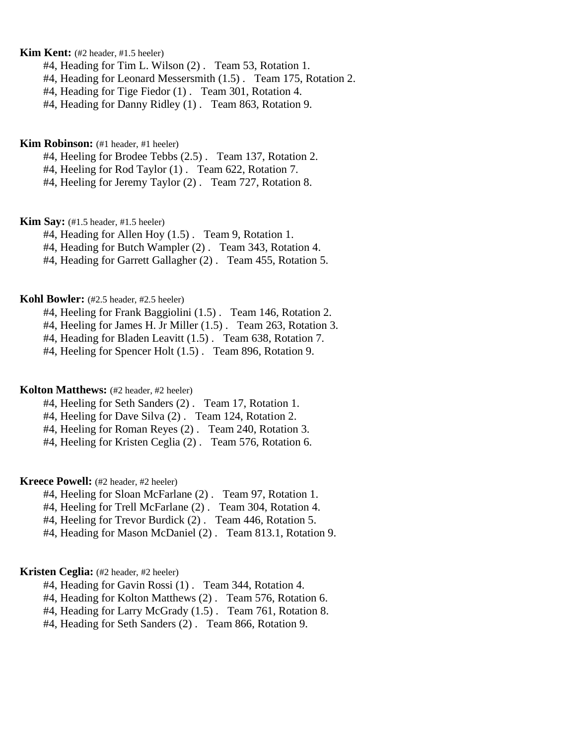**Kim Kent:** (#2 header, #1.5 heeler)

#4, Heading for Tim L. Wilson (2) .   Team 53, Rotation 1.
#4, Heading for Leonard Messersmith (1.5) .   Team 175, Rotation 2.
#4, Heading for Tige Fiedor (1) .   Team 301, Rotation 4.
#4, Heading for Danny Ridley (1) .   Team 863, Rotation 9.

**Kim Robinson:** (#1 header, #1 heeler)

#4, Heeling for Brodee Tebbs (2.5) .   Team 137, Rotation 2.
#4, Heeling for Rod Taylor (1) .   Team 622, Rotation 7.
#4, Heeling for Jeremy Taylor (2) .   Team 727, Rotation 8.

**Kim Say:** (#1.5 header, #1.5 heeler)

#4, Heading for Allen Hoy (1.5) .   Team 9, Rotation 1.
#4, Heading for Butch Wampler (2) .   Team 343, Rotation 4.
#4, Heading for Garrett Gallagher (2) .   Team 455, Rotation 5.

**Kohl Bowler:** (#2.5 header, #2.5 heeler)

#4, Heeling for Frank Baggiolini (1.5) .   Team 146, Rotation 2.
#4, Heeling for James H. Jr Miller (1.5) .   Team 263, Rotation 3.
#4, Heading for Bladen Leavitt (1.5) .   Team 638, Rotation 7.
#4, Heeling for Spencer Holt (1.5) .   Team 896, Rotation 9.

**Kolton Matthews:** (#2 header, #2 heeler)

#4, Heeling for Seth Sanders (2) .   Team 17, Rotation 1.
#4, Heeling for Dave Silva (2) .   Team 124, Rotation 2.
#4, Heeling for Roman Reyes (2) .   Team 240, Rotation 3.
#4, Heeling for Kristen Ceglia (2) .   Team 576, Rotation 6.

**Kreece Powell:** (#2 header, #2 heeler)

#4, Heeling for Sloan McFarlane (2) .   Team 97, Rotation 1.
#4, Heeling for Trell McFarlane (2) .   Team 304, Rotation 4.
#4, Heeling for Trevor Burdick (2) .   Team 446, Rotation 5.
#4, Heading for Mason McDaniel (2) .   Team 813.1, Rotation 9.

**Kristen Ceglia:** (#2 header, #2 heeler)

#4, Heading for Gavin Rossi (1) .   Team 344, Rotation 4.
#4, Heading for Kolton Matthews (2) .   Team 576, Rotation 6.
#4, Heading for Larry McGrady (1.5) .   Team 761, Rotation 8.
#4, Heading for Seth Sanders (2) .   Team 866, Rotation 9.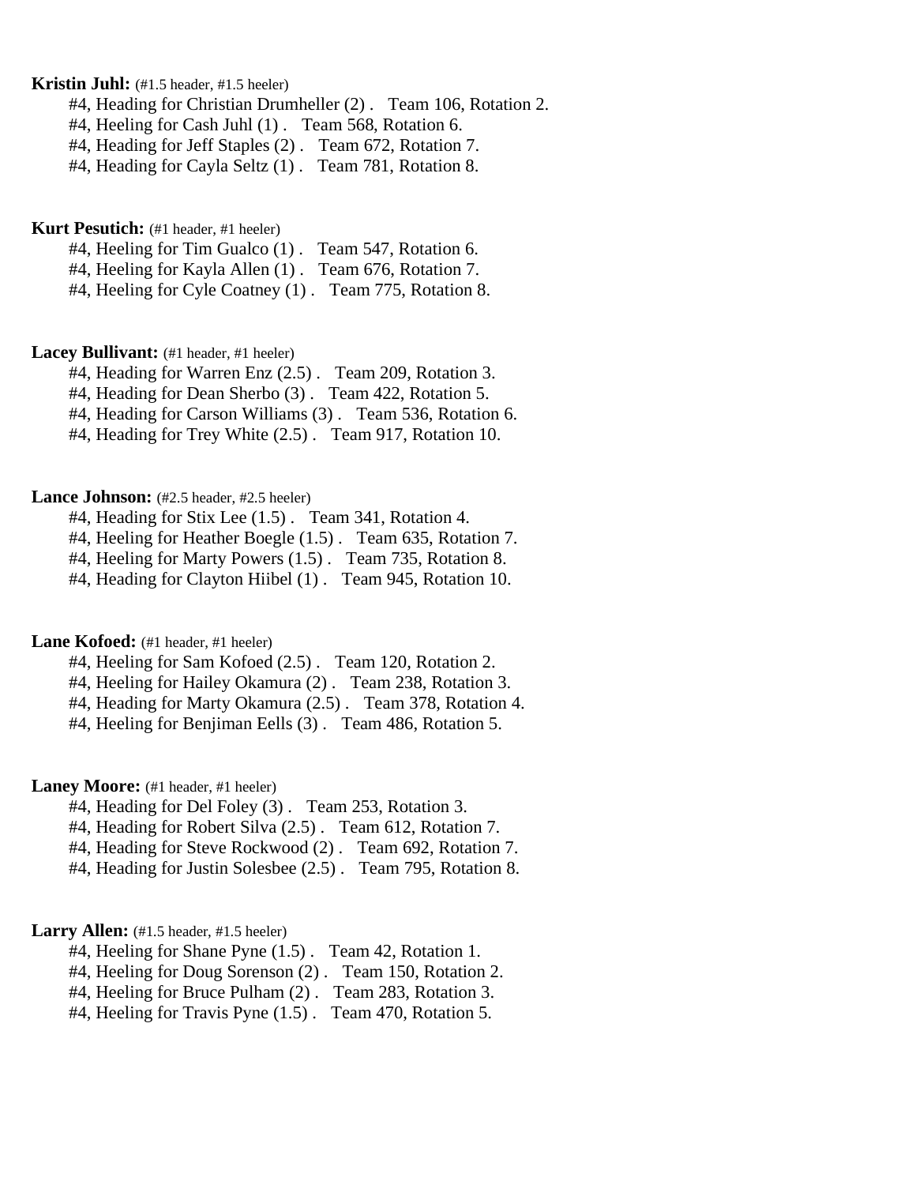**Kristin Juhl:** (#1.5 header, #1.5 heeler)

#4, Heading for Christian Drumheller (2) . Team 106, Rotation 2.
#4, Heeling for Cash Juhl (1) . Team 568, Rotation 6.
#4, Heading for Jeff Staples (2) . Team 672, Rotation 7.
#4, Heading for Cayla Seltz (1) . Team 781, Rotation 8.

**Kurt Pesutich:** (#1 header, #1 heeler)

#4, Heeling for Tim Gualco (1) . Team 547, Rotation 6.
#4, Heeling for Kayla Allen (1) . Team 676, Rotation 7.
#4, Heeling for Cyle Coatney (1) . Team 775, Rotation 8.

**Lacey Bullivant:** (#1 header, #1 heeler)

#4, Heading for Warren Enz (2.5) . Team 209, Rotation 3.
#4, Heading for Dean Sherbo (3) . Team 422, Rotation 5.
#4, Heading for Carson Williams (3) . Team 536, Rotation 6.
#4, Heading for Trey White (2.5) . Team 917, Rotation 10.

**Lance Johnson:** (#2.5 header, #2.5 heeler)

#4, Heading for Stix Lee (1.5) . Team 341, Rotation 4.
#4, Heeling for Heather Boegle (1.5) . Team 635, Rotation 7.
#4, Heeling for Marty Powers (1.5) . Team 735, Rotation 8.
#4, Heading for Clayton Hiibel (1) . Team 945, Rotation 10.

**Lane Kofoed:** (#1 header, #1 heeler)

#4, Heeling for Sam Kofoed (2.5) . Team 120, Rotation 2.
#4, Heeling for Hailey Okamura (2) . Team 238, Rotation 3.
#4, Heading for Marty Okamura (2.5) . Team 378, Rotation 4.
#4, Heeling for Benjiman Eells (3) . Team 486, Rotation 5.

**Laney Moore:** (#1 header, #1 heeler)

#4, Heading for Del Foley (3) . Team 253, Rotation 3.
#4, Heading for Robert Silva (2.5) . Team 612, Rotation 7.
#4, Heading for Steve Rockwood (2) . Team 692, Rotation 7.
#4, Heading for Justin Solesbee (2.5) . Team 795, Rotation 8.

**Larry Allen:** (#1.5 header, #1.5 heeler)

#4, Heeling for Shane Pyne (1.5) . Team 42, Rotation 1.
#4, Heeling for Doug Sorenson (2) . Team 150, Rotation 2.
#4, Heeling for Bruce Pulham (2) . Team 283, Rotation 3.
#4, Heeling for Travis Pyne (1.5) . Team 470, Rotation 5.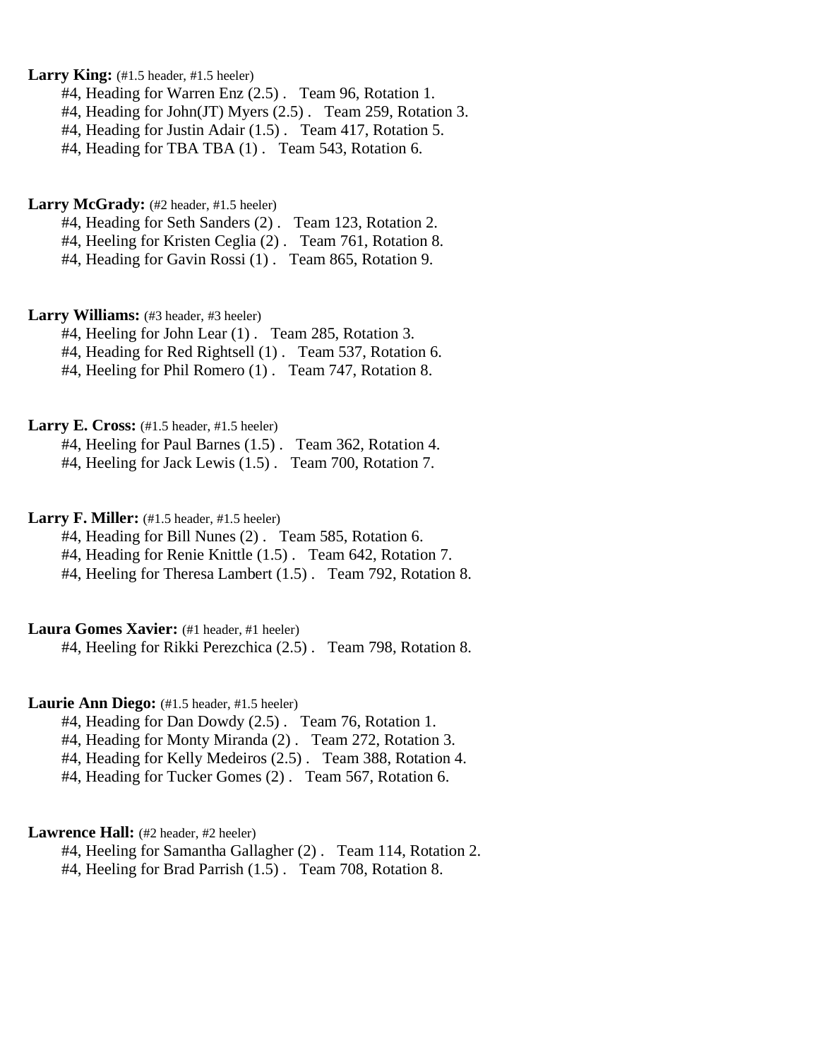**Larry King:** (#1.5 header, #1.5 heeler)

#4, Heading for Warren Enz (2.5) . Team 96, Rotation 1.
#4, Heading for John(JT) Myers (2.5) . Team 259, Rotation 3.
#4, Heading for Justin Adair (1.5) . Team 417, Rotation 5.
#4, Heading for TBA TBA (1) . Team 543, Rotation 6.

**Larry McGrady:** (#2 header, #1.5 heeler)

#4, Heading for Seth Sanders (2) . Team 123, Rotation 2.
#4, Heeling for Kristen Ceglia (2) . Team 761, Rotation 8.
#4, Heading for Gavin Rossi (1) . Team 865, Rotation 9.

**Larry Williams:** (#3 header, #3 heeler)

#4, Heeling for John Lear (1) . Team 285, Rotation 3.
#4, Heading for Red Rightsell (1) . Team 537, Rotation 6.
#4, Heeling for Phil Romero (1) . Team 747, Rotation 8.

**Larry E. Cross:** (#1.5 header, #1.5 heeler)

#4, Heeling for Paul Barnes (1.5) . Team 362, Rotation 4.
#4, Heeling for Jack Lewis (1.5) . Team 700, Rotation 7.

**Larry F. Miller:** (#1.5 header, #1.5 heeler)

#4, Heading for Bill Nunes (2) . Team 585, Rotation 6.
#4, Heading for Renie Knittle (1.5) . Team 642, Rotation 7.
#4, Heeling for Theresa Lambert (1.5) . Team 792, Rotation 8.

**Laura Gomes Xavier:** (#1 header, #1 heeler)

#4, Heeling for Rikki Perezchica (2.5) . Team 798, Rotation 8.

**Laurie Ann Diego:** (#1.5 header, #1.5 heeler)

#4, Heading for Dan Dowdy (2.5) . Team 76, Rotation 1.
#4, Heading for Monty Miranda (2) . Team 272, Rotation 3.
#4, Heading for Kelly Medeiros (2.5) . Team 388, Rotation 4.
#4, Heading for Tucker Gomes (2) . Team 567, Rotation 6.

**Lawrence Hall:** (#2 header, #2 heeler)

#4, Heeling for Samantha Gallagher (2) . Team 114, Rotation 2.
#4, Heeling for Brad Parrish (1.5) . Team 708, Rotation 8.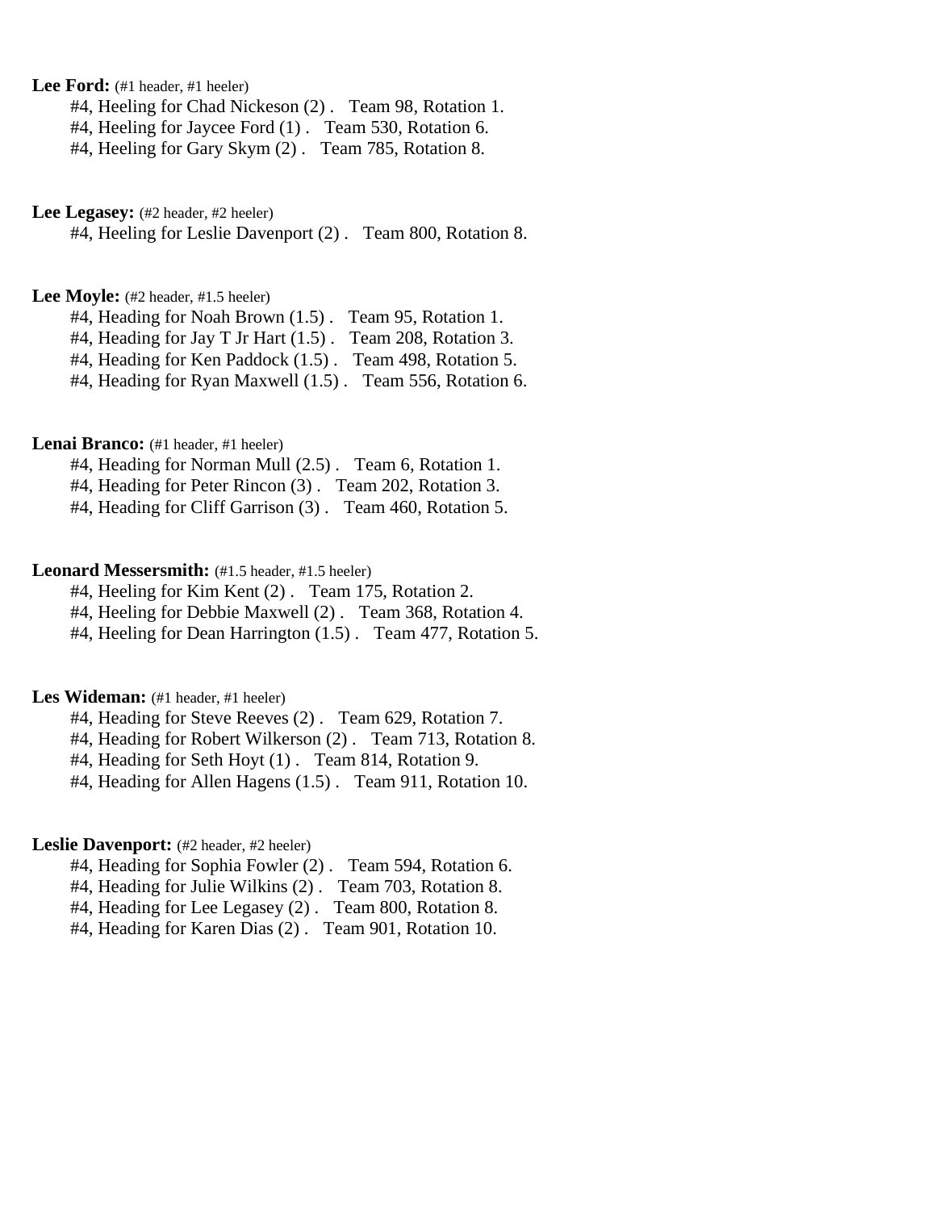**Lee Ford:** (#1 header, #1 heeler)

#4, Heeling for Chad Nickeson (2) .   Team 98, Rotation 1.
#4, Heeling for Jaycee Ford (1) .   Team 530, Rotation 6.
#4, Heeling for Gary Skym (2) .   Team 785, Rotation 8.

**Lee Legasey:** (#2 header, #2 heeler)

#4, Heeling for Leslie Davenport (2) .   Team 800, Rotation 8.

**Lee Moyle:** (#2 header, #1.5 heeler)

#4, Heading for Noah Brown (1.5) .   Team 95, Rotation 1.
#4, Heading for Jay T Jr Hart (1.5) .   Team 208, Rotation 3.
#4, Heading for Ken Paddock (1.5) .   Team 498, Rotation 5.
#4, Heading for Ryan Maxwell (1.5) .   Team 556, Rotation 6.

**Lenai Branco:** (#1 header, #1 heeler)

#4, Heading for Norman Mull (2.5) .   Team 6, Rotation 1.
#4, Heading for Peter Rincon (3) .   Team 202, Rotation 3.
#4, Heading for Cliff Garrison (3) .   Team 460, Rotation 5.

**Leonard Messersmith:** (#1.5 header, #1.5 heeler)

#4, Heeling for Kim Kent (2) .   Team 175, Rotation 2.
#4, Heeling for Debbie Maxwell (2) .   Team 368, Rotation 4.
#4, Heeling for Dean Harrington (1.5) .   Team 477, Rotation 5.

**Les Wideman:** (#1 header, #1 heeler)

#4, Heading for Steve Reeves (2) .   Team 629, Rotation 7.
#4, Heading for Robert Wilkerson (2) .   Team 713, Rotation 8.
#4, Heading for Seth Hoyt (1) .   Team 814, Rotation 9.
#4, Heading for Allen Hagens (1.5) .   Team 911, Rotation 10.

**Leslie Davenport:** (#2 header, #2 heeler)

#4, Heading for Sophia Fowler (2) .   Team 594, Rotation 6.
#4, Heading for Julie Wilkins (2) .   Team 703, Rotation 8.
#4, Heading for Lee Legasey (2) .   Team 800, Rotation 8.
#4, Heading for Karen Dias (2) .   Team 901, Rotation 10.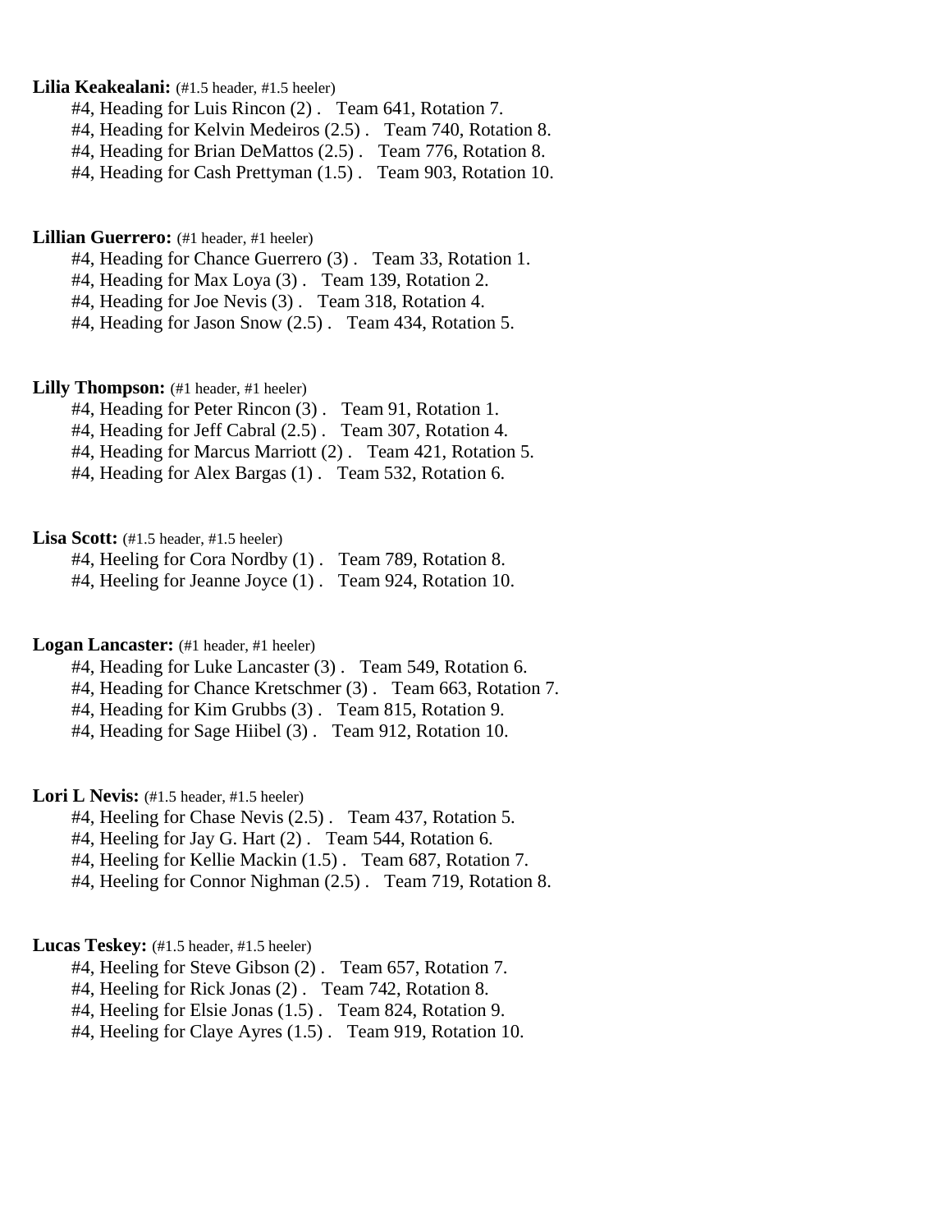**Lilia Keakealani:** (#1.5 header, #1.5 heeler)

#4, Heading for Luis Rincon (2) . Team 641, Rotation 7.
#4, Heading for Kelvin Medeiros (2.5) . Team 740, Rotation 8.
#4, Heading for Brian DeMattos (2.5) . Team 776, Rotation 8.
#4, Heading for Cash Prettyman (1.5) . Team 903, Rotation 10.

**Lillian Guerrero:** (#1 header, #1 heeler)

#4, Heading for Chance Guerrero (3) . Team 33, Rotation 1.
#4, Heading for Max Loya (3) . Team 139, Rotation 2.
#4, Heading for Joe Nevis (3) . Team 318, Rotation 4.
#4, Heading for Jason Snow (2.5) . Team 434, Rotation 5.

**Lilly Thompson:** (#1 header, #1 heeler)

#4, Heading for Peter Rincon (3) . Team 91, Rotation 1.
#4, Heading for Jeff Cabral (2.5) . Team 307, Rotation 4.
#4, Heading for Marcus Marriott (2) . Team 421, Rotation 5.
#4, Heading for Alex Bargas (1) . Team 532, Rotation 6.

**Lisa Scott:** (#1.5 header, #1.5 heeler)

#4, Heeling for Cora Nordby (1) . Team 789, Rotation 8.
#4, Heeling for Jeanne Joyce (1) . Team 924, Rotation 10.

**Logan Lancaster:** (#1 header, #1 heeler)

#4, Heading for Luke Lancaster (3) . Team 549, Rotation 6.
#4, Heading for Chance Kretschmer (3) . Team 663, Rotation 7.
#4, Heading for Kim Grubbs (3) . Team 815, Rotation 9.
#4, Heading for Sage Hiibel (3) . Team 912, Rotation 10.

**Lori L Nevis:** (#1.5 header, #1.5 heeler)

#4, Heeling for Chase Nevis (2.5) . Team 437, Rotation 5.
#4, Heeling for Jay G. Hart (2) . Team 544, Rotation 6.
#4, Heeling for Kellie Mackin (1.5) . Team 687, Rotation 7.
#4, Heeling for Connor Nighman (2.5) . Team 719, Rotation 8.

**Lucas Teskey:** (#1.5 header, #1.5 heeler)

#4, Heeling for Steve Gibson (2) . Team 657, Rotation 7.
#4, Heeling for Rick Jonas (2) . Team 742, Rotation 8.
#4, Heeling for Elsie Jonas (1.5) . Team 824, Rotation 9.
#4, Heeling for Claye Ayres (1.5) . Team 919, Rotation 10.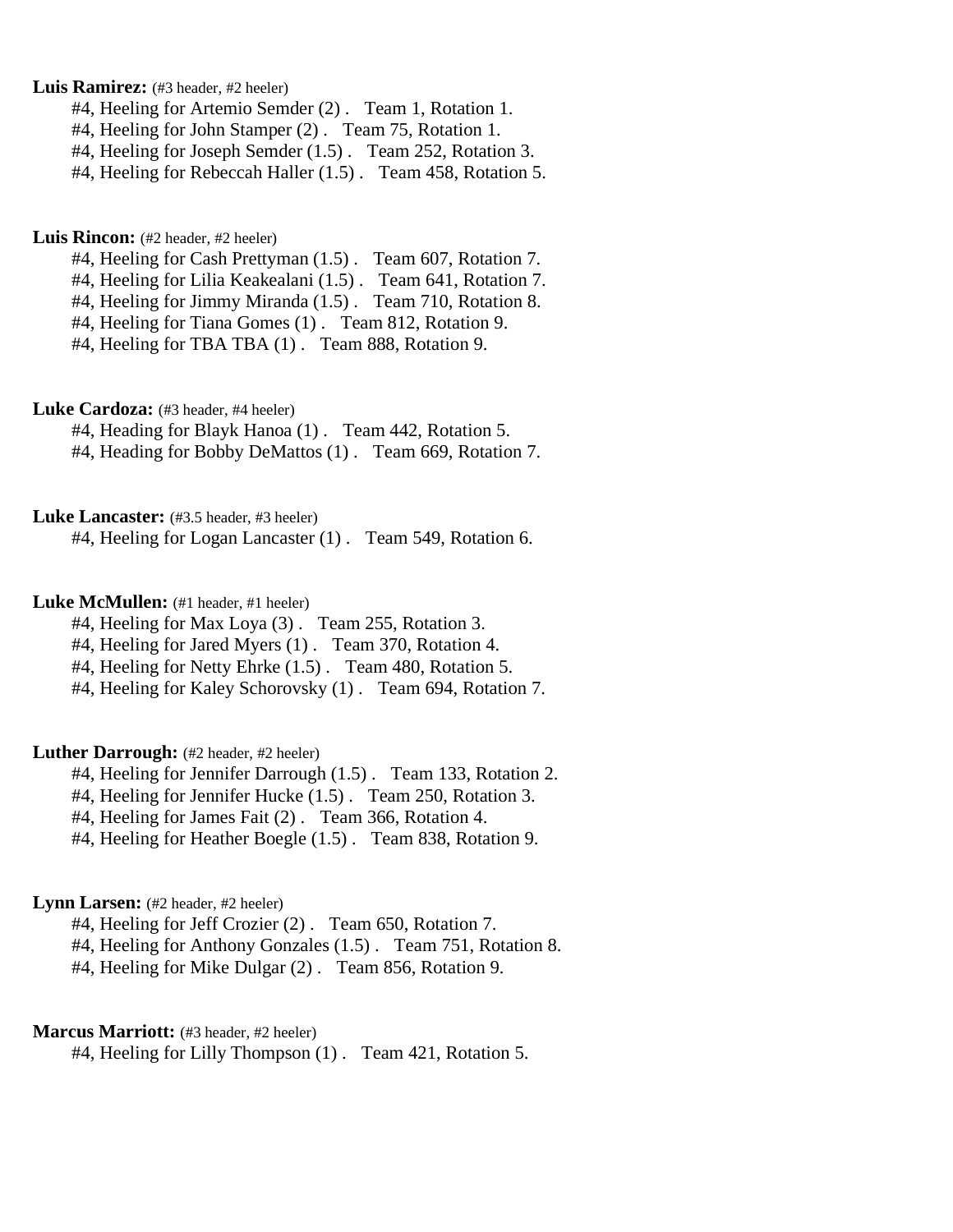**Luis Ramirez:** (#3 header, #2 heeler)

#4, Heeling for Artemio Semder (2) .   Team 1, Rotation 1.
#4, Heeling for John Stamper (2) .   Team 75, Rotation 1.
#4, Heeling for Joseph Semder (1.5) .   Team 252, Rotation 3.
#4, Heeling for Rebeccah Haller (1.5) .   Team 458, Rotation 5.

**Luis Rincon:** (#2 header, #2 heeler)

#4, Heeling for Cash Prettyman (1.5) .   Team 607, Rotation 7.
#4, Heeling for Lilia Keakealani (1.5) .   Team 641, Rotation 7.
#4, Heeling for Jimmy Miranda (1.5) .   Team 710, Rotation 8.
#4, Heeling for Tiana Gomes (1) .   Team 812, Rotation 9.
#4, Heeling for TBA TBA (1) .   Team 888, Rotation 9.

**Luke Cardoza:** (#3 header, #4 heeler)

#4, Heading for Blayk Hanoa (1) .   Team 442, Rotation 5.
#4, Heading for Bobby DeMattos (1) .   Team 669, Rotation 7.

**Luke Lancaster:** (#3.5 header, #3 heeler)

#4, Heeling for Logan Lancaster (1) .   Team 549, Rotation 6.

**Luke McMullen:** (#1 header, #1 heeler)

#4, Heeling for Max Loya (3) .   Team 255, Rotation 3.
#4, Heeling for Jared Myers (1) .   Team 370, Rotation 4.
#4, Heeling for Netty Ehrke (1.5) .   Team 480, Rotation 5.
#4, Heeling for Kaley Schorovsky (1) .   Team 694, Rotation 7.

**Luther Darrough:** (#2 header, #2 heeler)

#4, Heeling for Jennifer Darrough (1.5) .   Team 133, Rotation 2.
#4, Heeling for Jennifer Hucke (1.5) .   Team 250, Rotation 3.
#4, Heeling for James Fait (2) .   Team 366, Rotation 4.
#4, Heeling for Heather Boegle (1.5) .   Team 838, Rotation 9.

**Lynn Larsen:** (#2 header, #2 heeler)

#4, Heeling for Jeff Crozier (2) .   Team 650, Rotation 7.
#4, Heeling for Anthony Gonzales (1.5) .   Team 751, Rotation 8.
#4, Heeling for Mike Dulgar (2) .   Team 856, Rotation 9.

**Marcus Marriott:** (#3 header, #2 heeler)

#4, Heeling for Lilly Thompson (1) .   Team 421, Rotation 5.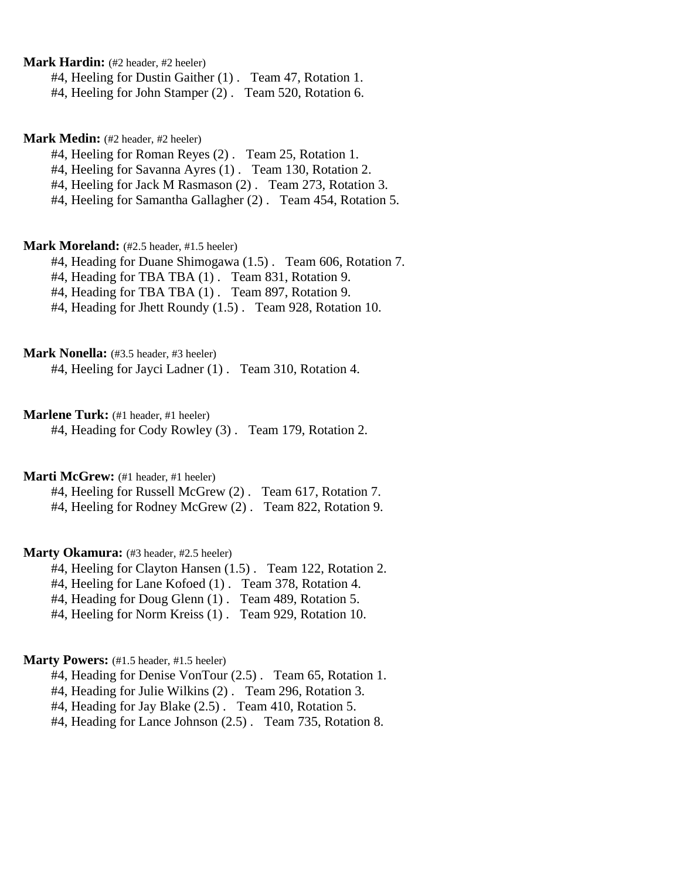**Mark Hardin:** (#2 header, #2 heeler)

#4, Heeling for Dustin Gaither (1) .   Team 47, Rotation 1.
#4, Heeling for John Stamper (2) .   Team 520, Rotation 6.

**Mark Medin:** (#2 header, #2 heeler)

#4, Heeling for Roman Reyes (2) .   Team 25, Rotation 1.
#4, Heeling for Savanna Ayres (1) .   Team 130, Rotation 2.
#4, Heeling for Jack M Rasmason (2) .   Team 273, Rotation 3.
#4, Heeling for Samantha Gallagher (2) .   Team 454, Rotation 5.

**Mark Moreland:** (#2.5 header, #1.5 heeler)

#4, Heading for Duane Shimogawa (1.5) .   Team 606, Rotation 7.
#4, Heading for TBA TBA (1) .   Team 831, Rotation 9.
#4, Heading for TBA TBA (1) .   Team 897, Rotation 9.
#4, Heading for Jhett Roundy (1.5) .   Team 928, Rotation 10.

**Mark Nonella:** (#3.5 header, #3 heeler)

#4, Heeling for Jayci Ladner (1) .   Team 310, Rotation 4.

**Marlene Turk:** (#1 header, #1 heeler)

#4, Heading for Cody Rowley (3) .   Team 179, Rotation 2.

**Marti McGrew:** (#1 header, #1 heeler)

#4, Heeling for Russell McGrew (2) .   Team 617, Rotation 7.
#4, Heeling for Rodney McGrew (2) .   Team 822, Rotation 9.

**Marty Okamura:** (#3 header, #2.5 heeler)

#4, Heeling for Clayton Hansen (1.5) .   Team 122, Rotation 2.
#4, Heeling for Lane Kofoed (1) .   Team 378, Rotation 4.
#4, Heading for Doug Glenn (1) .   Team 489, Rotation 5.
#4, Heeling for Norm Kreiss (1) .   Team 929, Rotation 10.

**Marty Powers:** (#1.5 header, #1.5 heeler)

#4, Heading for Denise VonTour (2.5) .   Team 65, Rotation 1.
#4, Heading for Julie Wilkins (2) .   Team 296, Rotation 3.
#4, Heading for Jay Blake (2.5) .   Team 410, Rotation 5.
#4, Heading for Lance Johnson (2.5) .   Team 735, Rotation 8.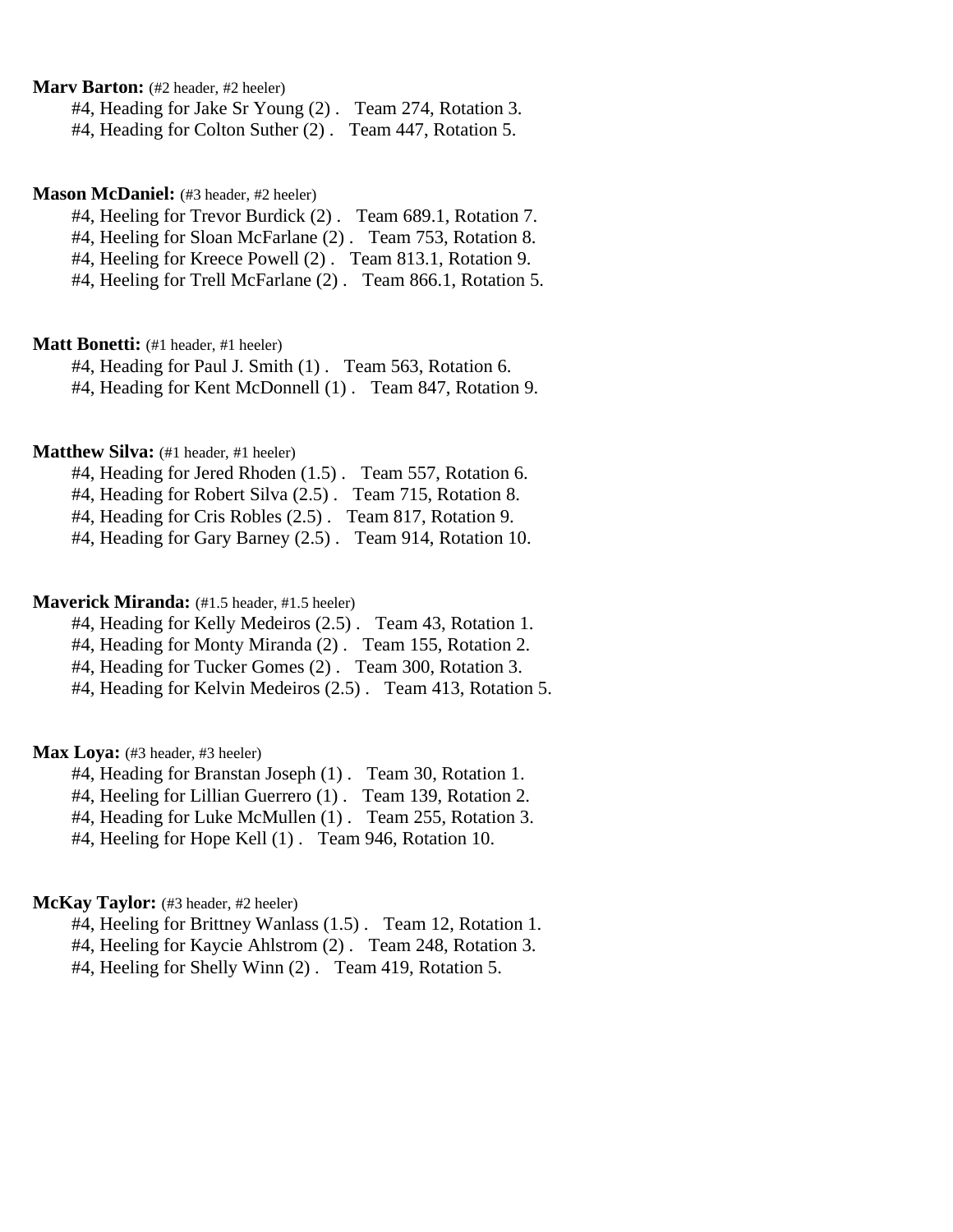**Marv Barton:** (#2 header, #2 heeler)

#4, Heading for Jake Sr Young (2) . Team 274, Rotation 3.
#4, Heading for Colton Suther (2) . Team 447, Rotation 5.

**Mason McDaniel:** (#3 header, #2 heeler)

#4, Heeling for Trevor Burdick (2) . Team 689.1, Rotation 7.
#4, Heeling for Sloan McFarlane (2) . Team 753, Rotation 8.
#4, Heeling for Kreece Powell (2) . Team 813.1, Rotation 9.
#4, Heeling for Trell McFarlane (2) . Team 866.1, Rotation 5.

**Matt Bonetti:** (#1 header, #1 heeler)

#4, Heading for Paul J. Smith (1) . Team 563, Rotation 6.
#4, Heading for Kent McDonnell (1) . Team 847, Rotation 9.

**Matthew Silva:** (#1 header, #1 heeler)

#4, Heading for Jered Rhoden (1.5) . Team 557, Rotation 6.
#4, Heading for Robert Silva (2.5) . Team 715, Rotation 8.
#4, Heading for Cris Robles (2.5) . Team 817, Rotation 9.
#4, Heading for Gary Barney (2.5) . Team 914, Rotation 10.

**Maverick Miranda:** (#1.5 header, #1.5 heeler)

#4, Heading for Kelly Medeiros (2.5) . Team 43, Rotation 1.
#4, Heading for Monty Miranda (2) . Team 155, Rotation 2.
#4, Heading for Tucker Gomes (2) . Team 300, Rotation 3.
#4, Heading for Kelvin Medeiros (2.5) . Team 413, Rotation 5.

**Max Loya:** (#3 header, #3 heeler)

#4, Heading for Branstan Joseph (1) . Team 30, Rotation 1.
#4, Heeling for Lillian Guerrero (1) . Team 139, Rotation 2.
#4, Heading for Luke McMullen (1) . Team 255, Rotation 3.
#4, Heeling for Hope Kell (1) . Team 946, Rotation 10.

**McKay Taylor:** (#3 header, #2 heeler)

#4, Heeling for Brittney Wanlass (1.5) . Team 12, Rotation 1.
#4, Heeling for Kaycie Ahlstrom (2) . Team 248, Rotation 3.
#4, Heeling for Shelly Winn (2) . Team 419, Rotation 5.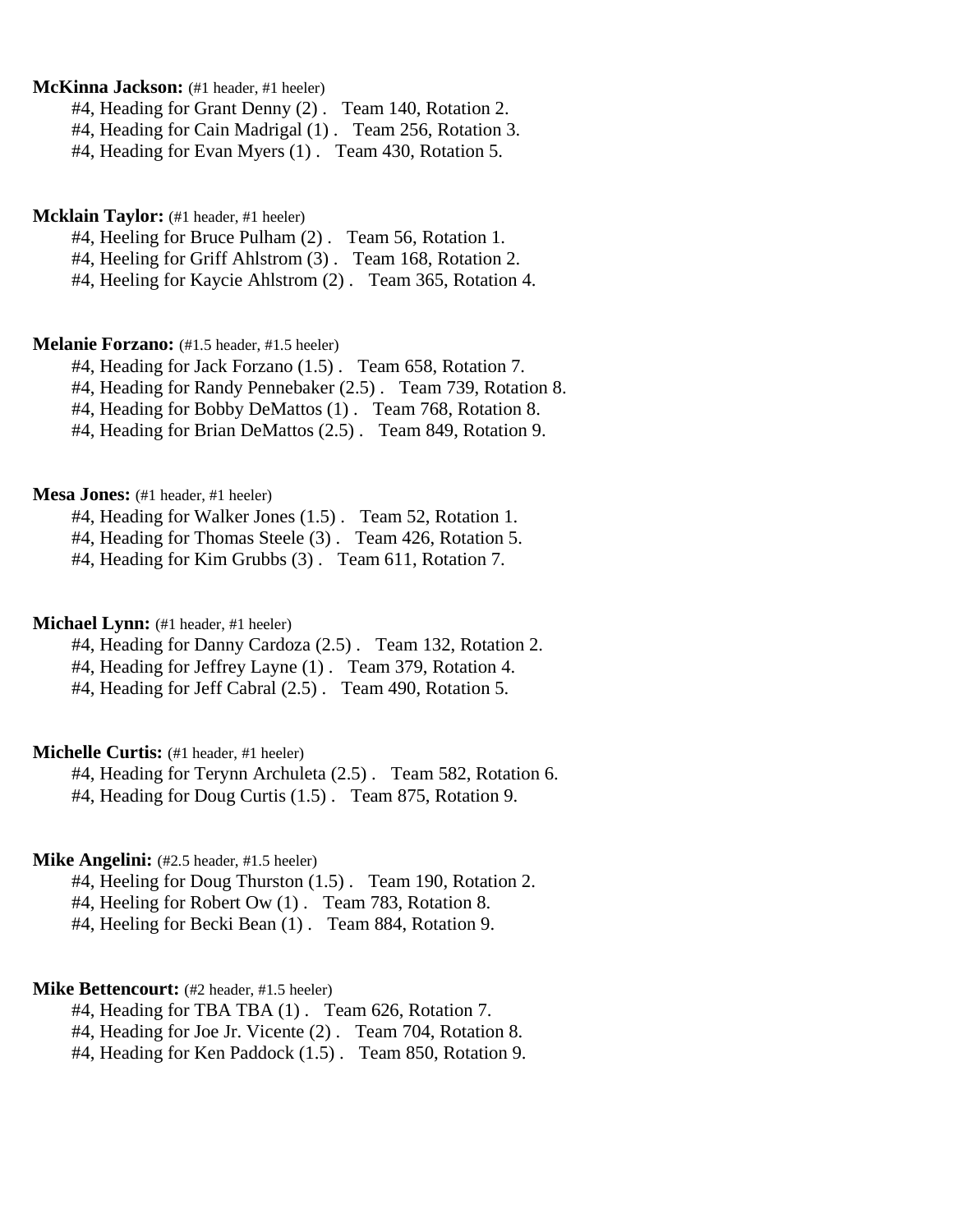**McKinna Jackson:** (#1 header, #1 heeler)

#4, Heading for Grant Denny (2) . Team 140, Rotation 2.
#4, Heading for Cain Madrigal (1) . Team 256, Rotation 3.
#4, Heading for Evan Myers (1) . Team 430, Rotation 5.

**Mcklain Taylor:** (#1 header, #1 heeler)

#4, Heeling for Bruce Pulham (2) . Team 56, Rotation 1.
#4, Heeling for Griff Ahlstrom (3) . Team 168, Rotation 2.
#4, Heeling for Kaycie Ahlstrom (2) . Team 365, Rotation 4.

**Melanie Forzano:** (#1.5 header, #1.5 heeler)

#4, Heading for Jack Forzano (1.5) . Team 658, Rotation 7.
#4, Heading for Randy Pennebaker (2.5) . Team 739, Rotation 8.
#4, Heading for Bobby DeMattos (1) . Team 768, Rotation 8.
#4, Heading for Brian DeMattos (2.5) . Team 849, Rotation 9.

**Mesa Jones:** (#1 header, #1 heeler)

#4, Heading for Walker Jones (1.5) . Team 52, Rotation 1.
#4, Heading for Thomas Steele (3) . Team 426, Rotation 5.
#4, Heading for Kim Grubbs (3) . Team 611, Rotation 7.

**Michael Lynn:** (#1 header, #1 heeler)

#4, Heading for Danny Cardoza (2.5) . Team 132, Rotation 2.
#4, Heading for Jeffrey Layne (1) . Team 379, Rotation 4.
#4, Heading for Jeff Cabral (2.5) . Team 490, Rotation 5.

**Michelle Curtis:** (#1 header, #1 heeler)

#4, Heading for Terynn Archuleta (2.5) . Team 582, Rotation 6.
#4, Heading for Doug Curtis (1.5) . Team 875, Rotation 9.

**Mike Angelini:** (#2.5 header, #1.5 heeler)

#4, Heeling for Doug Thurston (1.5) . Team 190, Rotation 2.
#4, Heeling for Robert Ow (1) . Team 783, Rotation 8.
#4, Heeling for Becki Bean (1) . Team 884, Rotation 9.

**Mike Bettencourt:** (#2 header, #1.5 heeler)

#4, Heading for TBA TBA (1) . Team 626, Rotation 7.
#4, Heading for Joe Jr. Vicente (2) . Team 704, Rotation 8.
#4, Heading for Ken Paddock (1.5) . Team 850, Rotation 9.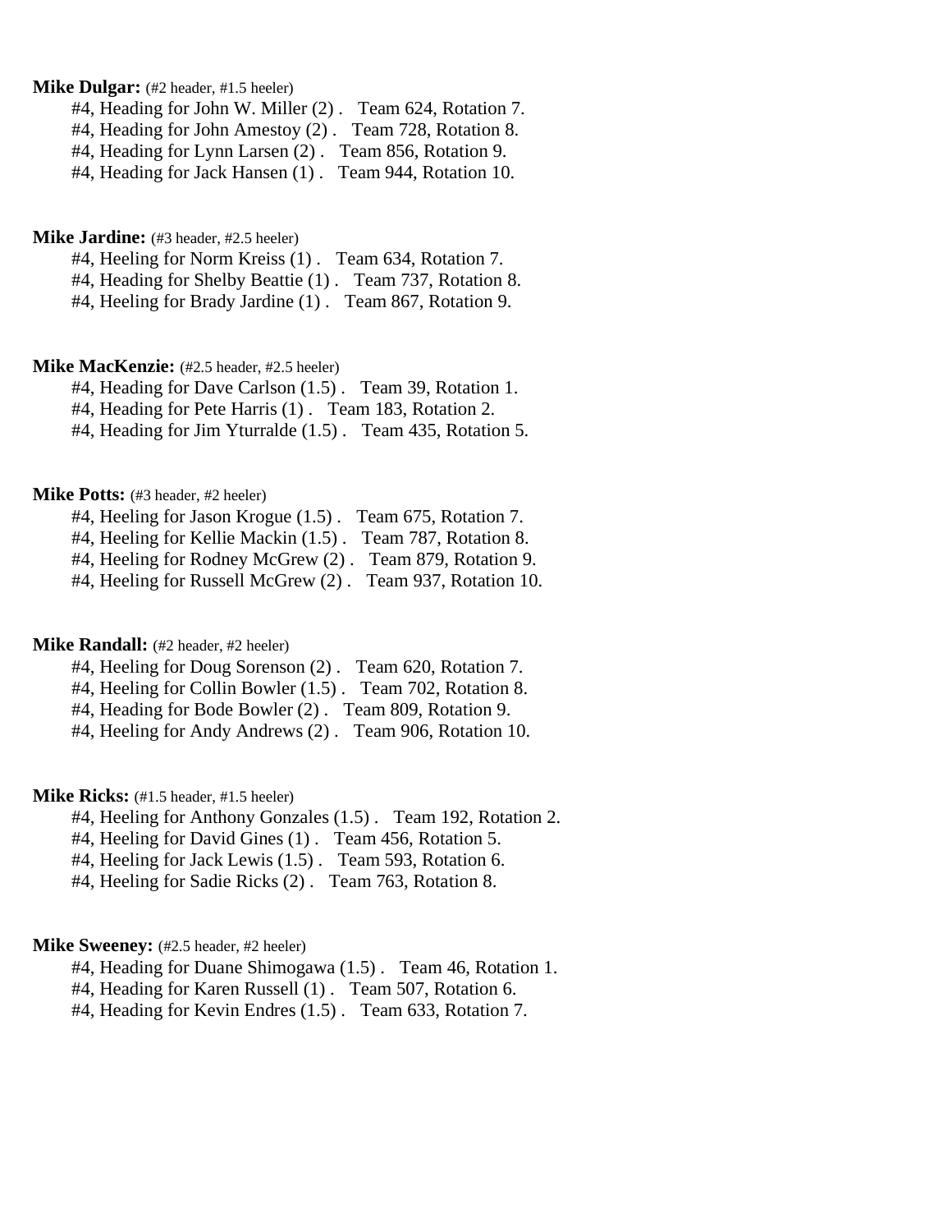**Mike Dulgar:** (#2 header, #1.5 heeler)

#4, Heading for John W. Miller (2) .   Team 624, Rotation 7.
#4, Heading for John Amestoy (2) .   Team 728, Rotation 8.
#4, Heading for Lynn Larsen (2) .   Team 856, Rotation 9.
#4, Heading for Jack Hansen (1) .   Team 944, Rotation 10.

**Mike Jardine:** (#3 header, #2.5 heeler)

#4, Heeling for Norm Kreiss (1) .   Team 634, Rotation 7.
#4, Heading for Shelby Beattie (1) .   Team 737, Rotation 8.
#4, Heeling for Brady Jardine (1) .   Team 867, Rotation 9.

**Mike MacKenzie:** (#2.5 header, #2.5 heeler)

#4, Heading for Dave Carlson (1.5) .   Team 39, Rotation 1.
#4, Heading for Pete Harris (1) .   Team 183, Rotation 2.
#4, Heading for Jim Yturralde (1.5) .   Team 435, Rotation 5.

**Mike Potts:** (#3 header, #2 heeler)

#4, Heeling for Jason Krogue (1.5) .   Team 675, Rotation 7.
#4, Heeling for Kellie Mackin (1.5) .   Team 787, Rotation 8.
#4, Heeling for Rodney McGrew (2) .   Team 879, Rotation 9.
#4, Heeling for Russell McGrew (2) .   Team 937, Rotation 10.

**Mike Randall:** (#2 header, #2 heeler)

#4, Heeling for Doug Sorenson (2) .   Team 620, Rotation 7.
#4, Heeling for Collin Bowler (1.5) .   Team 702, Rotation 8.
#4, Heading for Bode Bowler (2) .   Team 809, Rotation 9.
#4, Heeling for Andy Andrews (2) .   Team 906, Rotation 10.

**Mike Ricks:** (#1.5 header, #1.5 heeler)

#4, Heeling for Anthony Gonzales (1.5) .   Team 192, Rotation 2.
#4, Heeling for David Gines (1) .   Team 456, Rotation 5.
#4, Heeling for Jack Lewis (1.5) .   Team 593, Rotation 6.
#4, Heeling for Sadie Ricks (2) .   Team 763, Rotation 8.

**Mike Sweeney:** (#2.5 header, #2 heeler)

#4, Heading for Duane Shimogawa (1.5) .   Team 46, Rotation 1.
#4, Heading for Karen Russell (1) .   Team 507, Rotation 6.
#4, Heading for Kevin Endres (1.5) .   Team 633, Rotation 7.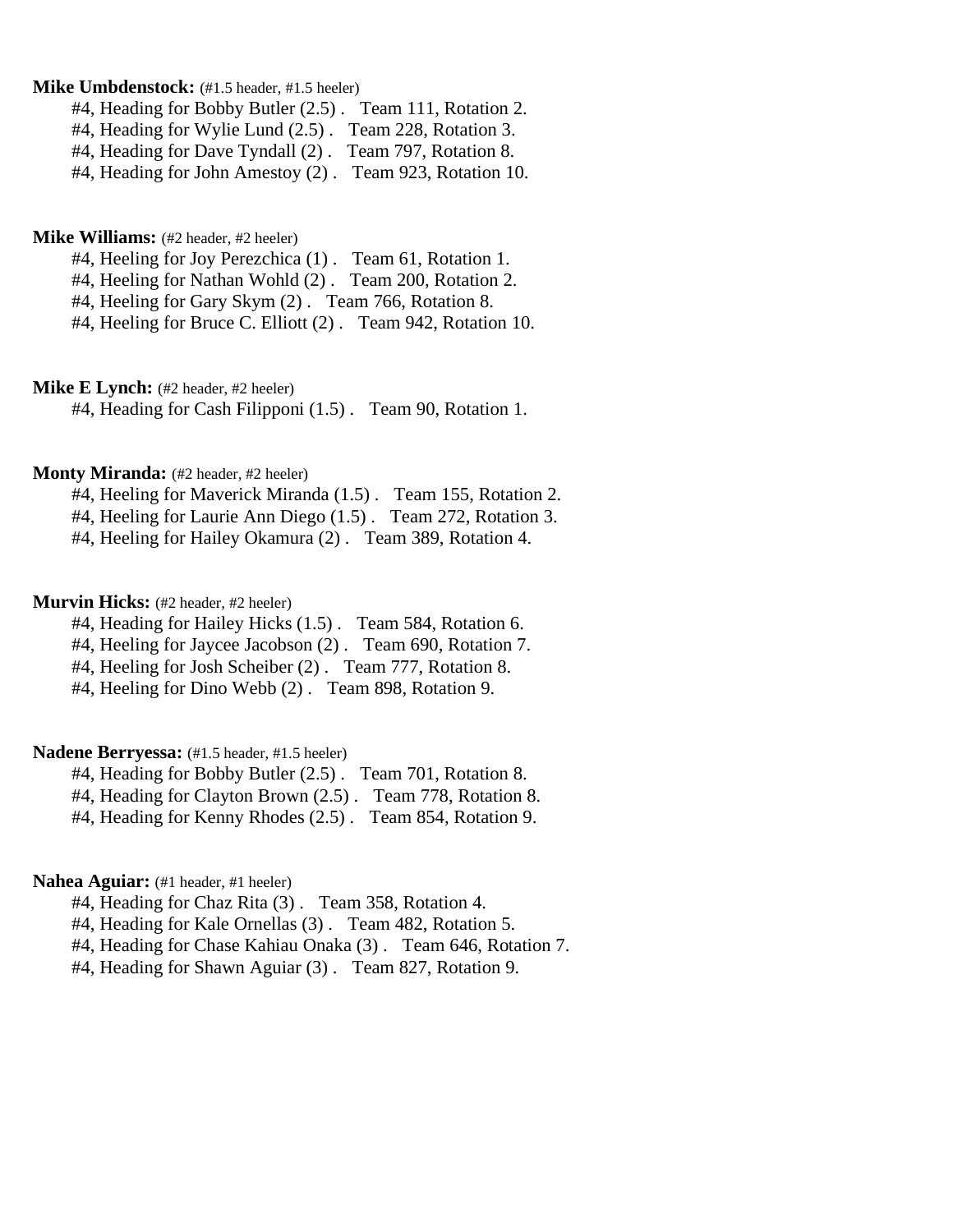**Mike Umbdenstock:** (#1.5 header, #1.5 heeler)

#4, Heading for Bobby Butler (2.5) . Team 111, Rotation 2.
#4, Heading for Wylie Lund (2.5) . Team 228, Rotation 3.
#4, Heading for Dave Tyndall (2) . Team 797, Rotation 8.
#4, Heading for John Amestoy (2) . Team 923, Rotation 10.

**Mike Williams:** (#2 header, #2 heeler)

#4, Heeling for Joy Perezchica (1) . Team 61, Rotation 1.
#4, Heeling for Nathan Wohld (2) . Team 200, Rotation 2.
#4, Heeling for Gary Skym (2) . Team 766, Rotation 8.
#4, Heeling for Bruce C. Elliott (2) . Team 942, Rotation 10.

**Mike E Lynch:** (#2 header, #2 heeler)

#4, Heading for Cash Filipponi (1.5) . Team 90, Rotation 1.

**Monty Miranda:** (#2 header, #2 heeler)

#4, Heeling for Maverick Miranda (1.5) . Team 155, Rotation 2.
#4, Heeling for Laurie Ann Diego (1.5) . Team 272, Rotation 3.
#4, Heeling for Hailey Okamura (2) . Team 389, Rotation 4.

**Murvin Hicks:** (#2 header, #2 heeler)

#4, Heading for Hailey Hicks (1.5) . Team 584, Rotation 6.
#4, Heeling for Jaycee Jacobson (2) . Team 690, Rotation 7.
#4, Heeling for Josh Scheiber (2) . Team 777, Rotation 8.
#4, Heeling for Dino Webb (2) . Team 898, Rotation 9.

**Nadene Berryessa:** (#1.5 header, #1.5 heeler)

#4, Heading for Bobby Butler (2.5) . Team 701, Rotation 8.
#4, Heading for Clayton Brown (2.5) . Team 778, Rotation 8.
#4, Heading for Kenny Rhodes (2.5) . Team 854, Rotation 9.

**Nahea Aguiar:** (#1 header, #1 heeler)

#4, Heading for Chaz Rita (3) . Team 358, Rotation 4.
#4, Heading for Kale Ornellas (3) . Team 482, Rotation 5.
#4, Heading for Chase Kahiau Onaka (3) . Team 646, Rotation 7.
#4, Heading for Shawn Aguiar (3) . Team 827, Rotation 9.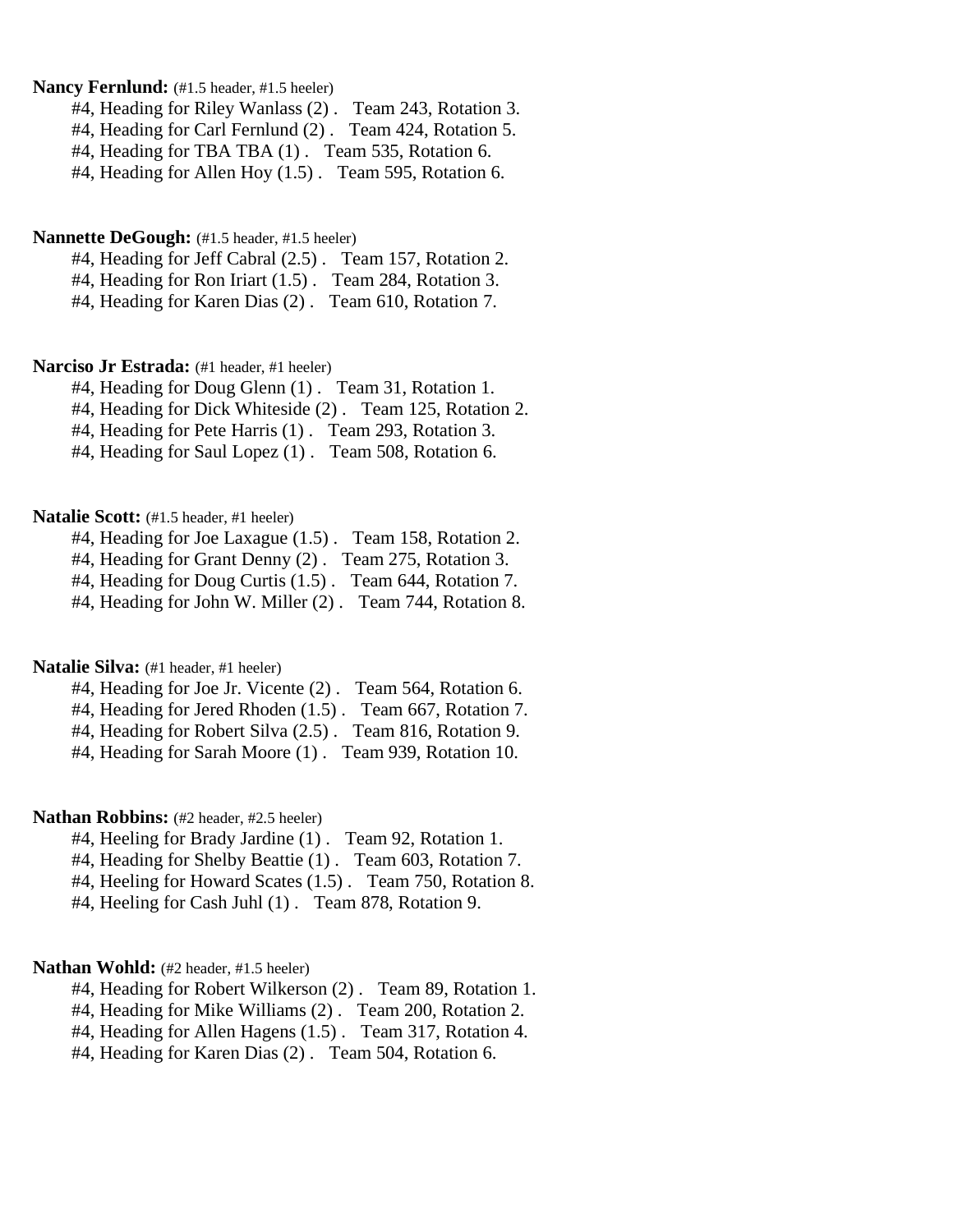**Nancy Fernlund:** (#1.5 header, #1.5 heeler)

#4, Heading for Riley Wanlass (2) . Team 243, Rotation 3.
#4, Heading for Carl Fernlund (2) . Team 424, Rotation 5.
#4, Heading for TBA TBA (1) . Team 535, Rotation 6.
#4, Heading for Allen Hoy (1.5) . Team 595, Rotation 6.

**Nannette DeGough:** (#1.5 header, #1.5 heeler)

#4, Heading for Jeff Cabral (2.5) . Team 157, Rotation 2.
#4, Heading for Ron Iriart (1.5) . Team 284, Rotation 3.
#4, Heading for Karen Dias (2) . Team 610, Rotation 7.

**Narciso Jr Estrada:** (#1 header, #1 heeler)

#4, Heading for Doug Glenn (1) . Team 31, Rotation 1.
#4, Heading for Dick Whiteside (2) . Team 125, Rotation 2.
#4, Heading for Pete Harris (1) . Team 293, Rotation 3.
#4, Heading for Saul Lopez (1) . Team 508, Rotation 6.

**Natalie Scott:** (#1.5 header, #1 heeler)

#4, Heading for Joe Laxague (1.5) . Team 158, Rotation 2.
#4, Heading for Grant Denny (2) . Team 275, Rotation 3.
#4, Heading for Doug Curtis (1.5) . Team 644, Rotation 7.
#4, Heading for John W. Miller (2) . Team 744, Rotation 8.

**Natalie Silva:** (#1 header, #1 heeler)

#4, Heading for Joe Jr. Vicente (2) . Team 564, Rotation 6.
#4, Heading for Jered Rhoden (1.5) . Team 667, Rotation 7.
#4, Heading for Robert Silva (2.5) . Team 816, Rotation 9.
#4, Heading for Sarah Moore (1) . Team 939, Rotation 10.

**Nathan Robbins:** (#2 header, #2.5 heeler)

#4, Heeling for Brady Jardine (1) . Team 92, Rotation 1.
#4, Heading for Shelby Beattie (1) . Team 603, Rotation 7.
#4, Heeling for Howard Scates (1.5) . Team 750, Rotation 8.
#4, Heeling for Cash Juhl (1) . Team 878, Rotation 9.

**Nathan Wohld:** (#2 header, #1.5 heeler)

#4, Heading for Robert Wilkerson (2) . Team 89, Rotation 1.
#4, Heading for Mike Williams (2) . Team 200, Rotation 2.
#4, Heading for Allen Hagens (1.5) . Team 317, Rotation 4.
#4, Heading for Karen Dias (2) . Team 504, Rotation 6.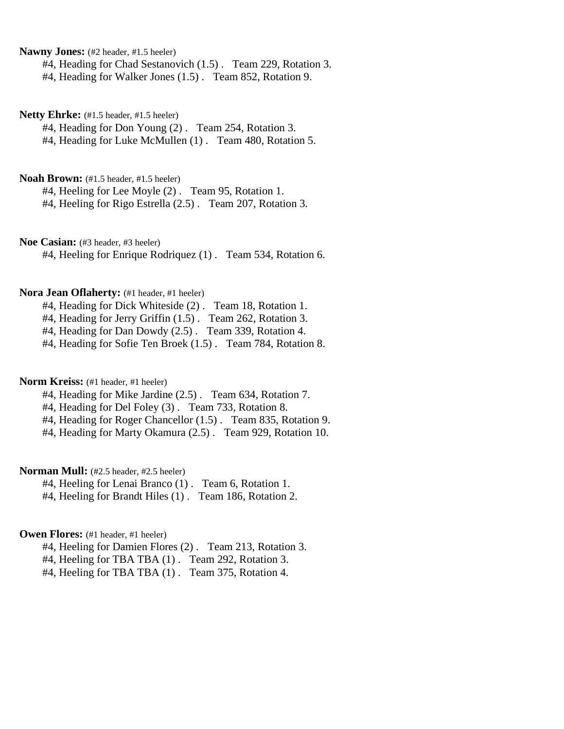**Nawny Jones:** (#2 header, #1.5 heeler)

#4, Heading for Chad Sestanovich (1.5) . Team 229, Rotation 3.
#4, Heading for Walker Jones (1.5) . Team 852, Rotation 9.

**Netty Ehrke:** (#1.5 header, #1.5 heeler)

#4, Heading for Don Young (2) . Team 254, Rotation 3.
#4, Heading for Luke McMullen (1) . Team 480, Rotation 5.

**Noah Brown:** (#1.5 header, #1.5 heeler)

#4, Heeling for Lee Moyle (2) . Team 95, Rotation 1.
#4, Heeling for Rigo Estrella (2.5) . Team 207, Rotation 3.

**Noe Casian:** (#3 header, #3 heeler)

#4, Heeling for Enrique Rodriquez (1) . Team 534, Rotation 6.

**Nora Jean Oflaherty:** (#1 header, #1 heeler)

#4, Heading for Dick Whiteside (2) . Team 18, Rotation 1.
#4, Heading for Jerry Griffin (1.5) . Team 262, Rotation 3.
#4, Heading for Dan Dowdy (2.5) . Team 339, Rotation 4.
#4, Heading for Sofie Ten Broek (1.5) . Team 784, Rotation 8.

**Norm Kreiss:** (#1 header, #1 heeler)

#4, Heading for Mike Jardine (2.5) . Team 634, Rotation 7.
#4, Heading for Del Foley (3) . Team 733, Rotation 8.
#4, Heading for Roger Chancellor (1.5) . Team 835, Rotation 9.
#4, Heading for Marty Okamura (2.5) . Team 929, Rotation 10.

**Norman Mull:** (#2.5 header, #2.5 heeler)

#4, Heeling for Lenai Branco (1) . Team 6, Rotation 1.
#4, Heeling for Brandt Hiles (1) . Team 186, Rotation 2.

**Owen Flores:** (#1 header, #1 heeler)

#4, Heeling for Damien Flores (2) . Team 213, Rotation 3.
#4, Heeling for TBA TBA (1) . Team 292, Rotation 3.
#4, Heeling for TBA TBA (1) . Team 375, Rotation 4.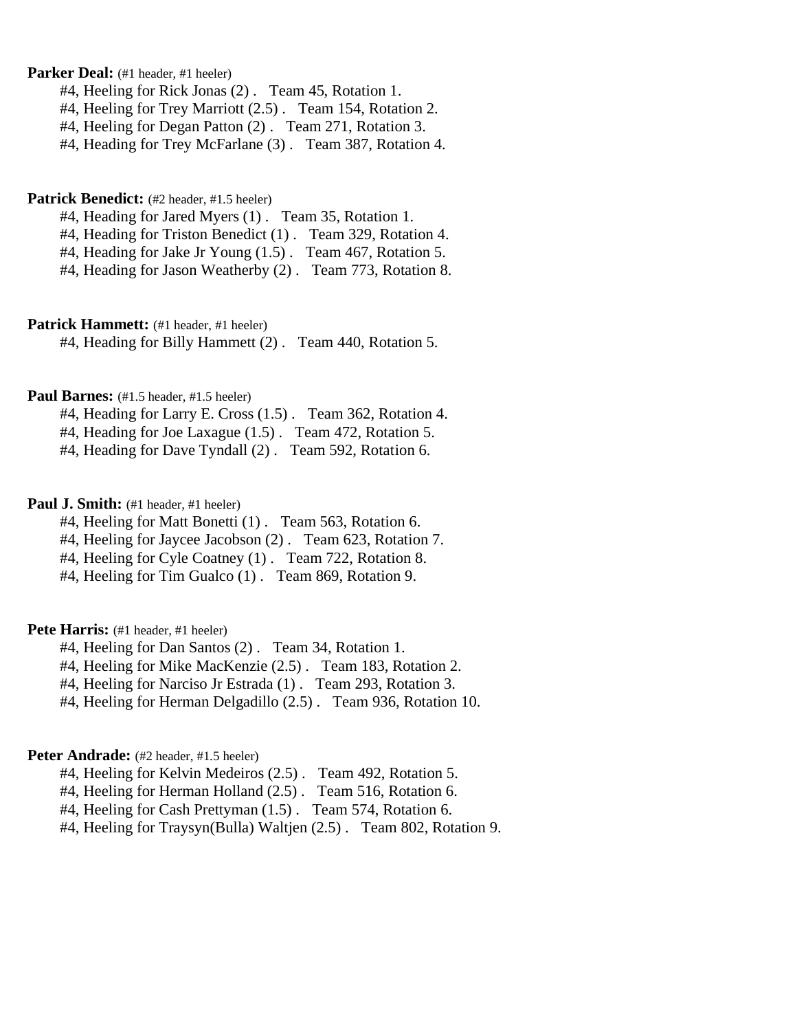**Parker Deal:** (#1 header, #1 heeler)

#4, Heeling for Rick Jonas (2) . Team 45, Rotation 1.
#4, Heeling for Trey Marriott (2.5) . Team 154, Rotation 2.
#4, Heeling for Degan Patton (2) . Team 271, Rotation 3.
#4, Heading for Trey McFarlane (3) . Team 387, Rotation 4.

**Patrick Benedict:** (#2 header, #1.5 heeler)

#4, Heading for Jared Myers (1) . Team 35, Rotation 1.
#4, Heading for Triston Benedict (1) . Team 329, Rotation 4.
#4, Heading for Jake Jr Young (1.5) . Team 467, Rotation 5.
#4, Heading for Jason Weatherby (2) . Team 773, Rotation 8.

**Patrick Hammett:** (#1 header, #1 heeler)

#4, Heading for Billy Hammett (2) . Team 440, Rotation 5.

**Paul Barnes:** (#1.5 header, #1.5 heeler)

#4, Heading for Larry E. Cross (1.5) . Team 362, Rotation 4.
#4, Heading for Joe Laxague (1.5) . Team 472, Rotation 5.
#4, Heading for Dave Tyndall (2) . Team 592, Rotation 6.

**Paul J. Smith:** (#1 header, #1 heeler)

#4, Heeling for Matt Bonetti (1) . Team 563, Rotation 6.
#4, Heeling for Jaycee Jacobson (2) . Team 623, Rotation 7.
#4, Heeling for Cyle Coatney (1) . Team 722, Rotation 8.
#4, Heeling for Tim Gualco (1) . Team 869, Rotation 9.

**Pete Harris:** (#1 header, #1 heeler)

#4, Heeling for Dan Santos (2) . Team 34, Rotation 1.
#4, Heeling for Mike MacKenzie (2.5) . Team 183, Rotation 2.
#4, Heeling for Narciso Jr Estrada (1) . Team 293, Rotation 3.
#4, Heeling for Herman Delgadillo (2.5) . Team 936, Rotation 10.

**Peter Andrade:** (#2 header, #1.5 heeler)

#4, Heeling for Kelvin Medeiros (2.5) . Team 492, Rotation 5.
#4, Heeling for Herman Holland (2.5) . Team 516, Rotation 6.
#4, Heeling for Cash Prettyman (1.5) . Team 574, Rotation 6.
#4, Heeling for Traysyn(Bulla) Waltjen (2.5) . Team 802, Rotation 9.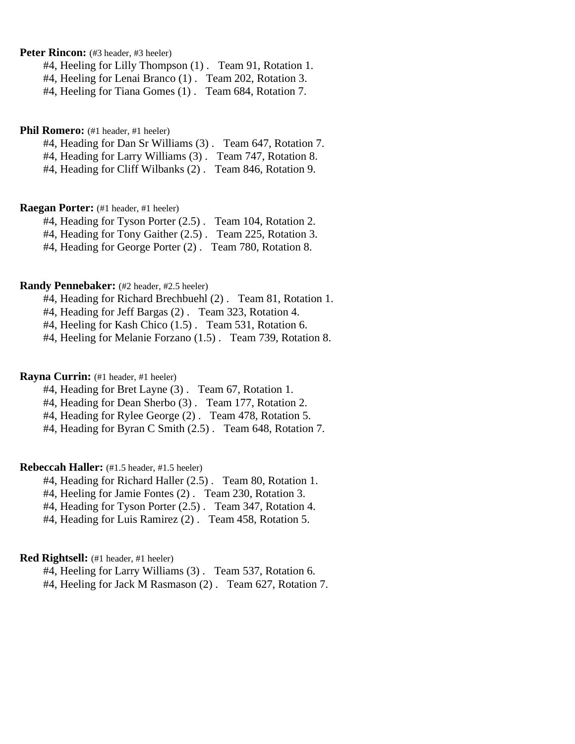**Peter Rincon:** (#3 header, #3 heeler)

#4, Heeling for Lilly Thompson (1) .   Team 91, Rotation 1.
#4, Heeling for Lenai Branco (1) .   Team 202, Rotation 3.
#4, Heeling for Tiana Gomes (1) .   Team 684, Rotation 7.

**Phil Romero:** (#1 header, #1 heeler)

#4, Heading for Dan Sr Williams (3) .   Team 647, Rotation 7.
#4, Heading for Larry Williams (3) .   Team 747, Rotation 8.
#4, Heading for Cliff Wilbanks (2) .   Team 846, Rotation 9.

**Raegan Porter:** (#1 header, #1 heeler)

#4, Heading for Tyson Porter (2.5) .   Team 104, Rotation 2.
#4, Heading for Tony Gaither (2.5) .   Team 225, Rotation 3.
#4, Heading for George Porter (2) .   Team 780, Rotation 8.

**Randy Pennebaker:** (#2 header, #2.5 heeler)

#4, Heading for Richard Brechbuehl (2) .   Team 81, Rotation 1.
#4, Heading for Jeff Bargas (2) .   Team 323, Rotation 4.
#4, Heeling for Kash Chico (1.5) .   Team 531, Rotation 6.
#4, Heeling for Melanie Forzano (1.5) .   Team 739, Rotation 8.

**Rayna Currin:** (#1 header, #1 heeler)

#4, Heading for Bret Layne (3) .   Team 67, Rotation 1.
#4, Heading for Dean Sherbo (3) .   Team 177, Rotation 2.
#4, Heading for Rylee George (2) .   Team 478, Rotation 5.
#4, Heading for Byran C Smith (2.5) .   Team 648, Rotation 7.

**Rebeccah Haller:** (#1.5 header, #1.5 heeler)

#4, Heading for Richard Haller (2.5) .   Team 80, Rotation 1.
#4, Heeling for Jamie Fontes (2) .   Team 230, Rotation 3.
#4, Heading for Tyson Porter (2.5) .   Team 347, Rotation 4.
#4, Heading for Luis Ramirez (2) .   Team 458, Rotation 5.

**Red Rightsell:** (#1 header, #1 heeler)

#4, Heeling for Larry Williams (3) .   Team 537, Rotation 6.
#4, Heeling for Jack M Rasmason (2) .   Team 627, Rotation 7.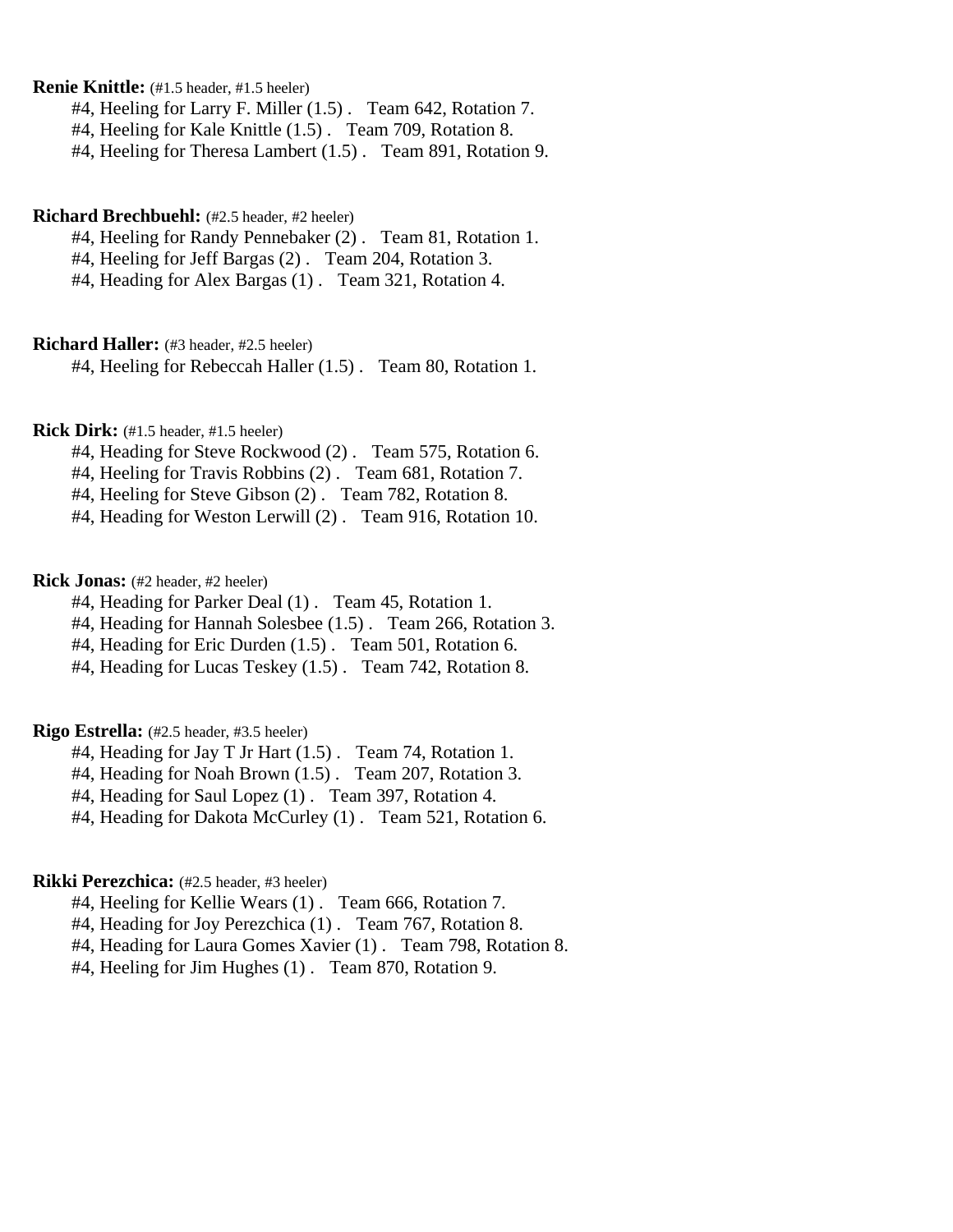**Renie Knittle:** (#1.5 header, #1.5 heeler)

#4, Heeling for Larry F. Miller (1.5) . Team 642, Rotation 7.
#4, Heeling for Kale Knittle (1.5) . Team 709, Rotation 8.
#4, Heeling for Theresa Lambert (1.5) . Team 891, Rotation 9.

**Richard Brechbuehl:** (#2.5 header, #2 heeler)

#4, Heeling for Randy Pennebaker (2) . Team 81, Rotation 1.
#4, Heeling for Jeff Bargas (2) . Team 204, Rotation 3.
#4, Heading for Alex Bargas (1) . Team 321, Rotation 4.

**Richard Haller:** (#3 header, #2.5 heeler)

#4, Heeling for Rebeccah Haller (1.5) . Team 80, Rotation 1.

**Rick Dirk:** (#1.5 header, #1.5 heeler)

#4, Heading for Steve Rockwood (2) . Team 575, Rotation 6.
#4, Heeling for Travis Robbins (2) . Team 681, Rotation 7.
#4, Heeling for Steve Gibson (2) . Team 782, Rotation 8.
#4, Heading for Weston Lerwill (2) . Team 916, Rotation 10.

**Rick Jonas:** (#2 header, #2 heeler)

#4, Heading for Parker Deal (1) . Team 45, Rotation 1.
#4, Heading for Hannah Solesbee (1.5) . Team 266, Rotation 3.
#4, Heading for Eric Durden (1.5) . Team 501, Rotation 6.
#4, Heading for Lucas Teskey (1.5) . Team 742, Rotation 8.

**Rigo Estrella:** (#2.5 header, #3.5 heeler)

#4, Heading for Jay T Jr Hart (1.5) . Team 74, Rotation 1.
#4, Heading for Noah Brown (1.5) . Team 207, Rotation 3.
#4, Heading for Saul Lopez (1) . Team 397, Rotation 4.
#4, Heading for Dakota McCurley (1) . Team 521, Rotation 6.

**Rikki Perezchica:** (#2.5 header, #3 heeler)

#4, Heeling for Kellie Wears (1) . Team 666, Rotation 7.
#4, Heading for Joy Perezchica (1) . Team 767, Rotation 8.
#4, Heading for Laura Gomes Xavier (1) . Team 798, Rotation 8.
#4, Heeling for Jim Hughes (1) . Team 870, Rotation 9.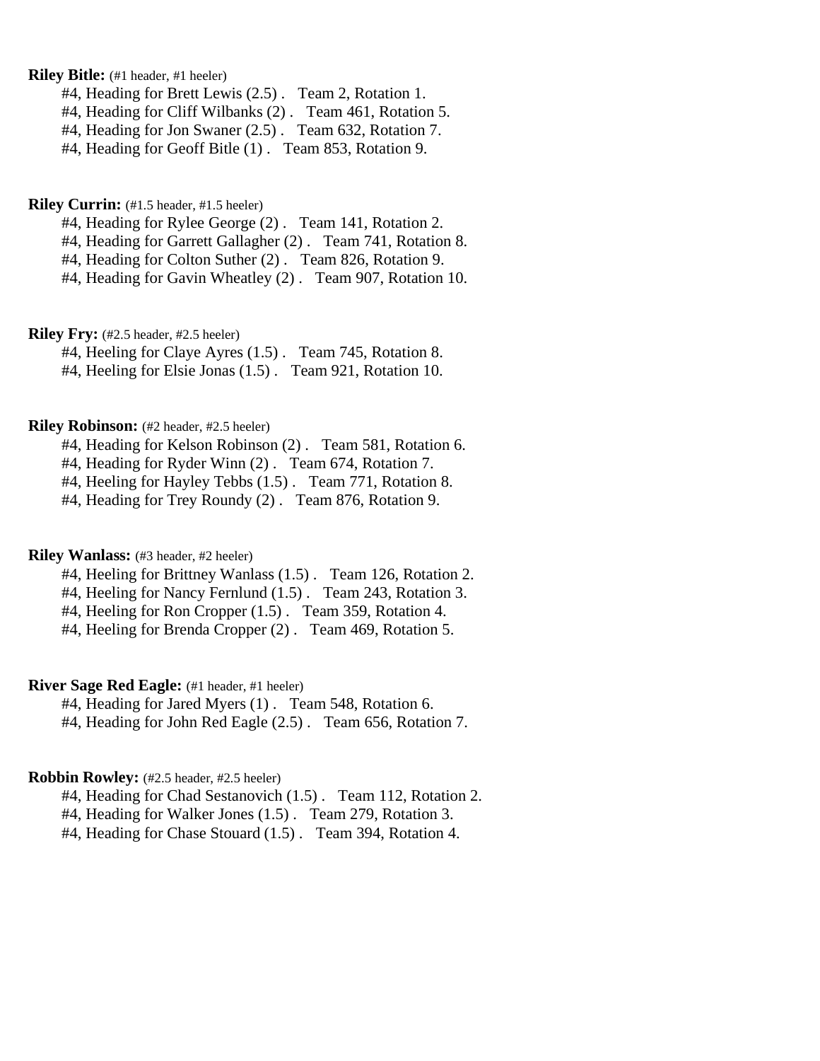**Riley Bitle:** (#1 header, #1 heeler)

#4, Heading for Brett Lewis (2.5) . Team 2, Rotation 1.
#4, Heading for Cliff Wilbanks (2) . Team 461, Rotation 5.
#4, Heading for Jon Swaner (2.5) . Team 632, Rotation 7.
#4, Heading for Geoff Bitle (1) . Team 853, Rotation 9.

**Riley Currin:** (#1.5 header, #1.5 heeler)

#4, Heading for Rylee George (2) . Team 141, Rotation 2.
#4, Heading for Garrett Gallagher (2) . Team 741, Rotation 8.
#4, Heading for Colton Suther (2) . Team 826, Rotation 9.
#4, Heading for Gavin Wheatley (2) . Team 907, Rotation 10.

**Riley Fry:** (#2.5 header, #2.5 heeler)

#4, Heeling for Claye Ayres (1.5) . Team 745, Rotation 8.
#4, Heeling for Elsie Jonas (1.5) . Team 921, Rotation 10.

**Riley Robinson:** (#2 header, #2.5 heeler)

#4, Heading for Kelson Robinson (2) . Team 581, Rotation 6.
#4, Heading for Ryder Winn (2) . Team 674, Rotation 7.
#4, Heeling for Hayley Tebbs (1.5) . Team 771, Rotation 8.
#4, Heading for Trey Roundy (2) . Team 876, Rotation 9.

**Riley Wanlass:** (#3 header, #2 heeler)

#4, Heeling for Brittney Wanlass (1.5) . Team 126, Rotation 2.
#4, Heeling for Nancy Fernlund (1.5) . Team 243, Rotation 3.
#4, Heeling for Ron Cropper (1.5) . Team 359, Rotation 4.
#4, Heeling for Brenda Cropper (2) . Team 469, Rotation 5.

**River Sage Red Eagle:** (#1 header, #1 heeler)

#4, Heading for Jared Myers (1) . Team 548, Rotation 6.
#4, Heading for John Red Eagle (2.5) . Team 656, Rotation 7.

**Robbin Rowley:** (#2.5 header, #2.5 heeler)

#4, Heading for Chad Sestanovich (1.5) . Team 112, Rotation 2.
#4, Heading for Walker Jones (1.5) . Team 279, Rotation 3.
#4, Heading for Chase Stouard (1.5) . Team 394, Rotation 4.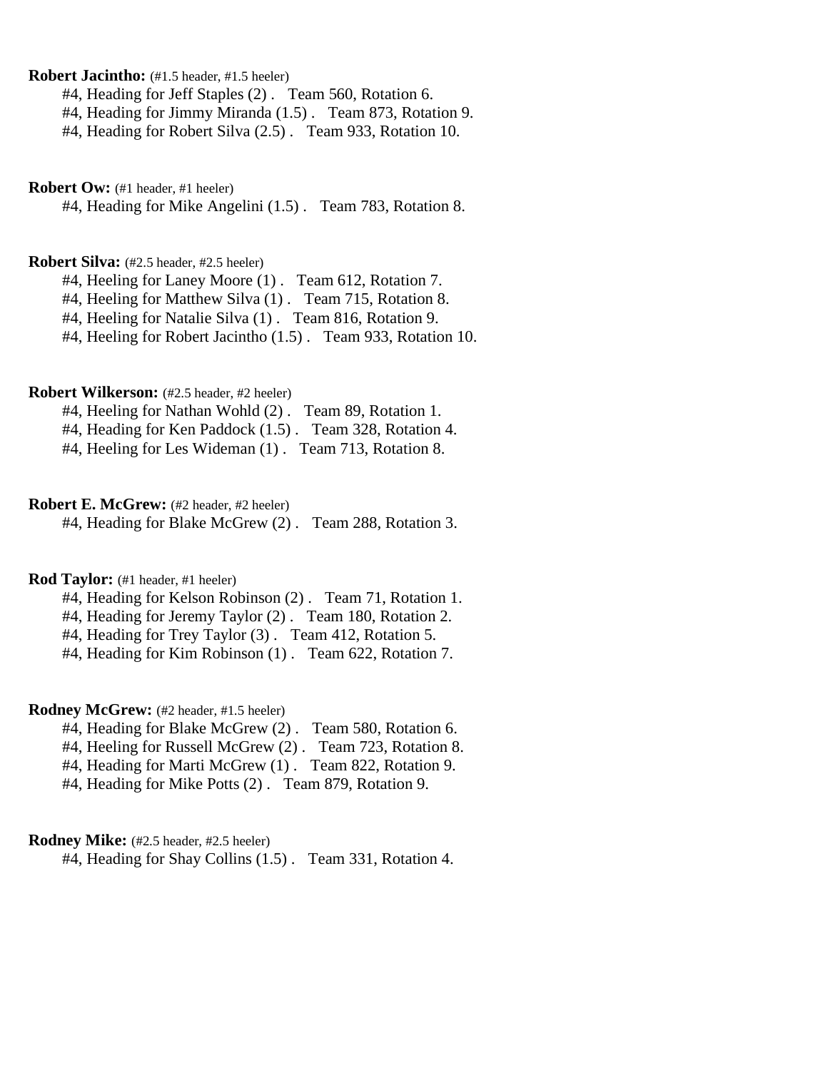**Robert Jacintho:** (#1.5 header, #1.5 heeler)

#4, Heading for Jeff Staples (2) . Team 560, Rotation 6.
#4, Heading for Jimmy Miranda (1.5) . Team 873, Rotation 9.
#4, Heading for Robert Silva (2.5) . Team 933, Rotation 10.

**Robert Ow:** (#1 header, #1 heeler)

#4, Heading for Mike Angelini (1.5) . Team 783, Rotation 8.

**Robert Silva:** (#2.5 header, #2.5 heeler)

#4, Heeling for Laney Moore (1) . Team 612, Rotation 7.
#4, Heeling for Matthew Silva (1) . Team 715, Rotation 8.
#4, Heeling for Natalie Silva (1) . Team 816, Rotation 9.
#4, Heeling for Robert Jacintho (1.5) . Team 933, Rotation 10.

**Robert Wilkerson:** (#2.5 header, #2 heeler)

#4, Heeling for Nathan Wohld (2) . Team 89, Rotation 1.
#4, Heading for Ken Paddock (1.5) . Team 328, Rotation 4.
#4, Heeling for Les Wideman (1) . Team 713, Rotation 8.

**Robert E. McGrew:** (#2 header, #2 heeler)

#4, Heading for Blake McGrew (2) . Team 288, Rotation 3.

**Rod Taylor:** (#1 header, #1 heeler)

#4, Heading for Kelson Robinson (2) . Team 71, Rotation 1.
#4, Heading for Jeremy Taylor (2) . Team 180, Rotation 2.
#4, Heading for Trey Taylor (3) . Team 412, Rotation 5.
#4, Heading for Kim Robinson (1) . Team 622, Rotation 7.

**Rodney McGrew:** (#2 header, #1.5 heeler)

#4, Heading for Blake McGrew (2) . Team 580, Rotation 6.
#4, Heeling for Russell McGrew (2) . Team 723, Rotation 8.
#4, Heading for Marti McGrew (1) . Team 822, Rotation 9.
#4, Heading for Mike Potts (2) . Team 879, Rotation 9.

**Rodney Mike:** (#2.5 header, #2.5 heeler)

#4, Heading for Shay Collins (1.5) . Team 331, Rotation 4.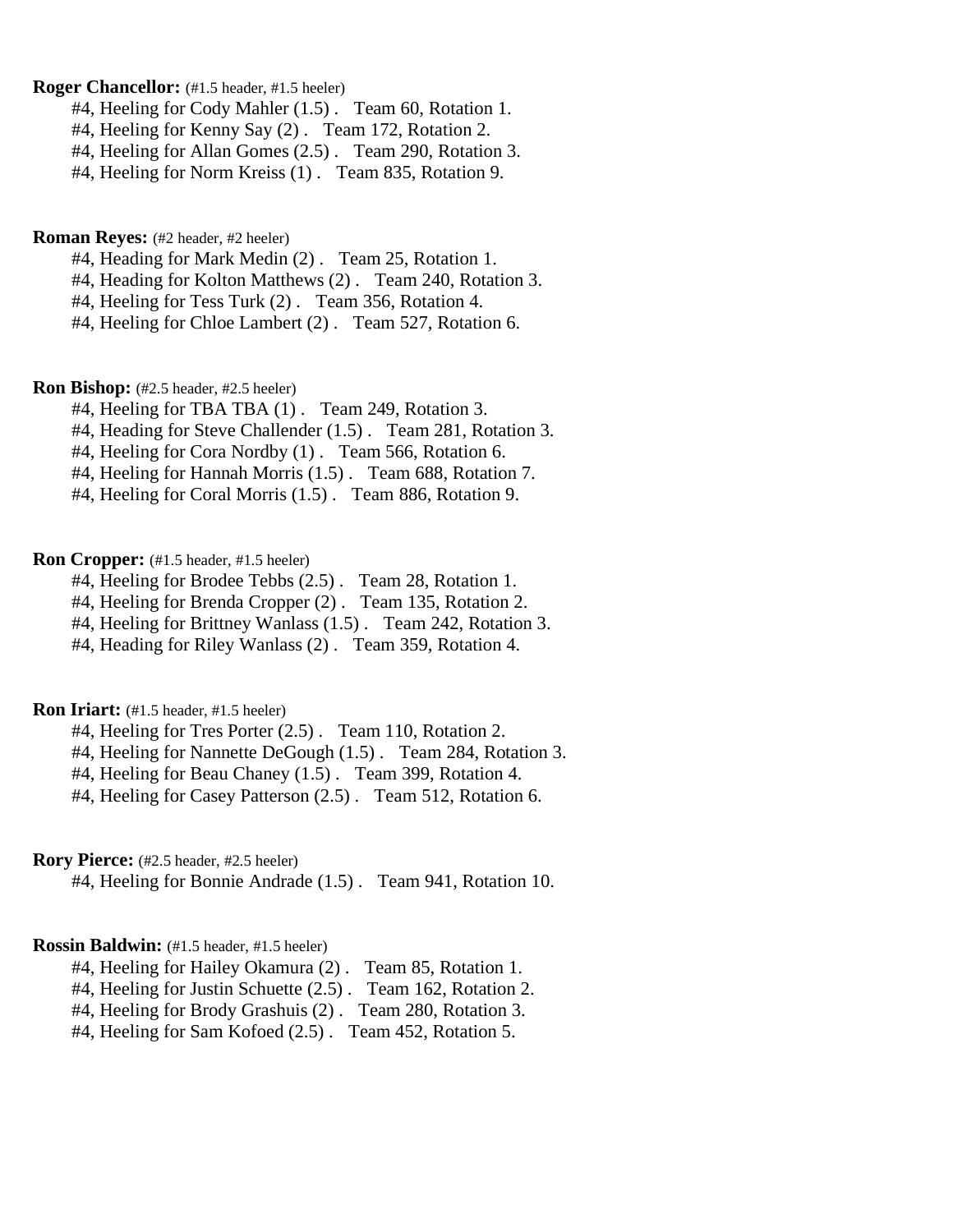**Roger Chancellor:** (#1.5 header, #1.5 heeler)

#4, Heeling for Cody Mahler (1.5) . Team 60, Rotation 1.
#4, Heeling for Kenny Say (2) . Team 172, Rotation 2.
#4, Heeling for Allan Gomes (2.5) . Team 290, Rotation 3.
#4, Heeling for Norm Kreiss (1) . Team 835, Rotation 9.

**Roman Reyes:** (#2 header, #2 heeler)

#4, Heading for Mark Medin (2) . Team 25, Rotation 1.
#4, Heading for Kolton Matthews (2) . Team 240, Rotation 3.
#4, Heeling for Tess Turk (2) . Team 356, Rotation 4.
#4, Heeling for Chloe Lambert (2) . Team 527, Rotation 6.

**Ron Bishop:** (#2.5 header, #2.5 heeler)

#4, Heeling for TBA TBA (1) . Team 249, Rotation 3.
#4, Heading for Steve Challender (1.5) . Team 281, Rotation 3.
#4, Heeling for Cora Nordby (1) . Team 566, Rotation 6.
#4, Heeling for Hannah Morris (1.5) . Team 688, Rotation 7.
#4, Heeling for Coral Morris (1.5) . Team 886, Rotation 9.

**Ron Cropper:** (#1.5 header, #1.5 heeler)

#4, Heeling for Brodee Tebbs (2.5) . Team 28, Rotation 1.
#4, Heeling for Brenda Cropper (2) . Team 135, Rotation 2.
#4, Heeling for Brittney Wanlass (1.5) . Team 242, Rotation 3.
#4, Heading for Riley Wanlass (2) . Team 359, Rotation 4.

**Ron Iriart:** (#1.5 header, #1.5 heeler)

#4, Heeling for Tres Porter (2.5) . Team 110, Rotation 2.
#4, Heeling for Nannette DeGough (1.5) . Team 284, Rotation 3.
#4, Heeling for Beau Chaney (1.5) . Team 399, Rotation 4.
#4, Heeling for Casey Patterson (2.5) . Team 512, Rotation 6.

**Rory Pierce:** (#2.5 header, #2.5 heeler)

#4, Heeling for Bonnie Andrade (1.5) . Team 941, Rotation 10.

**Rossin Baldwin:** (#1.5 header, #1.5 heeler)

#4, Heeling for Hailey Okamura (2) . Team 85, Rotation 1.
#4, Heeling for Justin Schuette (2.5) . Team 162, Rotation 2.
#4, Heeling for Brody Grashuis (2) . Team 280, Rotation 3.
#4, Heeling for Sam Kofoed (2.5) . Team 452, Rotation 5.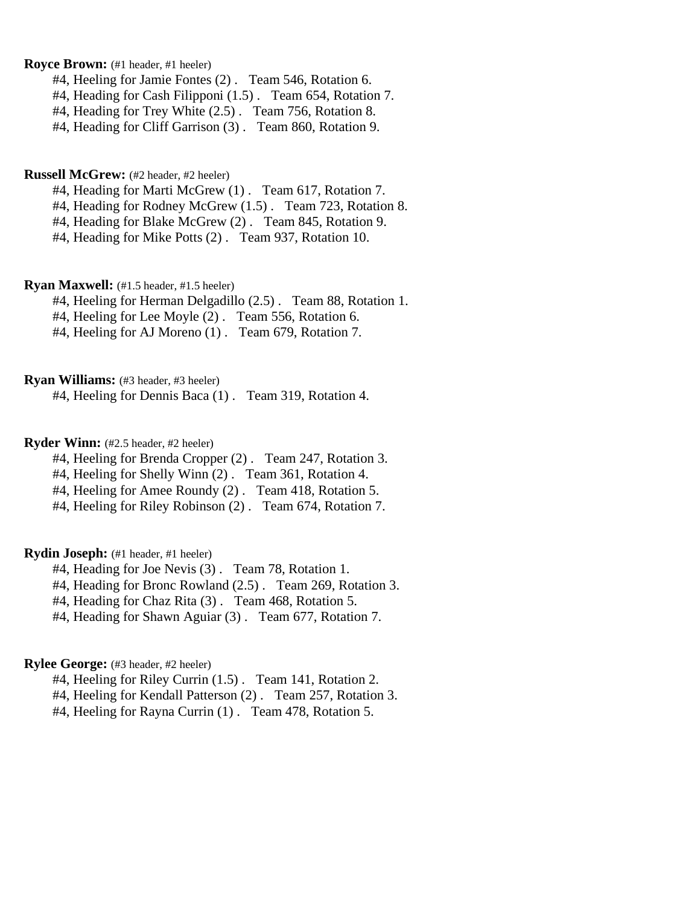**Royce Brown:** (#1 header, #1 heeler)

#4, Heeling for Jamie Fontes (2) . Team 546, Rotation 6.
#4, Heading for Cash Filipponi (1.5) . Team 654, Rotation 7.
#4, Heading for Trey White (2.5) . Team 756, Rotation 8.
#4, Heading for Cliff Garrison (3) . Team 860, Rotation 9.

**Russell McGrew:** (#2 header, #2 heeler)

#4, Heading for Marti McGrew (1) . Team 617, Rotation 7.
#4, Heading for Rodney McGrew (1.5) . Team 723, Rotation 8.
#4, Heading for Blake McGrew (2) . Team 845, Rotation 9.
#4, Heading for Mike Potts (2) . Team 937, Rotation 10.

**Ryan Maxwell:** (#1.5 header, #1.5 heeler)

#4, Heeling for Herman Delgadillo (2.5) . Team 88, Rotation 1.
#4, Heeling for Lee Moyle (2) . Team 556, Rotation 6.
#4, Heeling for AJ Moreno (1) . Team 679, Rotation 7.

**Ryan Williams:** (#3 header, #3 heeler)

#4, Heeling for Dennis Baca (1) . Team 319, Rotation 4.

**Ryder Winn:** (#2.5 header, #2 heeler)

#4, Heeling for Brenda Cropper (2) . Team 247, Rotation 3.
#4, Heeling for Shelly Winn (2) . Team 361, Rotation 4.
#4, Heeling for Amee Roundy (2) . Team 418, Rotation 5.
#4, Heeling for Riley Robinson (2) . Team 674, Rotation 7.

**Rydin Joseph:** (#1 header, #1 heeler)

#4, Heading for Joe Nevis (3) . Team 78, Rotation 1.
#4, Heading for Bronc Rowland (2.5) . Team 269, Rotation 3.
#4, Heading for Chaz Rita (3) . Team 468, Rotation 5.
#4, Heading for Shawn Aguiar (3) . Team 677, Rotation 7.

**Rylee George:** (#3 header, #2 heeler)

#4, Heeling for Riley Currin (1.5) . Team 141, Rotation 2.
#4, Heeling for Kendall Patterson (2) . Team 257, Rotation 3.
#4, Heeling for Rayna Currin (1) . Team 478, Rotation 5.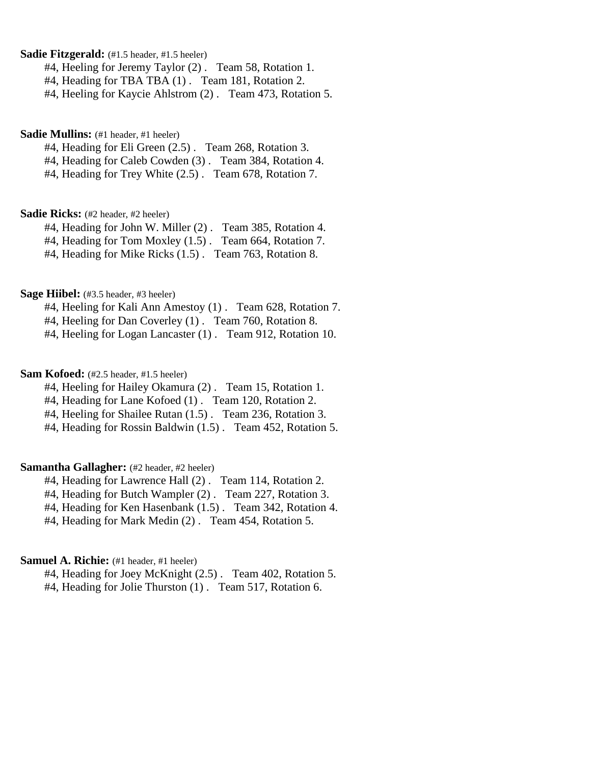**Sadie Fitzgerald:** (#1.5 header, #1.5 heeler)

#4, Heeling for Jeremy Taylor (2) . Team 58, Rotation 1.
#4, Heading for TBA TBA (1) . Team 181, Rotation 2.
#4, Heeling for Kaycie Ahlstrom (2) . Team 473, Rotation 5.

**Sadie Mullins:** (#1 header, #1 heeler)

#4, Heading for Eli Green (2.5) . Team 268, Rotation 3.
#4, Heading for Caleb Cowden (3) . Team 384, Rotation 4.
#4, Heading for Trey White (2.5) . Team 678, Rotation 7.

**Sadie Ricks:** (#2 header, #2 heeler)

#4, Heading for John W. Miller (2) . Team 385, Rotation 4.
#4, Heading for Tom Moxley (1.5) . Team 664, Rotation 7.
#4, Heading for Mike Ricks (1.5) . Team 763, Rotation 8.

**Sage Hiibel:** (#3.5 header, #3 heeler)

#4, Heeling for Kali Ann Amestoy (1) . Team 628, Rotation 7.
#4, Heeling for Dan Coverley (1) . Team 760, Rotation 8.
#4, Heeling for Logan Lancaster (1) . Team 912, Rotation 10.

**Sam Kofoed:** (#2.5 header, #1.5 heeler)

#4, Heeling for Hailey Okamura (2) . Team 15, Rotation 1.
#4, Heading for Lane Kofoed (1) . Team 120, Rotation 2.
#4, Heeling for Shailee Rutan (1.5) . Team 236, Rotation 3.
#4, Heading for Rossin Baldwin (1.5) . Team 452, Rotation 5.

**Samantha Gallagher:** (#2 header, #2 heeler)

#4, Heading for Lawrence Hall (2) . Team 114, Rotation 2.
#4, Heading for Butch Wampler (2) . Team 227, Rotation 3.
#4, Heading for Ken Hasenbank (1.5) . Team 342, Rotation 4.
#4, Heading for Mark Medin (2) . Team 454, Rotation 5.

**Samuel A. Richie:** (#1 header, #1 heeler)

#4, Heading for Joey McKnight (2.5) . Team 402, Rotation 5.
#4, Heading for Jolie Thurston (1) . Team 517, Rotation 6.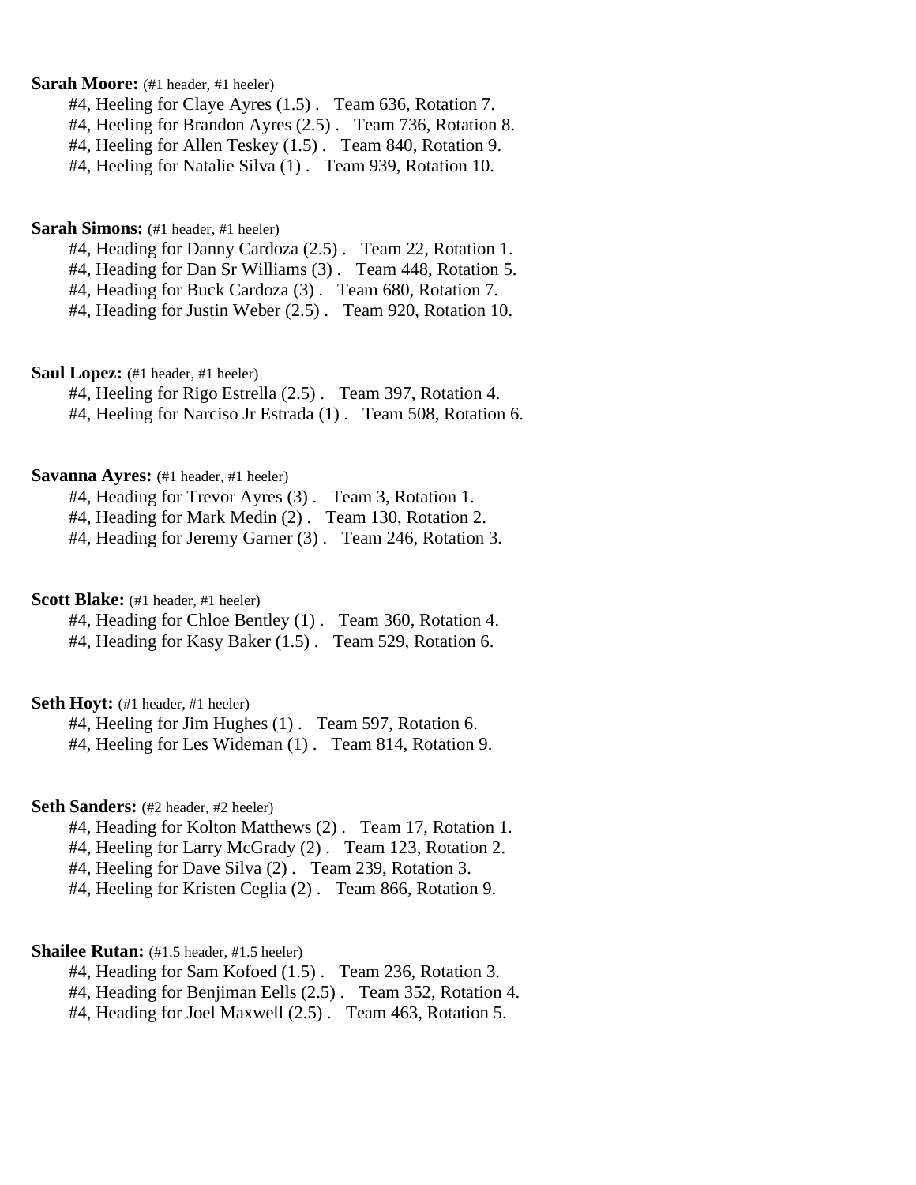**Sarah Moore:** (#1 header, #1 heeler)

#4, Heeling for Claye Ayres (1.5) . Team 636, Rotation 7.
#4, Heeling for Brandon Ayres (2.5) . Team 736, Rotation 8.
#4, Heeling for Allen Teskey (1.5) . Team 840, Rotation 9.
#4, Heeling for Natalie Silva (1) . Team 939, Rotation 10.

**Sarah Simons:** (#1 header, #1 heeler)

#4, Heading for Danny Cardoza (2.5) . Team 22, Rotation 1.
#4, Heading for Dan Sr Williams (3) . Team 448, Rotation 5.
#4, Heading for Buck Cardoza (3) . Team 680, Rotation 7.
#4, Heading for Justin Weber (2.5) . Team 920, Rotation 10.

**Saul Lopez:** (#1 header, #1 heeler)

#4, Heeling for Rigo Estrella (2.5) . Team 397, Rotation 4.
#4, Heeling for Narciso Jr Estrada (1) . Team 508, Rotation 6.

**Savanna Ayres:** (#1 header, #1 heeler)

#4, Heading for Trevor Ayres (3) . Team 3, Rotation 1.
#4, Heading for Mark Medin (2) . Team 130, Rotation 2.
#4, Heading for Jeremy Garner (3) . Team 246, Rotation 3.

**Scott Blake:** (#1 header, #1 heeler)

#4, Heading for Chloe Bentley (1) . Team 360, Rotation 4.
#4, Heading for Kasy Baker (1.5) . Team 529, Rotation 6.

**Seth Hoyt:** (#1 header, #1 heeler)

#4, Heeling for Jim Hughes (1) . Team 597, Rotation 6.
#4, Heeling for Les Wideman (1) . Team 814, Rotation 9.

**Seth Sanders:** (#2 header, #2 heeler)

#4, Heading for Kolton Matthews (2) . Team 17, Rotation 1.
#4, Heeling for Larry McGrady (2) . Team 123, Rotation 2.
#4, Heeling for Dave Silva (2) . Team 239, Rotation 3.
#4, Heeling for Kristen Ceglia (2) . Team 866, Rotation 9.

**Shailee Rutan:** (#1.5 header, #1.5 heeler)

#4, Heading for Sam Kofoed (1.5) . Team 236, Rotation 3.
#4, Heading for Benjiman Eells (2.5) . Team 352, Rotation 4.
#4, Heading for Joel Maxwell (2.5) . Team 463, Rotation 5.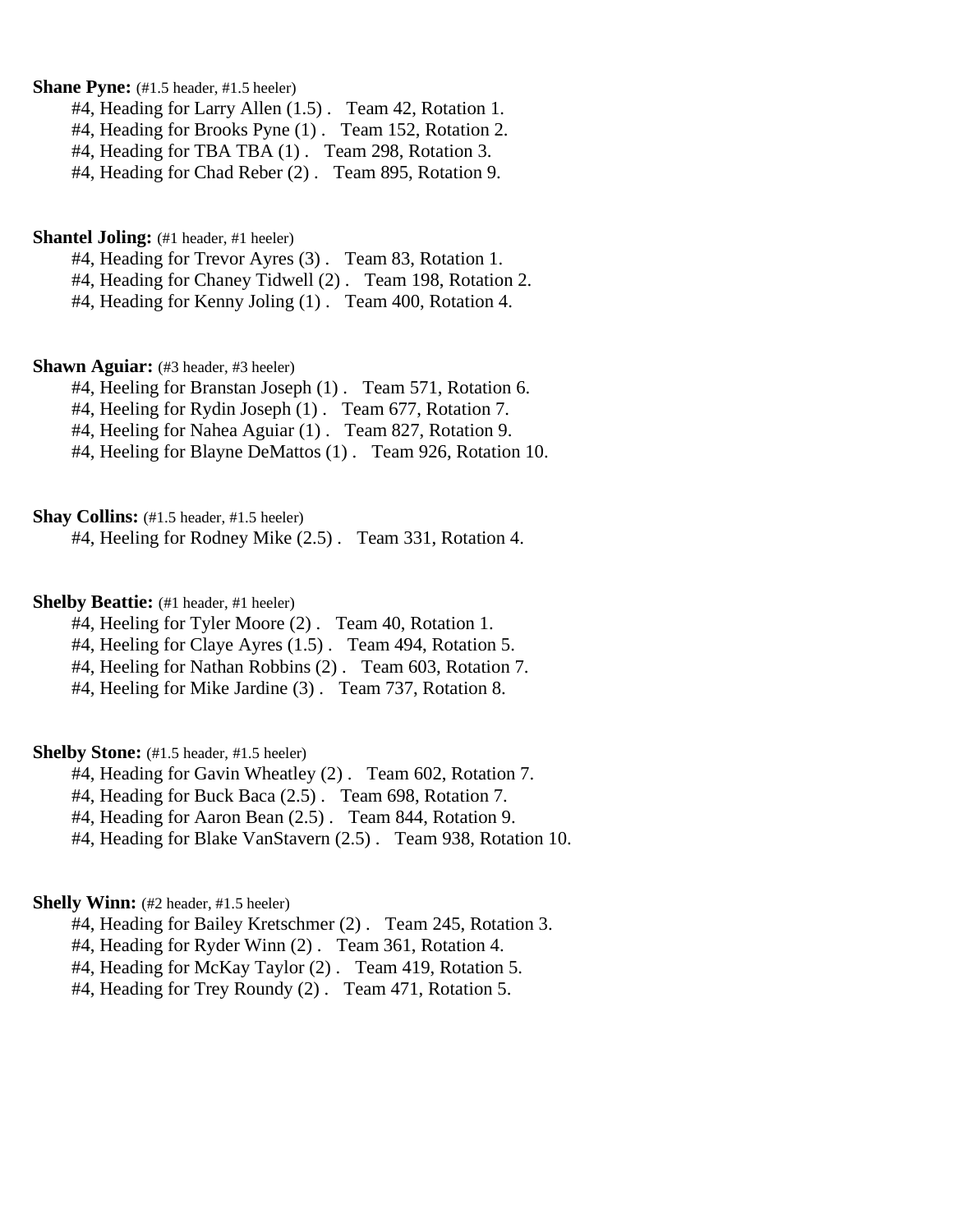**Shane Pyne:** (#1.5 header, #1.5 heeler)

#4, Heading for Larry Allen (1.5) . Team 42, Rotation 1.
#4, Heading for Brooks Pyne (1) . Team 152, Rotation 2.
#4, Heading for TBA TBA (1) . Team 298, Rotation 3.
#4, Heading for Chad Reber (2) . Team 895, Rotation 9.

**Shantel Joling:** (#1 header, #1 heeler)

#4, Heading for Trevor Ayres (3) . Team 83, Rotation 1.
#4, Heading for Chaney Tidwell (2) . Team 198, Rotation 2.
#4, Heading for Kenny Joling (1) . Team 400, Rotation 4.

**Shawn Aguiar:** (#3 header, #3 heeler)

#4, Heeling for Branstan Joseph (1) . Team 571, Rotation 6.
#4, Heeling for Rydin Joseph (1) . Team 677, Rotation 7.
#4, Heeling for Nahea Aguiar (1) . Team 827, Rotation 9.
#4, Heeling for Blayne DeMattos (1) . Team 926, Rotation 10.

**Shay Collins:** (#1.5 header, #1.5 heeler)

#4, Heeling for Rodney Mike (2.5) . Team 331, Rotation 4.

**Shelby Beattie:** (#1 header, #1 heeler)

#4, Heeling for Tyler Moore (2) . Team 40, Rotation 1.
#4, Heeling for Claye Ayres (1.5) . Team 494, Rotation 5.
#4, Heeling for Nathan Robbins (2) . Team 603, Rotation 7.
#4, Heeling for Mike Jardine (3) . Team 737, Rotation 8.

**Shelby Stone:** (#1.5 header, #1.5 heeler)

#4, Heading for Gavin Wheatley (2) . Team 602, Rotation 7.
#4, Heading for Buck Baca (2.5) . Team 698, Rotation 7.
#4, Heading for Aaron Bean (2.5) . Team 844, Rotation 9.
#4, Heading for Blake VanStavern (2.5) . Team 938, Rotation 10.

**Shelly Winn:** (#2 header, #1.5 heeler)

#4, Heading for Bailey Kretschmer (2) . Team 245, Rotation 3.
#4, Heading for Ryder Winn (2) . Team 361, Rotation 4.
#4, Heading for McKay Taylor (2) . Team 419, Rotation 5.
#4, Heading for Trey Roundy (2) . Team 471, Rotation 5.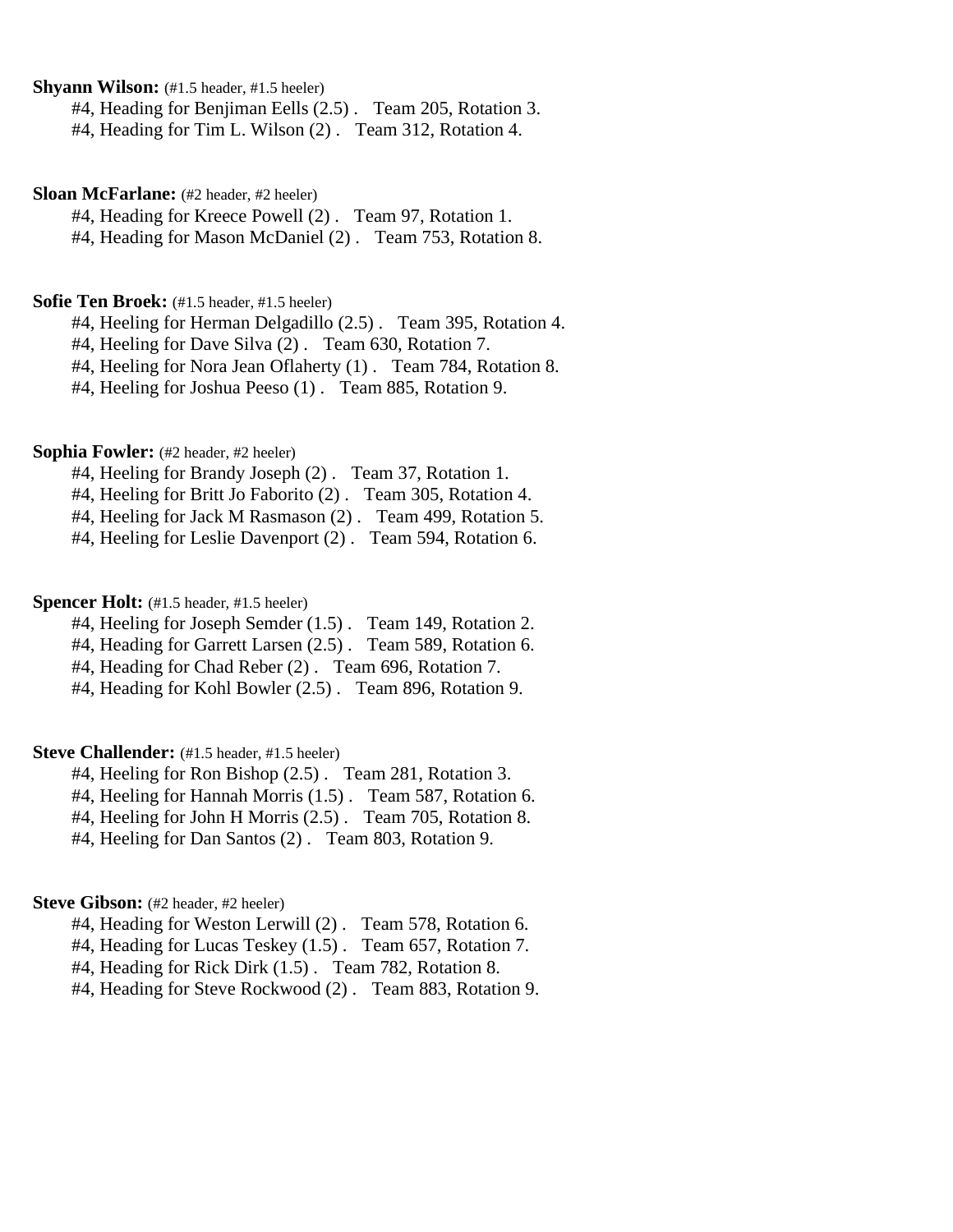**Shyann Wilson:** (#1.5 header, #1.5 heeler)

#4, Heading for Benjiman Eells (2.5) . Team 205, Rotation 3.
#4, Heading for Tim L. Wilson (2) . Team 312, Rotation 4.

**Sloan McFarlane:** (#2 header, #2 heeler)

#4, Heading for Kreece Powell (2) . Team 97, Rotation 1.
#4, Heading for Mason McDaniel (2) . Team 753, Rotation 8.

**Sofie Ten Broek:** (#1.5 header, #1.5 heeler)

#4, Heeling for Herman Delgadillo (2.5) . Team 395, Rotation 4.
#4, Heeling for Dave Silva (2) . Team 630, Rotation 7.
#4, Heeling for Nora Jean Oflaherty (1) . Team 784, Rotation 8.
#4, Heeling for Joshua Peeso (1) . Team 885, Rotation 9.

**Sophia Fowler:** (#2 header, #2 heeler)

#4, Heeling for Brandy Joseph (2) . Team 37, Rotation 1.
#4, Heeling for Britt Jo Faborito (2) . Team 305, Rotation 4.
#4, Heeling for Jack M Rasmason (2) . Team 499, Rotation 5.
#4, Heeling for Leslie Davenport (2) . Team 594, Rotation 6.

**Spencer Holt:** (#1.5 header, #1.5 heeler)

#4, Heeling for Joseph Semder (1.5) . Team 149, Rotation 2.
#4, Heading for Garrett Larsen (2.5) . Team 589, Rotation 6.
#4, Heading for Chad Reber (2) . Team 696, Rotation 7.
#4, Heading for Kohl Bowler (2.5) . Team 896, Rotation 9.

**Steve Challender:** (#1.5 header, #1.5 heeler)

#4, Heeling for Ron Bishop (2.5) . Team 281, Rotation 3.
#4, Heeling for Hannah Morris (1.5) . Team 587, Rotation 6.
#4, Heeling for John H Morris (2.5) . Team 705, Rotation 8.
#4, Heeling for Dan Santos (2) . Team 803, Rotation 9.

**Steve Gibson:** (#2 header, #2 heeler)

#4, Heading for Weston Lerwill (2) . Team 578, Rotation 6.
#4, Heading for Lucas Teskey (1.5) . Team 657, Rotation 7.
#4, Heading for Rick Dirk (1.5) . Team 782, Rotation 8.
#4, Heading for Steve Rockwood (2) . Team 883, Rotation 9.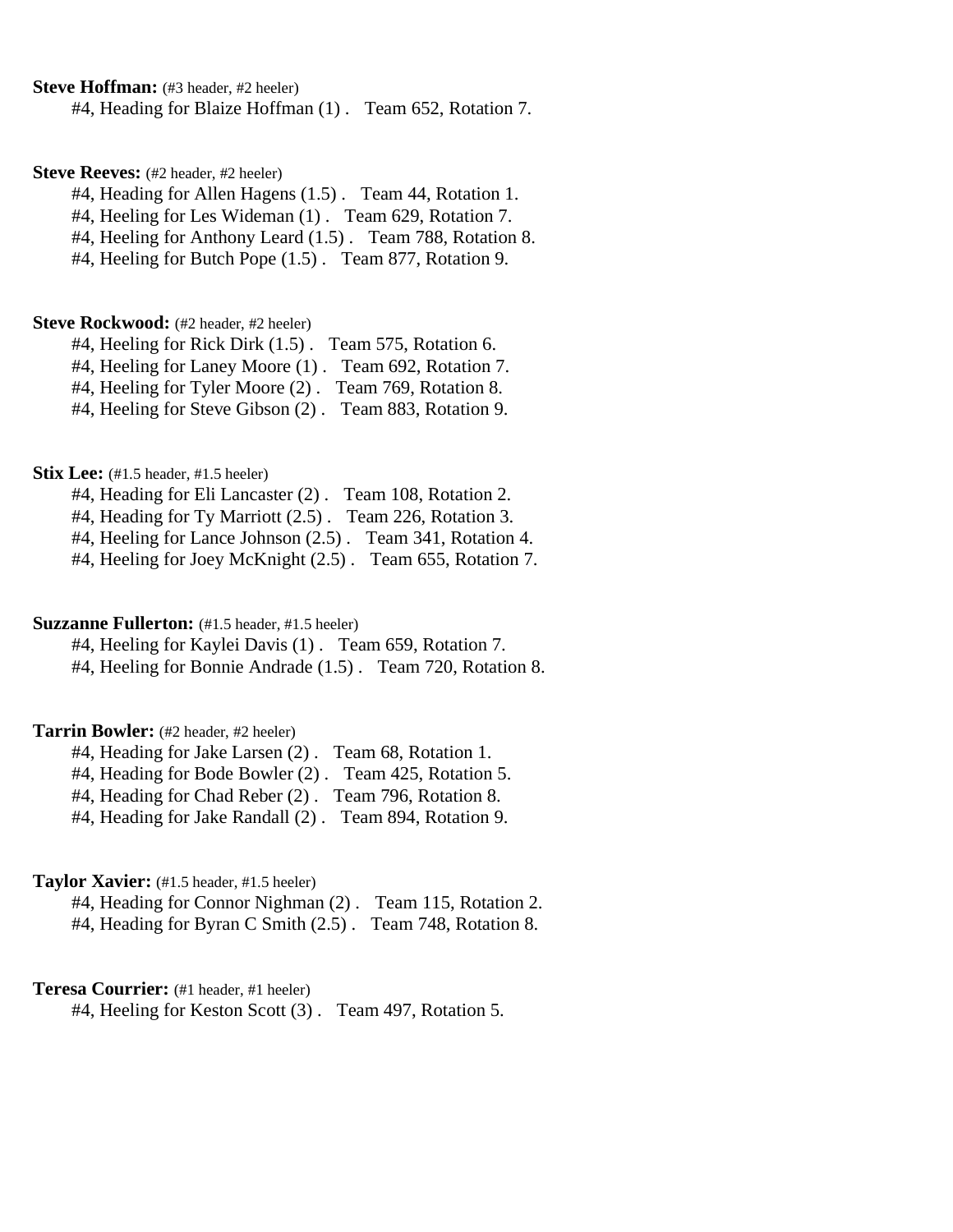**Steve Hoffman:** (#3 header, #2 heeler)

#4, Heading for Blaize Hoffman (1) .   Team 652, Rotation 7.

**Steve Reeves:** (#2 header, #2 heeler)

#4, Heading for Allen Hagens (1.5) .   Team 44, Rotation 1.
#4, Heeling for Les Wideman (1) .   Team 629, Rotation 7.
#4, Heeling for Anthony Leard (1.5) .   Team 788, Rotation 8.
#4, Heeling for Butch Pope (1.5) .   Team 877, Rotation 9.

**Steve Rockwood:** (#2 header, #2 heeler)

#4, Heeling for Rick Dirk (1.5) .   Team 575, Rotation 6.
#4, Heeling for Laney Moore (1) .   Team 692, Rotation 7.
#4, Heeling for Tyler Moore (2) .   Team 769, Rotation 8.
#4, Heeling for Steve Gibson (2) .   Team 883, Rotation 9.

**Stix Lee:** (#1.5 header, #1.5 heeler)

#4, Heading for Eli Lancaster (2) .   Team 108, Rotation 2.
#4, Heading for Ty Marriott (2.5) .   Team 226, Rotation 3.
#4, Heeling for Lance Johnson (2.5) .   Team 341, Rotation 4.
#4, Heeling for Joey McKnight (2.5) .   Team 655, Rotation 7.

**Suzzanne Fullerton:** (#1.5 header, #1.5 heeler)

#4, Heeling for Kaylei Davis (1) .   Team 659, Rotation 7.
#4, Heeling for Bonnie Andrade (1.5) .   Team 720, Rotation 8.

**Tarrin Bowler:** (#2 header, #2 heeler)

#4, Heading for Jake Larsen (2) .   Team 68, Rotation 1.
#4, Heading for Bode Bowler (2) .   Team 425, Rotation 5.
#4, Heading for Chad Reber (2) .   Team 796, Rotation 8.
#4, Heading for Jake Randall (2) .   Team 894, Rotation 9.

**Taylor Xavier:** (#1.5 header, #1.5 heeler)

#4, Heading for Connor Nighman (2) .   Team 115, Rotation 2.
#4, Heading for Byran C Smith (2.5) .   Team 748, Rotation 8.

**Teresa Courrier:** (#1 header, #1 heeler)

#4, Heeling for Keston Scott (3) .   Team 497, Rotation 5.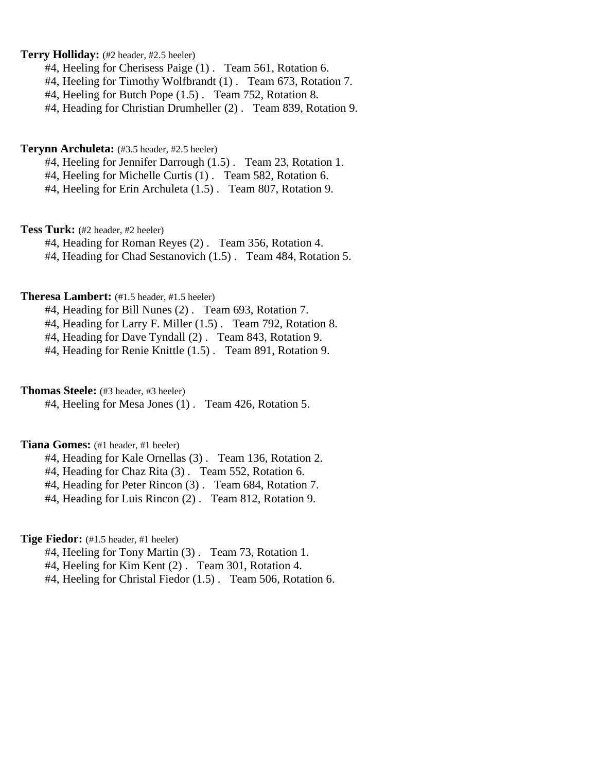**Terry Holliday:** (#2 header, #2.5 heeler)

#4, Heeling for Cherisess Paige (1) . Team 561, Rotation 6.
#4, Heeling for Timothy Wolfbrandt (1) . Team 673, Rotation 7.
#4, Heeling for Butch Pope (1.5) . Team 752, Rotation 8.
#4, Heading for Christian Drumheller (2) . Team 839, Rotation 9.

**Terynn Archuleta:** (#3.5 header, #2.5 heeler)

#4, Heeling for Jennifer Darrough (1.5) . Team 23, Rotation 1.
#4, Heeling for Michelle Curtis (1) . Team 582, Rotation 6.
#4, Heeling for Erin Archuleta (1.5) . Team 807, Rotation 9.

**Tess Turk:** (#2 header, #2 heeler)

#4, Heading for Roman Reyes (2) . Team 356, Rotation 4.
#4, Heading for Chad Sestanovich (1.5) . Team 484, Rotation 5.

**Theresa Lambert:** (#1.5 header, #1.5 heeler)

#4, Heading for Bill Nunes (2) . Team 693, Rotation 7.
#4, Heading for Larry F. Miller (1.5) . Team 792, Rotation 8.
#4, Heading for Dave Tyndall (2) . Team 843, Rotation 9.
#4, Heading for Renie Knittle (1.5) . Team 891, Rotation 9.

**Thomas Steele:** (#3 header, #3 heeler)

#4, Heeling for Mesa Jones (1) . Team 426, Rotation 5.

**Tiana Gomes:** (#1 header, #1 heeler)

#4, Heading for Kale Ornellas (3) . Team 136, Rotation 2.
#4, Heading for Chaz Rita (3) . Team 552, Rotation 6.
#4, Heading for Peter Rincon (3) . Team 684, Rotation 7.
#4, Heading for Luis Rincon (2) . Team 812, Rotation 9.

**Tige Fiedor:** (#1.5 header, #1 heeler)

#4, Heeling for Tony Martin (3) . Team 73, Rotation 1.
#4, Heeling for Kim Kent (2) . Team 301, Rotation 4.
#4, Heeling for Christal Fiedor (1.5) . Team 506, Rotation 6.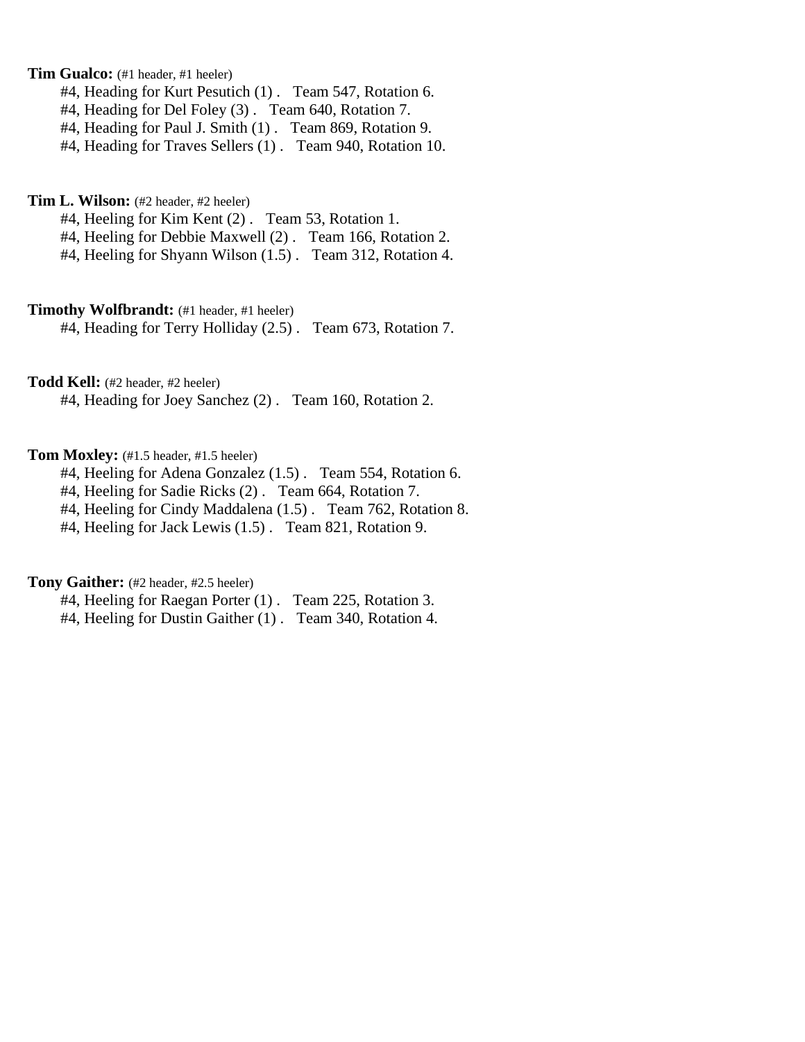**Tim Gualco:** (#1 header, #1 heeler)

#4, Heading for Kurt Pesutich (1) . Team 547, Rotation 6.
#4, Heading for Del Foley (3) . Team 640, Rotation 7.
#4, Heading for Paul J. Smith (1) . Team 869, Rotation 9.
#4, Heading for Traves Sellers (1) . Team 940, Rotation 10.

**Tim L. Wilson:** (#2 header, #2 heeler)

#4, Heeling for Kim Kent (2) . Team 53, Rotation 1.
#4, Heeling for Debbie Maxwell (2) . Team 166, Rotation 2.
#4, Heeling for Shyann Wilson (1.5) . Team 312, Rotation 4.

**Timothy Wolfbrandt:** (#1 header, #1 heeler)

#4, Heading for Terry Holliday (2.5) . Team 673, Rotation 7.

**Todd Kell:** (#2 header, #2 heeler)

#4, Heading for Joey Sanchez (2) . Team 160, Rotation 2.

**Tom Moxley:** (#1.5 header, #1.5 heeler)

#4, Heeling for Adena Gonzalez (1.5) . Team 554, Rotation 6.
#4, Heeling for Sadie Ricks (2) . Team 664, Rotation 7.
#4, Heeling for Cindy Maddalena (1.5) . Team 762, Rotation 8.
#4, Heeling for Jack Lewis (1.5) . Team 821, Rotation 9.

**Tony Gaither:** (#2 header, #2.5 heeler)

#4, Heeling for Raegan Porter (1) . Team 225, Rotation 3.
#4, Heeling for Dustin Gaither (1) . Team 340, Rotation 4.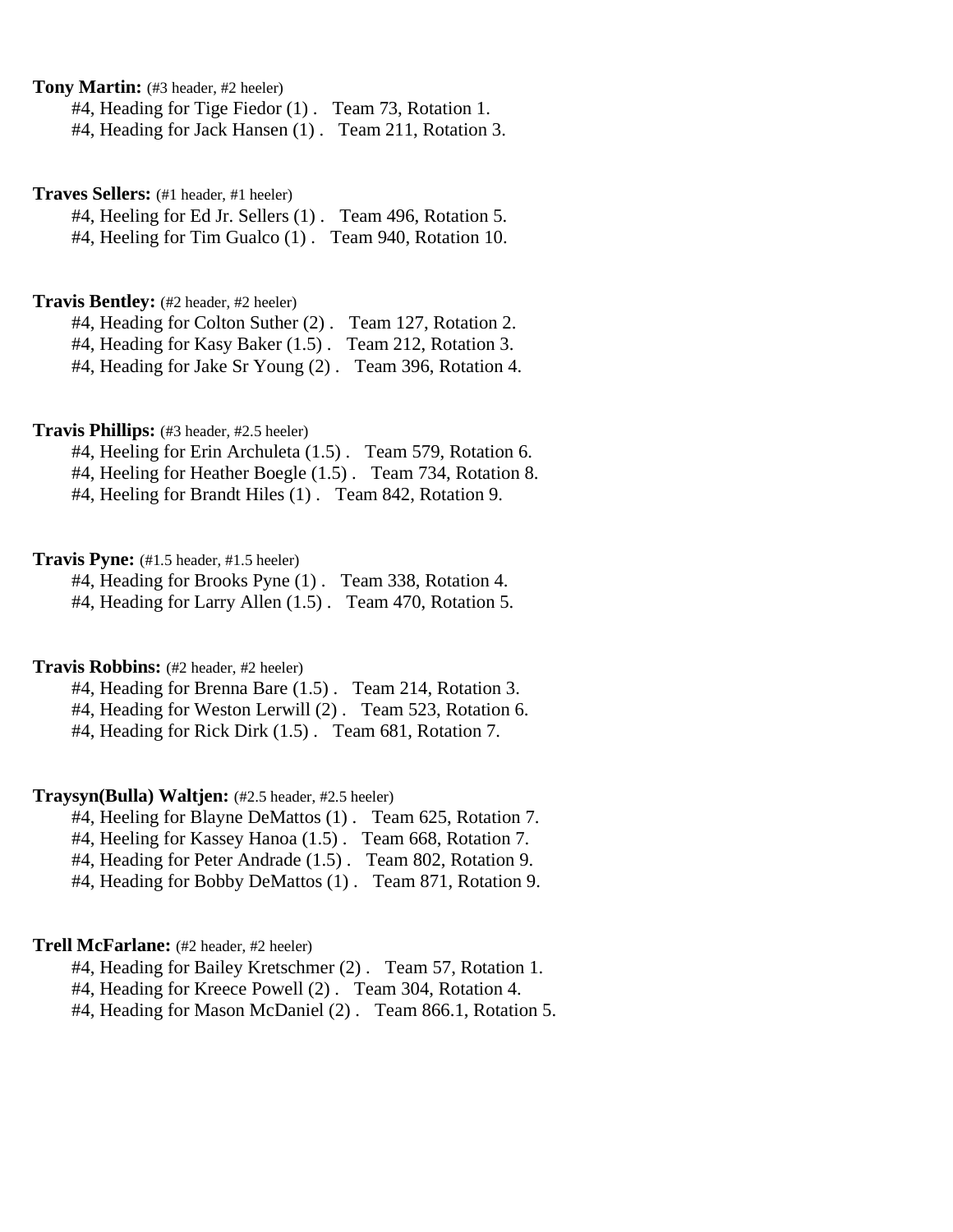**Tony Martin:** (#3 header, #2 heeler)

#4, Heading for Tige Fiedor (1) . Team 73, Rotation 1.
#4, Heading for Jack Hansen (1) . Team 211, Rotation 3.

**Traves Sellers:** (#1 header, #1 heeler)

#4, Heeling for Ed Jr. Sellers (1) . Team 496, Rotation 5.
#4, Heeling for Tim Gualco (1) . Team 940, Rotation 10.

**Travis Bentley:** (#2 header, #2 heeler)

#4, Heading for Colton Suther (2) . Team 127, Rotation 2.
#4, Heading for Kasy Baker (1.5) . Team 212, Rotation 3.
#4, Heading for Jake Sr Young (2) . Team 396, Rotation 4.

**Travis Phillips:** (#3 header, #2.5 heeler)

#4, Heeling for Erin Archuleta (1.5) . Team 579, Rotation 6.
#4, Heeling for Heather Boegle (1.5) . Team 734, Rotation 8.
#4, Heeling for Brandt Hiles (1) . Team 842, Rotation 9.

**Travis Pyne:** (#1.5 header, #1.5 heeler)

#4, Heading for Brooks Pyne (1) . Team 338, Rotation 4.
#4, Heading for Larry Allen (1.5) . Team 470, Rotation 5.

**Travis Robbins:** (#2 header, #2 heeler)

#4, Heading for Brenna Bare (1.5) . Team 214, Rotation 3.
#4, Heading for Weston Lerwill (2) . Team 523, Rotation 6.
#4, Heading for Rick Dirk (1.5) . Team 681, Rotation 7.

**Traysyn(Bulla) Waltjen:** (#2.5 header, #2.5 heeler)

#4, Heeling for Blayne DeMattos (1) . Team 625, Rotation 7.
#4, Heeling for Kassey Hanoa (1.5) . Team 668, Rotation 7.
#4, Heading for Peter Andrade (1.5) . Team 802, Rotation 9.
#4, Heading for Bobby DeMattos (1) . Team 871, Rotation 9.

**Trell McFarlane:** (#2 header, #2 heeler)

#4, Heading for Bailey Kretschmer (2) . Team 57, Rotation 1.
#4, Heading for Kreece Powell (2) . Team 304, Rotation 4.
#4, Heading for Mason McDaniel (2) . Team 866.1, Rotation 5.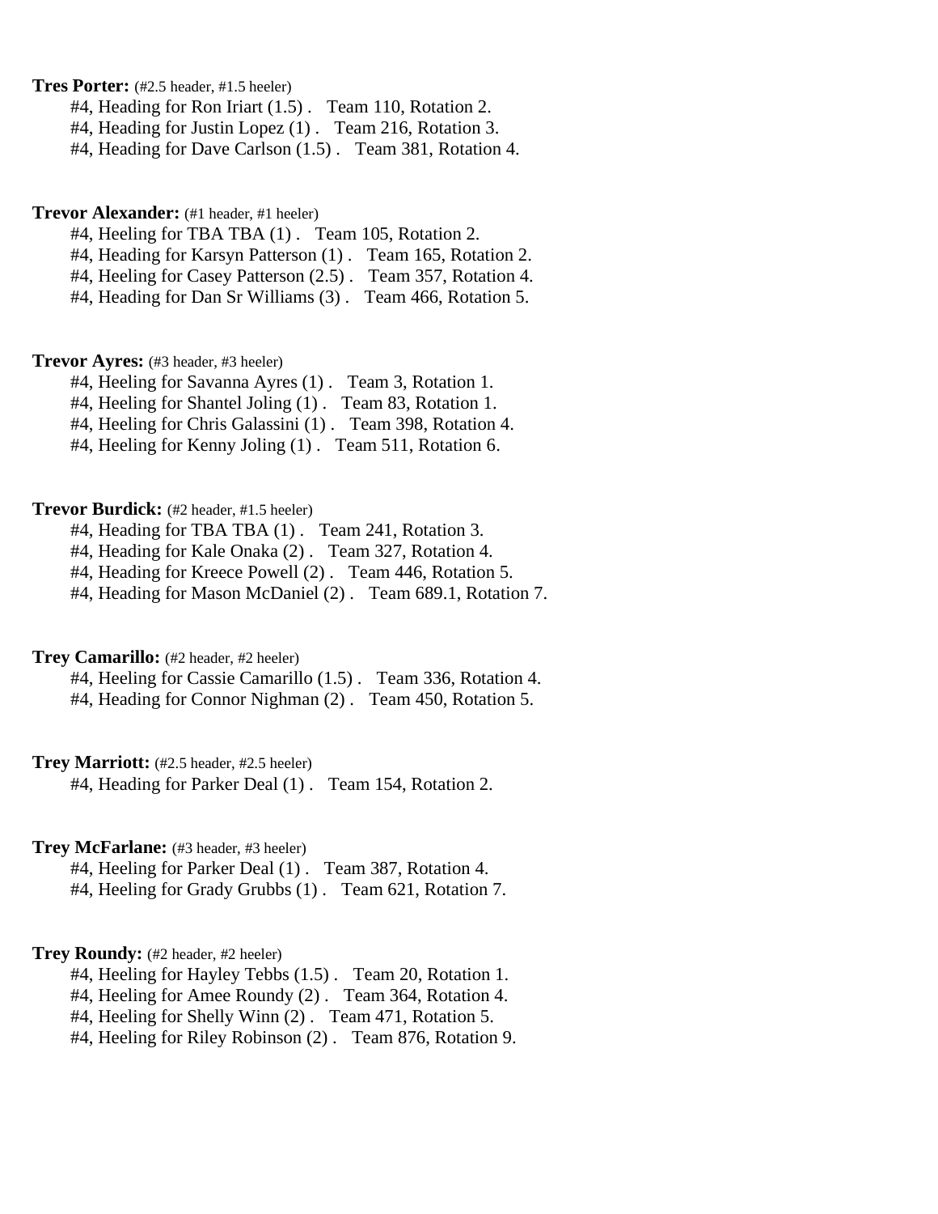**Tres Porter:** (#2.5 header, #1.5 heeler)

#4, Heading for Ron Iriart (1.5) .   Team 110, Rotation 2.
#4, Heading for Justin Lopez (1) .   Team 216, Rotation 3.
#4, Heading for Dave Carlson (1.5) .   Team 381, Rotation 4.

**Trevor Alexander:** (#1 header, #1 heeler)

#4, Heeling for TBA TBA (1) .   Team 105, Rotation 2.
#4, Heading for Karsyn Patterson (1) .   Team 165, Rotation 2.
#4, Heeling for Casey Patterson (2.5) .   Team 357, Rotation 4.
#4, Heading for Dan Sr Williams (3) .   Team 466, Rotation 5.

**Trevor Ayres:** (#3 header, #3 heeler)

#4, Heeling for Savanna Ayres (1) .   Team 3, Rotation 1.
#4, Heeling for Shantel Joling (1) .   Team 83, Rotation 1.
#4, Heeling for Chris Galassini (1) .   Team 398, Rotation 4.
#4, Heeling for Kenny Joling (1) .   Team 511, Rotation 6.

**Trevor Burdick:** (#2 header, #1.5 heeler)

#4, Heading for TBA TBA (1) .   Team 241, Rotation 3.
#4, Heading for Kale Onaka (2) .   Team 327, Rotation 4.
#4, Heading for Kreece Powell (2) .   Team 446, Rotation 5.
#4, Heading for Mason McDaniel (2) .   Team 689.1, Rotation 7.

**Trey Camarillo:** (#2 header, #2 heeler)

#4, Heeling for Cassie Camarillo (1.5) .   Team 336, Rotation 4.
#4, Heading for Connor Nighman (2) .   Team 450, Rotation 5.

**Trey Marriott:** (#2.5 header, #2.5 heeler)

#4, Heading for Parker Deal (1) .   Team 154, Rotation 2.

**Trey McFarlane:** (#3 header, #3 heeler)

#4, Heeling for Parker Deal (1) .   Team 387, Rotation 4.
#4, Heeling for Grady Grubbs (1) .   Team 621, Rotation 7.

**Trey Roundy:** (#2 header, #2 heeler)

#4, Heeling for Hayley Tebbs (1.5) .   Team 20, Rotation 1.
#4, Heeling for Amee Roundy (2) .   Team 364, Rotation 4.
#4, Heeling for Shelly Winn (2) .   Team 471, Rotation 5.
#4, Heeling for Riley Robinson (2) .   Team 876, Rotation 9.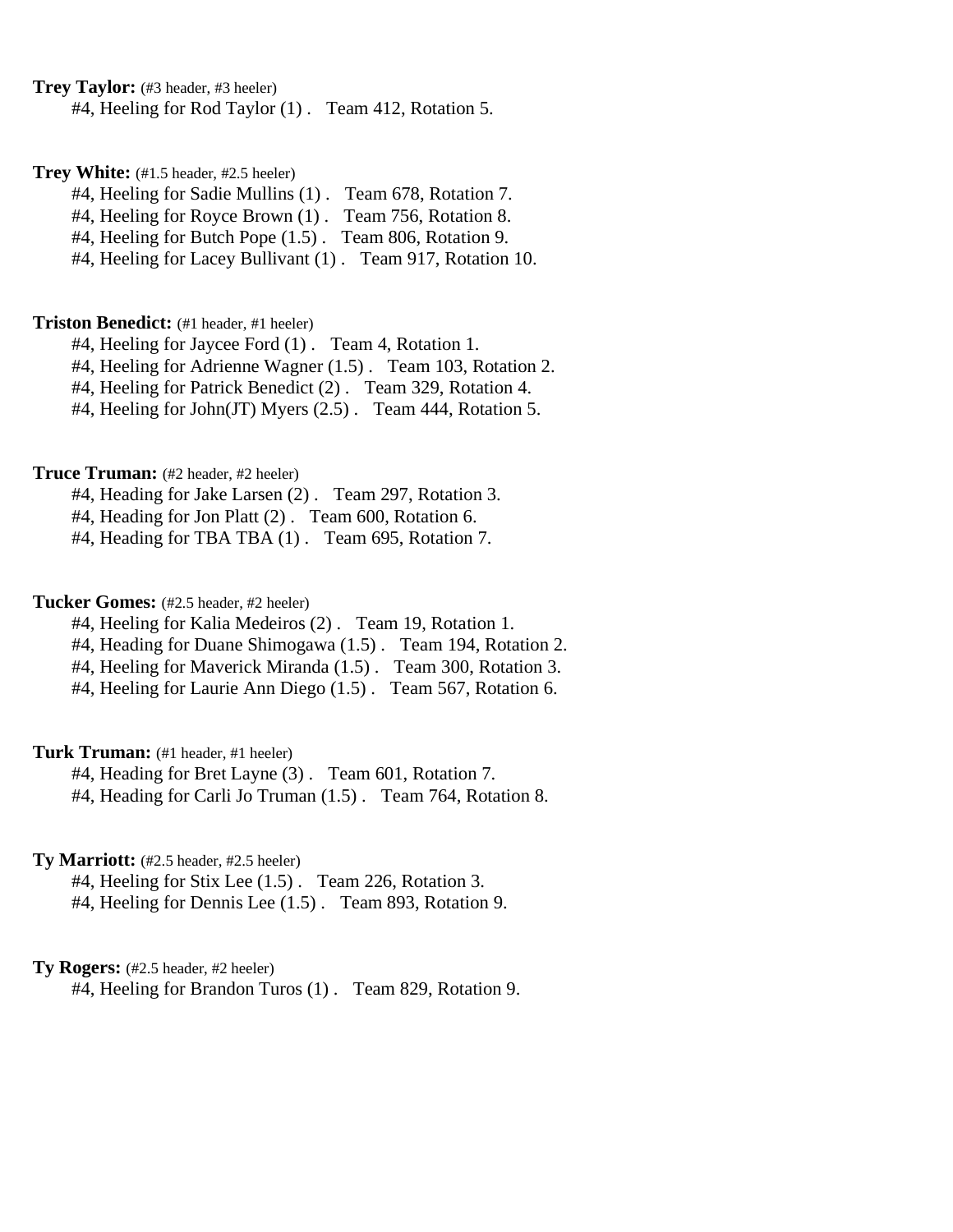**Trey Taylor:** (#3 header, #3 heeler)

#4, Heeling for Rod Taylor (1) .   Team 412, Rotation 5.

**Trey White:** (#1.5 header, #2.5 heeler)

#4, Heeling for Sadie Mullins (1) .   Team 678, Rotation 7.
#4, Heeling for Royce Brown (1) .   Team 756, Rotation 8.
#4, Heeling for Butch Pope (1.5) .   Team 806, Rotation 9.
#4, Heeling for Lacey Bullivant (1) .   Team 917, Rotation 10.

**Triston Benedict:** (#1 header, #1 heeler)

#4, Heeling for Jaycee Ford (1) .   Team 4, Rotation 1.
#4, Heeling for Adrienne Wagner (1.5) .   Team 103, Rotation 2.
#4, Heeling for Patrick Benedict (2) .   Team 329, Rotation 4.
#4, Heeling for John(JT) Myers (2.5) .   Team 444, Rotation 5.

**Truce Truman:** (#2 header, #2 heeler)

#4, Heading for Jake Larsen (2) .   Team 297, Rotation 3.
#4, Heading for Jon Platt (2) .   Team 600, Rotation 6.
#4, Heading for TBA TBA (1) .   Team 695, Rotation 7.

**Tucker Gomes:** (#2.5 header, #2 heeler)

#4, Heeling for Kalia Medeiros (2) .   Team 19, Rotation 1.
#4, Heading for Duane Shimogawa (1.5) .   Team 194, Rotation 2.
#4, Heeling for Maverick Miranda (1.5) .   Team 300, Rotation 3.
#4, Heeling for Laurie Ann Diego (1.5) .   Team 567, Rotation 6.

**Turk Truman:** (#1 header, #1 heeler)

#4, Heading for Bret Layne (3) .   Team 601, Rotation 7.
#4, Heading for Carli Jo Truman (1.5) .   Team 764, Rotation 8.

**Ty Marriott:** (#2.5 header, #2.5 heeler)

#4, Heeling for Stix Lee (1.5) .   Team 226, Rotation 3.
#4, Heeling for Dennis Lee (1.5) .   Team 893, Rotation 9.

**Ty Rogers:** (#2.5 header, #2 heeler)

#4, Heeling for Brandon Turos (1) .   Team 829, Rotation 9.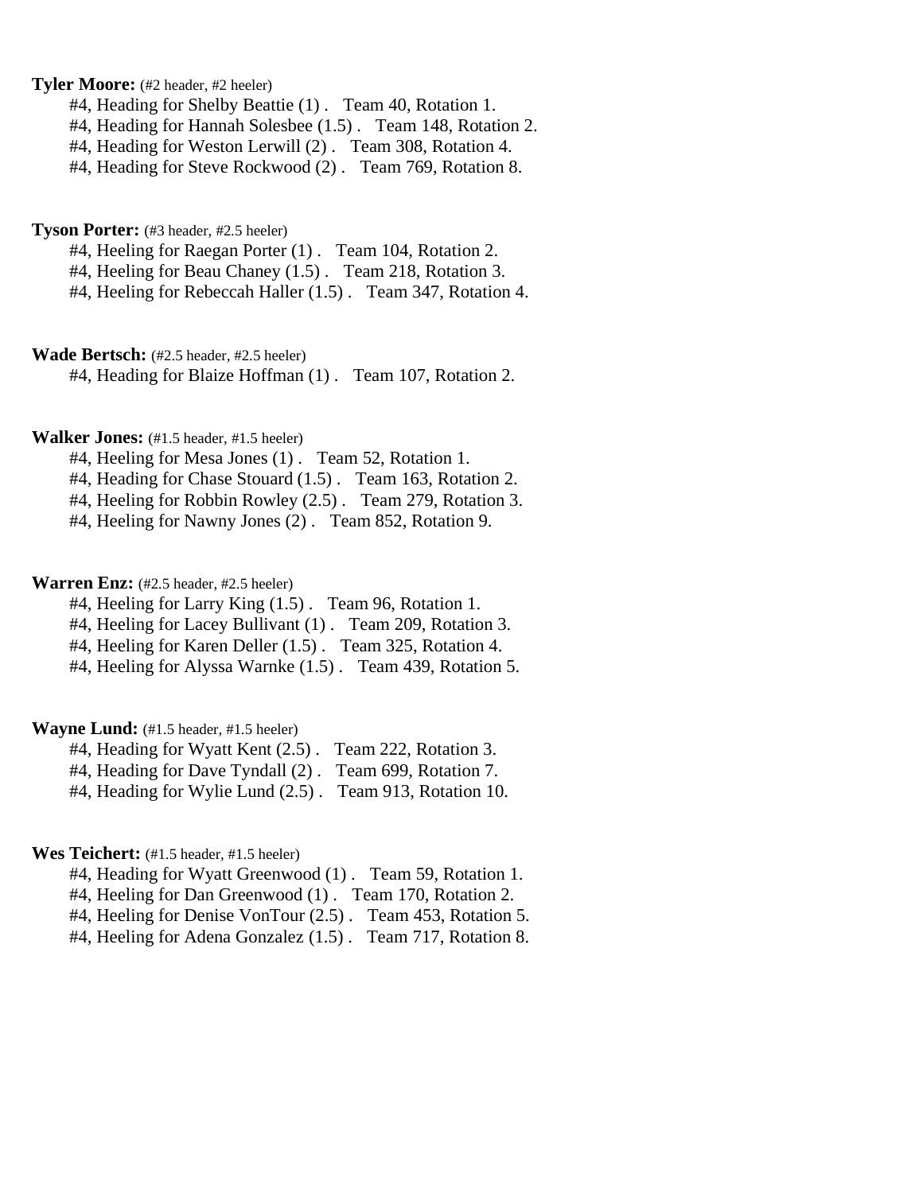**Tyler Moore:** (#2 header, #2 heeler)

#4, Heading for Shelby Beattie (1) . Team 40, Rotation 1.
#4, Heading for Hannah Solesbee (1.5) . Team 148, Rotation 2.
#4, Heading for Weston Lerwill (2) . Team 308, Rotation 4.
#4, Heading for Steve Rockwood (2) . Team 769, Rotation 8.

**Tyson Porter:** (#3 header, #2.5 heeler)

#4, Heeling for Raegan Porter (1) . Team 104, Rotation 2.
#4, Heeling for Beau Chaney (1.5) . Team 218, Rotation 3.
#4, Heeling for Rebeccah Haller (1.5) . Team 347, Rotation 4.

**Wade Bertsch:** (#2.5 header, #2.5 heeler)

#4, Heading for Blaize Hoffman (1) . Team 107, Rotation 2.

**Walker Jones:** (#1.5 header, #1.5 heeler)

#4, Heeling for Mesa Jones (1) . Team 52, Rotation 1.
#4, Heading for Chase Stouard (1.5) . Team 163, Rotation 2.
#4, Heeling for Robbin Rowley (2.5) . Team 279, Rotation 3.
#4, Heeling for Nawny Jones (2) . Team 852, Rotation 9.

**Warren Enz:** (#2.5 header, #2.5 heeler)

#4, Heeling for Larry King (1.5) . Team 96, Rotation 1.
#4, Heeling for Lacey Bullivant (1) . Team 209, Rotation 3.
#4, Heeling for Karen Deller (1.5) . Team 325, Rotation 4.
#4, Heeling for Alyssa Warnke (1.5) . Team 439, Rotation 5.

**Wayne Lund:** (#1.5 header, #1.5 heeler)

#4, Heading for Wyatt Kent (2.5) . Team 222, Rotation 3.
#4, Heading for Dave Tyndall (2) . Team 699, Rotation 7.
#4, Heading for Wylie Lund (2.5) . Team 913, Rotation 10.

**Wes Teichert:** (#1.5 header, #1.5 heeler)

#4, Heading for Wyatt Greenwood (1) . Team 59, Rotation 1.
#4, Heeling for Dan Greenwood (1) . Team 170, Rotation 2.
#4, Heeling for Denise VonTour (2.5) . Team 453, Rotation 5.
#4, Heeling for Adena Gonzalez (1.5) . Team 717, Rotation 8.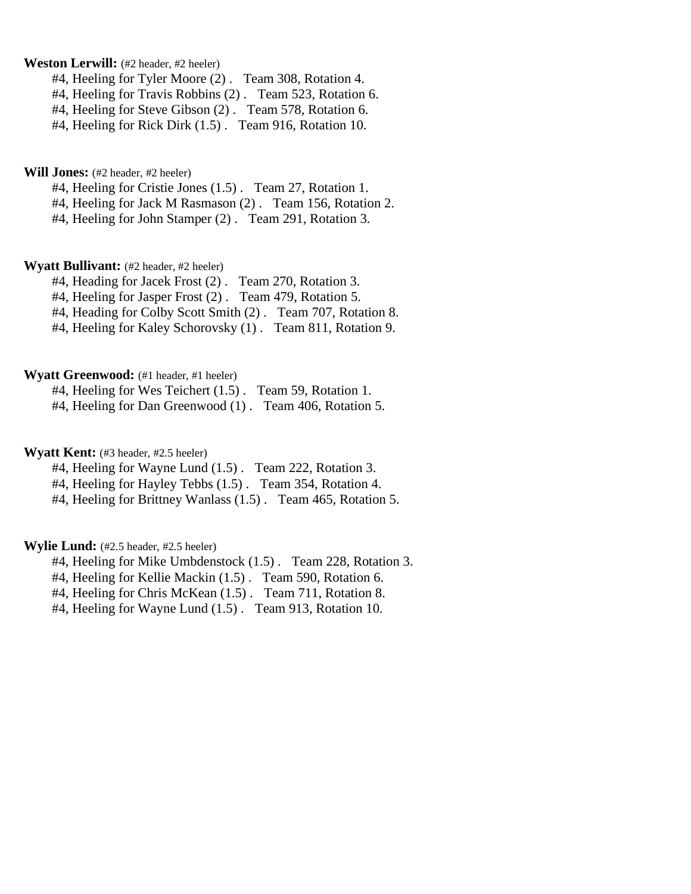**Weston Lerwill:** (#2 header, #2 heeler)

#4, Heeling for Tyler Moore (2) . Team 308, Rotation 4.
#4, Heeling for Travis Robbins (2) . Team 523, Rotation 6.
#4, Heeling for Steve Gibson (2) . Team 578, Rotation 6.
#4, Heeling for Rick Dirk (1.5) . Team 916, Rotation 10.

**Will Jones:** (#2 header, #2 heeler)

#4, Heeling for Cristie Jones (1.5) . Team 27, Rotation 1.
#4, Heeling for Jack M Rasmason (2) . Team 156, Rotation 2.
#4, Heeling for John Stamper (2) . Team 291, Rotation 3.

**Wyatt Bullivant:** (#2 header, #2 heeler)

#4, Heading for Jacek Frost (2) . Team 270, Rotation 3.
#4, Heeling for Jasper Frost (2) . Team 479, Rotation 5.
#4, Heading for Colby Scott Smith (2) . Team 707, Rotation 8.
#4, Heeling for Kaley Schorovsky (1) . Team 811, Rotation 9.

**Wyatt Greenwood:** (#1 header, #1 heeler)

#4, Heeling for Wes Teichert (1.5) . Team 59, Rotation 1.
#4, Heeling for Dan Greenwood (1) . Team 406, Rotation 5.

**Wyatt Kent:** (#3 header, #2.5 heeler)

#4, Heeling for Wayne Lund (1.5) . Team 222, Rotation 3.
#4, Heeling for Hayley Tebbs (1.5) . Team 354, Rotation 4.
#4, Heeling for Brittney Wanlass (1.5) . Team 465, Rotation 5.

**Wylie Lund:** (#2.5 header, #2.5 heeler)

#4, Heeling for Mike Umbdenstock (1.5) . Team 228, Rotation 3.
#4, Heeling for Kellie Mackin (1.5) . Team 590, Rotation 6.
#4, Heeling for Chris McKean (1.5) . Team 711, Rotation 8.
#4, Heeling for Wayne Lund (1.5) . Team 913, Rotation 10.